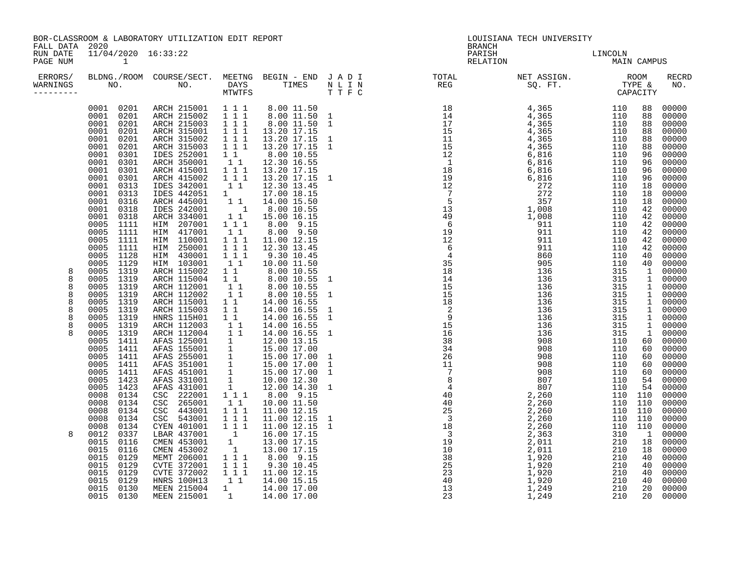BOR-CLASSROOM & LABORATORY UTILIZATION EDIT REPORT
FALL DATA 2020
RUN DATE 11/04/2020 16:33:22

LOUISIANA TECH UNIVERSITY
BRANCH
PARISH LINCOLN
RELATION MAIN CAMPUS

| ERRORS/ WARNINGS | BLDG. NO. | ROOM NO. | COURSE/SECT. NO. | MEETNG DAYS MTWTFS | BEGIN TIME | END TIME | J N T | A L T | D I F | I N C | TOTAL REG | NET ASSIGN. SQ. FT. | ROOM TYPE | CAPACITY | RECRD NO. |
|---|---|---|---|---|---|---|---|---|---|---|---|---|---|---|---|
| | 0001 | 0201 | ARCH 215001 | 1 1 1 | 8.00 | 11.50 | | | | | 18 | 4,365 | 110 | 88 | 00000 |
| | 0001 | 0201 | ARCH 215002 | 1 1 1 | 8.00 | 11.50 | 1 | | | | 14 | 4,365 | 110 | 88 | 00000 |
| | 0001 | 0201 | ARCH 215003 | 1 1 1 | 8.00 | 11.50 | 1 | | | | 17 | 4,365 | 110 | 88 | 00000 |
| | 0001 | 0201 | ARCH 315001 | 1 1 1 | 13.20 | 17.15 | | | | | 15 | 4,365 | 110 | 88 | 00000 |
| | 0001 | 0201 | ARCH 315002 | 1 1 1 | 13.20 | 17.15 | 1 | | | | 11 | 4,365 | 110 | 88 | 00000 |
| | 0001 | 0201 | ARCH 315003 | 1 1 1 | 13.20 | 17.15 | 1 | | | | 15 | 4,365 | 110 | 88 | 00000 |
| | 0001 | 0301 | IDES 252001 | 1 1 | 8.00 | 10.55 | | | | | 12 | 6,816 | 110 | 96 | 00000 |
| | 0001 | 0301 | ARCH 350001 | 1 1 | 12.30 | 16.55 | | | | | 1 | 6,816 | 110 | 96 | 00000 |
| | 0001 | 0301 | ARCH 415001 | 1 1 1 | 13.20 | 17.15 | | | | | 18 | 6,816 | 110 | 96 | 00000 |
| | 0001 | 0301 | ARCH 415002 | 1 1 1 | 13.20 | 17.15 | 1 | | | | 19 | 6,816 | 110 | 96 | 00000 |
| | 0001 | 0313 | IDES 342001 | 1 1 | 12.30 | 13.45 | | | | | 12 | 272 | 110 | 18 | 00000 |
| | 0001 | 0313 | IDES 442051 | 1 | 17.00 | 18.15 | | | | | 7 | 272 | 110 | 18 | 00000 |
| | 0001 | 0316 | ARCH 445001 | 1 1 | 14.00 | 15.50 | | | | | 5 | 357 | 110 | 18 | 00000 |
| | 0001 | 0318 | IDES 242001 | 1 | 8.00 | 10.55 | | | | | 13 | 1,008 | 110 | 42 | 00000 |
| | 0001 | 0318 | ARCH 334001 | 1 1 | 15.00 | 16.15 | | | | | 49 | 1,008 | 110 | 42 | 00000 |
| | 0005 | 1111 | HIM 207001 | 1 1 1 | 8.00 | 9.15 | | | | | 6 | 911 | 110 | 42 | 00000 |
| | 0005 | 1111 | HIM 417001 | 1 1 | 8.00 | 9.50 | | | | | 19 | 911 | 110 | 42 | 00000 |
| | 0005 | 1111 | HIM 110001 | 1 1 1 | 11.00 | 12.15 | | | | | 12 | 911 | 110 | 42 | 00000 |
| | 0005 | 1111 | HIM 250001 | 1 1 1 | 12.30 | 13.45 | | | | | 6 | 911 | 110 | 42 | 00000 |
| | 0005 | 1128 | HIM 430001 | 1 1 1 | 9.30 | 10.45 | | | | | 4 | 860 | 110 | 40 | 00000 |
| | 0005 | 1129 | HIM 103001 | 1 1 | 10.00 | 11.50 | | | | | 35 | 905 | 110 | 40 | 00000 |
| 8 | 0005 | 1319 | ARCH 115002 | 1 1 | 8.00 | 10.55 | | | | | 18 | 136 | 315 | 1 | 00000 |
| 8 | 0005 | 1319 | ARCH 115004 | 1 1 | 8.00 | 10.55 | 1 | | | | 14 | 136 | 315 | 1 | 00000 |
| 8 | 0005 | 1319 | ARCH 112001 | 1 1 | 8.00 | 10.55 | | | | | 15 | 136 | 315 | 1 | 00000 |
| 8 | 0005 | 1319 | ARCH 112002 | 1 1 | 8.00 | 10.55 | 1 | | | | 15 | 136 | 315 | 1 | 00000 |
| 8 | 0005 | 1319 | ARCH 115001 | 1 1 | 14.00 | 16.55 | | | | | 18 | 136 | 315 | 1 | 00000 |
| 8 | 0005 | 1319 | ARCH 115003 | 1 1 | 14.00 | 16.55 | 1 | | | | 2 | 136 | 315 | 1 | 00000 |
| 8 | 0005 | 1319 | HNRS 115H01 | 1 1 | 14.00 | 16.55 | 1 | | | | 9 | 136 | 315 | 1 | 00000 |
| 8 | 0005 | 1319 | ARCH 112003 | 1 1 | 14.00 | 16.55 | | | | | 15 | 136 | 315 | 1 | 00000 |
| 8 | 0005 | 1319 | ARCH 112004 | 1 1 | 14.00 | 16.55 | 1 | | | | 16 | 136 | 315 | 1 | 00000 |
| | 0005 | 1411 | AFAS 125001 | 1 | 12.00 | 13.15 | | | | | 38 | 908 | 110 | 60 | 00000 |
| | 0005 | 1411 | AFAS 155001 | 1 | 15.00 | 17.00 | | | | | 34 | 908 | 110 | 60 | 00000 |
| | 0005 | 1411 | AFAS 255001 | 1 | 15.00 | 17.00 | 1 | | | | 26 | 908 | 110 | 60 | 00000 |
| | 0005 | 1411 | AFAS 351001 | 1 | 15.00 | 17.00 | 1 | | | | 11 | 908 | 110 | 60 | 00000 |
| | 0005 | 1411 | AFAS 451001 | 1 | 15.00 | 17.00 | 1 | | | | 7 | 908 | 110 | 60 | 00000 |
| | 0005 | 1423 | AFAS 331001 | 1 | 10.00 | 12.30 | | | | | 8 | 807 | 110 | 54 | 00000 |
| | 0005 | 1423 | AFAS 431001 | 1 | 12.00 | 14.30 | 1 | | | | 4 | 807 | 110 | 54 | 00000 |
| | 0008 | 0134 | CSC 222001 | 1 1 1 | 8.00 | 9.15 | | | | | 40 | 2,260 | 110 | 110 | 00000 |
| | 0008 | 0134 | CSC 265001 | 1 1 | 10.00 | 11.50 | | | | | 40 | 2,260 | 110 | 110 | 00000 |
| | 0008 | 0134 | CSC 443001 | 1 1 1 | 11.00 | 12.15 | | | | | 25 | 2,260 | 110 | 110 | 00000 |
| | 0008 | 0134 | CSC 543001 | 1 1 1 | 11.00 | 12.15 | 1 | | | | 3 | 2,260 | 110 | 110 | 00000 |
| | 0008 | 0134 | CYEN 401001 | 1 1 1 | 11.00 | 12.15 | 1 | | | | 18 | 2,260 | 110 | 110 | 00000 |
| 8 | 0012 | 0337 | LBAR 437001 | 1 | 16.00 | 17.15 | | | | | 3 | 2,363 | 310 | 1 | 00000 |
| | 0015 | 0116 | CMEN 453001 | 1 | 13.00 | 17.15 | | | | | 19 | 2,011 | 210 | 18 | 00000 |
| | 0015 | 0116 | CMEN 453002 | 1 | 13.00 | 17.15 | | | | | 10 | 2,011 | 210 | 18 | 00000 |
| | 0015 | 0129 | MEMT 206001 | 1 1 1 | 8.00 | 9.15 | | | | | 38 | 1,920 | 210 | 40 | 00000 |
| | 0015 | 0129 | CVTE 372001 | 1 1 1 | 9.30 | 10.45 | | | | | 25 | 1,920 | 210 | 40 | 00000 |
| | 0015 | 0129 | CVTE 372002 | 1 1 1 | 11.00 | 12.15 | | | | | 23 | 1,920 | 210 | 40 | 00000 |
| | 0015 | 0129 | HNRS 100H13 | 1 1 | 14.00 | 15.15 | | | | | 40 | 1,920 | 210 | 40 | 00000 |
| | 0015 | 0130 | MEEN 215004 | 1 | 14.00 | 17.00 | | | | | 13 | 1,249 | 210 | 20 | 00000 |
| | 0015 | 0130 | MEEN 215001 | 1 | 14.00 | 17.00 | | | | | 23 | 1,249 | 210 | 20 | 00000 |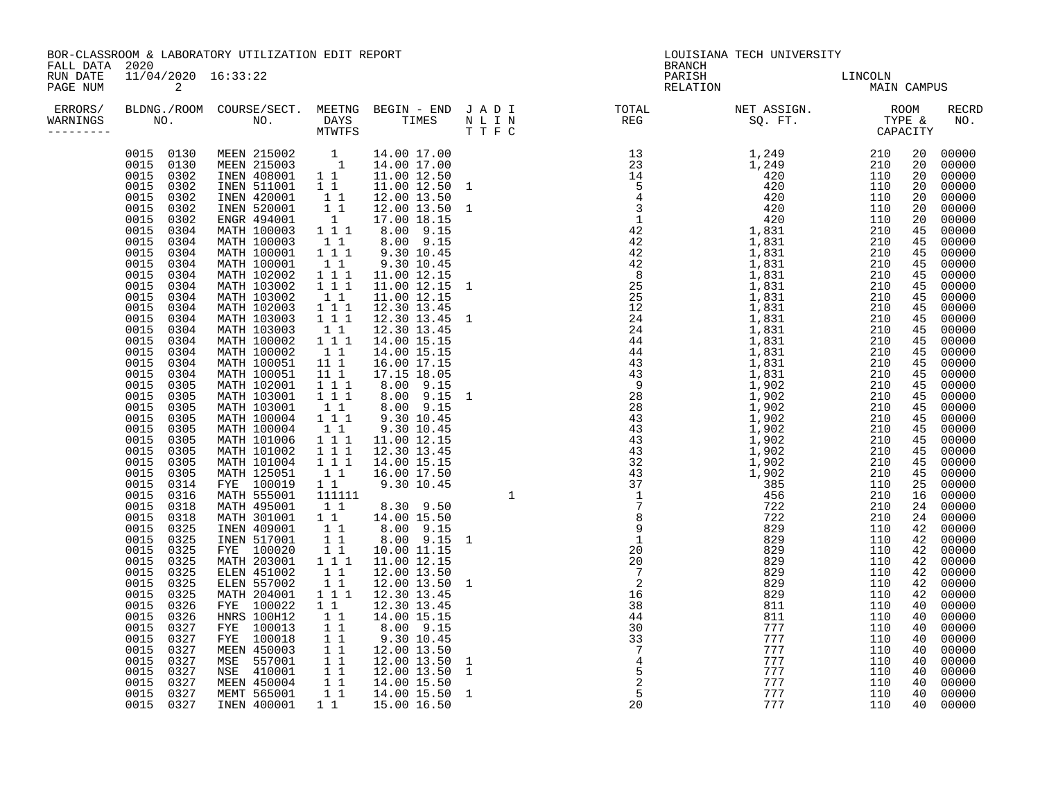BOR-CLASSROOM & LABORATORY UTILIZATION EDIT REPORT
FALL DATA 2020
RUN DATE 11/04/2020 16:33:22

LOUISIANA TECH UNIVERSITY
BRANCH
PARISH LINCOLN
RELATION MAIN CAMPUS

| ERRORS/ WARNINGS | BLDG./ROOM NO. | | COURSE/SECT. NO. | MEETNG DAYS MTWTFS | BEGIN - END TIMES | | J T | A T | D F | I C | TOTAL REG | NET ASSIGN. SQ. FT. | ROOM TYPE & | CAPACITY | RECRD NO. |
|---|---|---|---|---|---|---|---|---|---|---|---|---|---|---|---|
| | 0015 | 0130 | MEEN 215002 | 1 | 14.00 | 17.00 | | | | | 13 | 1,249 | 210 | 20 | 00000 |
| | 0015 | 0130 | MEEN 215003 | 1 | 14.00 | 17.00 | | | | | 23 | 1,249 | 210 | 20 | 00000 |
| | 0015 | 0302 | INEN 408001 | 1 1 | 11.00 | 12.50 | | | | | 14 | 420 | 110 | 20 | 00000 |
| | 0015 | 0302 | INEN 511001 | 1 1 | 11.00 | 12.50 | 1 | | | | 5 | 420 | 110 | 20 | 00000 |
| | 0015 | 0302 | INEN 420001 | 1 1 | 12.00 | 13.50 | | | | | 4 | 420 | 110 | 20 | 00000 |
| | 0015 | 0302 | INEN 520001 | 1 1 | 12.00 | 13.50 | 1 | | | | 3 | 420 | 110 | 20 | 00000 |
| | 0015 | 0302 | ENGR 494001 | 1 | 17.00 | 18.15 | | | | | 1 | 420 | 110 | 20 | 00000 |
| | 0015 | 0304 | MATH 100003 | 1 1 1 | 8.00 | 9.15 | | | | | 42 | 1,831 | 210 | 45 | 00000 |
| | 0015 | 0304 | MATH 100003 | 1 1 | 8.00 | 9.15 | | | | | 42 | 1,831 | 210 | 45 | 00000 |
| | 0015 | 0304 | MATH 100001 | 1 1 1 | 9.30 | 10.45 | | | | | 42 | 1,831 | 210 | 45 | 00000 |
| | 0015 | 0304 | MATH 100001 | 1 1 | 9.30 | 10.45 | | | | | 42 | 1,831 | 210 | 45 | 00000 |
| | 0015 | 0304 | MATH 102002 | 1 1 1 | 11.00 | 12.15 | | | | | 8 | 1,831 | 210 | 45 | 00000 |
| | 0015 | 0304 | MATH 103002 | 1 1 1 | 11.00 | 12.15 | 1 | | | | 25 | 1,831 | 210 | 45 | 00000 |
| | 0015 | 0304 | MATH 103002 | 1 1 | 11.00 | 12.15 | | | | | 25 | 1,831 | 210 | 45 | 00000 |
| | 0015 | 0304 | MATH 102003 | 1 1 1 | 12.30 | 13.45 | | | | | 12 | 1,831 | 210 | 45 | 00000 |
| | 0015 | 0304 | MATH 103003 | 1 1 1 | 12.30 | 13.45 | 1 | | | | 24 | 1,831 | 210 | 45 | 00000 |
| | 0015 | 0304 | MATH 103003 | 1 1 | 12.30 | 13.45 | | | | | 24 | 1,831 | 210 | 45 | 00000 |
| | 0015 | 0304 | MATH 100002 | 1 1 1 | 14.00 | 15.15 | | | | | 44 | 1,831 | 210 | 45 | 00000 |
| | 0015 | 0304 | MATH 100002 | 1 1 | 14.00 | 15.15 | | | | | 44 | 1,831 | 210 | 45 | 00000 |
| | 0015 | 0304 | MATH 100051 | 11 1 | 16.00 | 17.15 | | | | | 43 | 1,831 | 210 | 45 | 00000 |
| | 0015 | 0304 | MATH 100051 | 11 1 | 17.15 | 18.05 | | | | | 43 | 1,831 | 210 | 45 | 00000 |
| | 0015 | 0305 | MATH 102001 | 1 1 1 | 8.00 | 9.15 | | | | | 9 | 1,902 | 210 | 45 | 00000 |
| | 0015 | 0305 | MATH 103001 | 1 1 1 | 8.00 | 9.15 | 1 | | | | 28 | 1,902 | 210 | 45 | 00000 |
| | 0015 | 0305 | MATH 103001 | 1 1 | 8.00 | 9.15 | | | | | 28 | 1,902 | 210 | 45 | 00000 |
| | 0015 | 0305 | MATH 100004 | 1 1 1 | 9.30 | 10.45 | | | | | 43 | 1,902 | 210 | 45 | 00000 |
| | 0015 | 0305 | MATH 100004 | 1 1 | 9.30 | 10.45 | | | | | 43 | 1,902 | 210 | 45 | 00000 |
| | 0015 | 0305 | MATH 101006 | 1 1 1 | 11.00 | 12.15 | | | | | 43 | 1,902 | 210 | 45 | 00000 |
| | 0015 | 0305 | MATH 101002 | 1 1 1 | 12.30 | 13.45 | | | | | 43 | 1,902 | 210 | 45 | 00000 |
| | 0015 | 0305 | MATH 101004 | 1 1 1 | 14.00 | 15.15 | | | | | 32 | 1,902 | 210 | 45 | 00000 |
| | 0015 | 0305 | MATH 125051 | 1 1 | 16.00 | 17.50 | | | | | 43 | 1,902 | 210 | 45 | 00000 |
| | 0015 | 0314 | FYE 100019 | 1 1 | 9.30 | 10.45 | | | | | 37 | 385 | 110 | 25 | 00000 |
| | 0015 | 0316 | MATH 555001 | 111111 | | | | | | 1 | 1 | 456 | 210 | 16 | 00000 |
| | 0015 | 0318 | MATH 495001 | 1 1 | 8.30 | 9.50 | | | | | 7 | 722 | 210 | 24 | 00000 |
| | 0015 | 0318 | MATH 301001 | 1 1 | 14.00 | 15.50 | | | | | 8 | 722 | 210 | 24 | 00000 |
| | 0015 | 0325 | INEN 409001 | 1 1 | 8.00 | 9.15 | | | | | 9 | 829 | 110 | 42 | 00000 |
| | 0015 | 0325 | INEN 517001 | 1 1 | 8.00 | 9.15 | 1 | | | | 1 | 829 | 110 | 42 | 00000 |
| | 0015 | 0325 | FYE 100020 | 1 1 | 10.00 | 11.15 | | | | | 20 | 829 | 110 | 42 | 00000 |
| | 0015 | 0325 | MATH 203001 | 1 1 1 | 11.00 | 12.15 | | | | | 20 | 829 | 110 | 42 | 00000 |
| | 0015 | 0325 | ELEN 451002 | 1 1 | 12.00 | 13.50 | | | | | 7 | 829 | 110 | 42 | 00000 |
| | 0015 | 0325 | ELEN 557002 | 1 1 | 12.00 | 13.50 | 1 | | | | 2 | 829 | 110 | 42 | 00000 |
| | 0015 | 0325 | MATH 204001 | 1 1 1 | 12.30 | 13.45 | | | | | 16 | 829 | 110 | 42 | 00000 |
| | 0015 | 0326 | FYE 100022 | 1 1 | 12.30 | 13.45 | | | | | 38 | 811 | 110 | 40 | 00000 |
| | 0015 | 0326 | HNRS 100H12 | 1 1 | 14.00 | 15.15 | | | | | 44 | 811 | 110 | 40 | 00000 |
| | 0015 | 0327 | FYE 100013 | 1 1 | 8.00 | 9.15 | | | | | 30 | 777 | 110 | 40 | 00000 |
| | 0015 | 0327 | FYE 100018 | 1 1 | 9.30 | 10.45 | | | | | 33 | 777 | 110 | 40 | 00000 |
| | 0015 | 0327 | MEEN 450003 | 1 1 | 12.00 | 13.50 | | | | | 7 | 777 | 110 | 40 | 00000 |
| | 0015 | 0327 | MSE 557001 | 1 1 | 12.00 | 13.50 | 1 | | | | 4 | 777 | 110 | 40 | 00000 |
| | 0015 | 0327 | NSE 410001 | 1 1 | 12.00 | 13.50 | 1 | | | | 5 | 777 | 110 | 40 | 00000 |
| | 0015 | 0327 | MEEN 450004 | 1 1 | 14.00 | 15.50 | | | | | 2 | 777 | 110 | 40 | 00000 |
| | 0015 | 0327 | MEMT 565001 | 1 1 | 14.00 | 15.50 | 1 | | | | 5 | 777 | 110 | 40 | 00000 |
| | 0015 | 0327 | INEN 400001 | 1 1 | 15.00 | 16.50 | | | | | 20 | 777 | 110 | 40 | 00000 |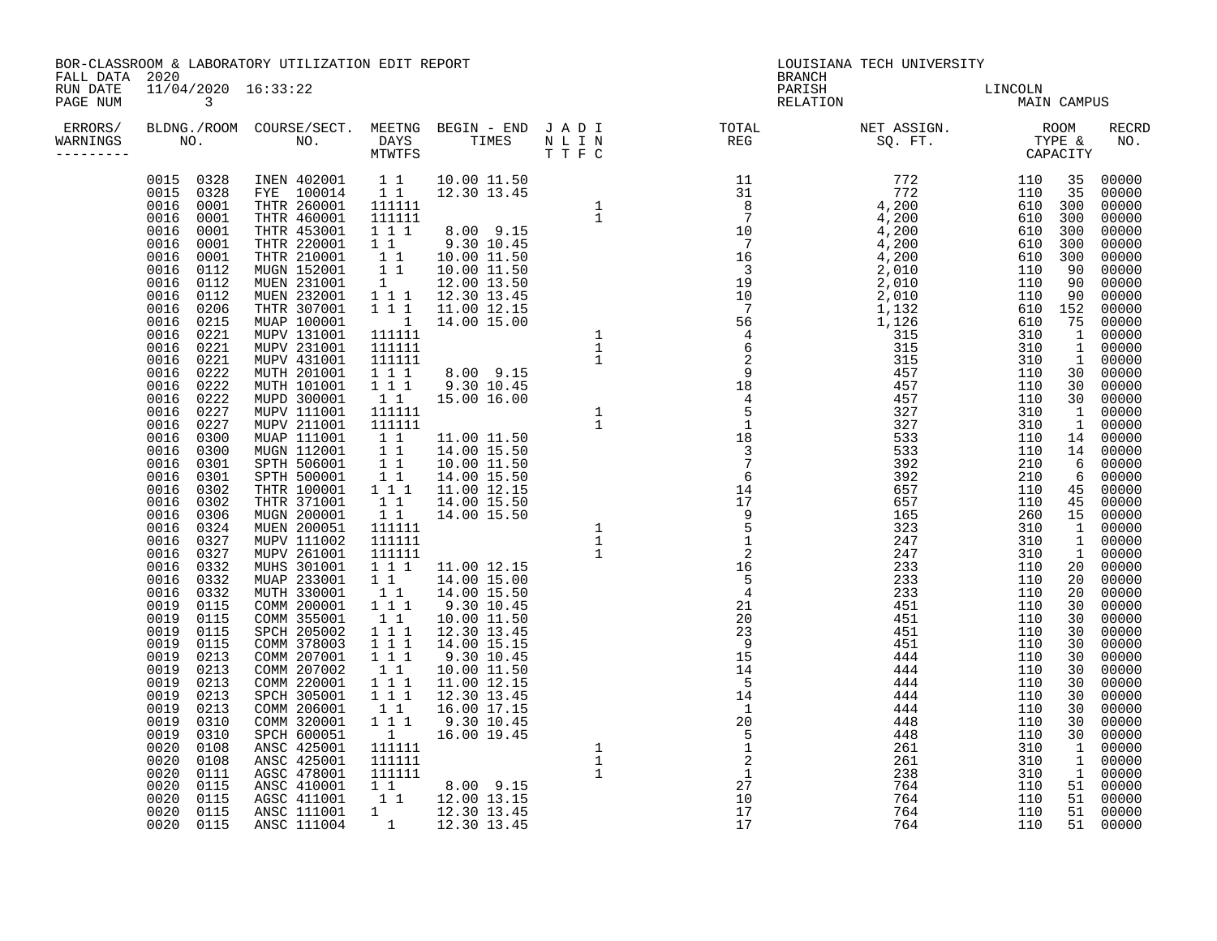BOR-CLASSROOM & LABORATORY UTILIZATION EDIT REPORT
FALL DATA 2020
RUN DATE 11/04/2020 16:33:22

LOUISIANA TECH UNIVERSITY
BRANCH
PARISH LINCOLN
RELATION MAIN CAMPUS

| ERRORS/ WARNINGS | BLDG./ROOM NO. | COURSE/SECT. NO. | MEETNG DAYS MTWTFS | BEGIN - END TIMES | J A D I / N L I N / T T F C | TOTAL REG | NET ASSIGN. SQ. FT. | ROOM TYPE | CAPACITY | RECRD NO. |
|---|---|---|---|---|---|---|---|---|---|---|
| | 0015 0328 | INEN 402001 | 1 1 | 10.00 11.50 | | 11 | 772 | 110 | 35 | 00000 |
| | 0015 0328 | FYE 100014 | 1 1 | 12.30 13.45 | | 31 | 772 | 110 | 35 | 00000 |
| | 0016 0001 | THTR 260001 | 111111 | | 1 | 8 | 4,200 | 610 | 300 | 00000 |
| | 0016 0001 | THTR 460001 | 111111 | | 1 | 7 | 4,200 | 610 | 300 | 00000 |
| | 0016 0001 | THTR 453001 | 1 1 1 | 8.00 9.15 | | 10 | 4,200 | 610 | 300 | 00000 |
| | 0016 0001 | THTR 220001 | 1 1 | 9.30 10.45 | | 7 | 4,200 | 610 | 300 | 00000 |
| | 0016 0001 | THTR 210001 | 1 1 | 10.00 11.50 | | 16 | 4,200 | 610 | 300 | 00000 |
| | 0016 0112 | MUGN 152001 | 1 1 | 10.00 11.50 | | 3 | 2,010 | 110 | 90 | 00000 |
| | 0016 0112 | MUEN 231001 | 1 | 12.00 13.50 | | 19 | 2,010 | 110 | 90 | 00000 |
| | 0016 0112 | MUEN 232001 | 1 1 1 | 12.30 13.45 | | 10 | 2,010 | 110 | 90 | 00000 |
| | 0016 0206 | THTR 307001 | 1 1 1 | 11.00 12.15 | | 7 | 1,132 | 610 | 152 | 00000 |
| | 0016 0215 | MUAP 100001 | 1 | 14.00 15.00 | | 56 | 1,126 | 610 | 75 | 00000 |
| | 0016 0221 | MUPV 131001 | 111111 | | 1 | 4 | 315 | 310 | 1 | 00000 |
| | 0016 0221 | MUPV 231001 | 111111 | | 1 | 6 | 315 | 310 | 1 | 00000 |
| | 0016 0221 | MUPV 431001 | 111111 | | 1 | 2 | 315 | 310 | 1 | 00000 |
| | 0016 0222 | MUTH 201001 | 1 1 1 | 8.00 9.15 | | 9 | 457 | 110 | 30 | 00000 |
| | 0016 0222 | MUTH 101001 | 1 1 1 | 9.30 10.45 | | 18 | 457 | 110 | 30 | 00000 |
| | 0016 0222 | MUPD 300001 | 1 1 | 15.00 16.00 | | 4 | 457 | 110 | 30 | 00000 |
| | 0016 0227 | MUPV 111001 | 111111 | | 1 | 5 | 327 | 310 | 1 | 00000 |
| | 0016 0227 | MUPV 211001 | 111111 | | 1 | 1 | 327 | 310 | 1 | 00000 |
| | 0016 0300 | MUAP 111001 | 1 1 | 11.00 11.50 | | 18 | 533 | 110 | 14 | 00000 |
| | 0016 0300 | MUGN 112001 | 1 1 | 14.00 15.50 | | 3 | 533 | 110 | 14 | 00000 |
| | 0016 0301 | SPTH 506001 | 1 1 | 10.00 11.50 | | 7 | 392 | 210 | 6 | 00000 |
| | 0016 0301 | SPTH 500001 | 1 1 | 14.00 15.50 | | 6 | 392 | 210 | 6 | 00000 |
| | 0016 0302 | THTR 100001 | 1 1 1 | 11.00 12.15 | | 14 | 657 | 110 | 45 | 00000 |
| | 0016 0302 | THTR 371001 | 1 1 | 14.00 15.50 | | 17 | 657 | 110 | 45 | 00000 |
| | 0016 0306 | MUGN 200001 | 1 1 | 14.00 15.50 | | 9 | 165 | 260 | 15 | 00000 |
| | 0016 0324 | MUEN 200051 | 111111 | | 1 | 5 | 323 | 310 | 1 | 00000 |
| | 0016 0327 | MUPV 111002 | 111111 | | 1 | 1 | 247 | 310 | 1 | 00000 |
| | 0016 0327 | MUPV 261001 | 111111 | | 1 | 2 | 247 | 310 | 1 | 00000 |
| | 0016 0332 | MUHS 301001 | 1 1 1 | 11.00 12.15 | | 16 | 233 | 110 | 20 | 00000 |
| | 0016 0332 | MUAP 233001 | 1 1 | 14.00 15.00 | | 5 | 233 | 110 | 20 | 00000 |
| | 0016 0332 | MUTH 330001 | 1 1 | 14.00 15.50 | | 4 | 233 | 110 | 20 | 00000 |
| | 0019 0115 | COMM 200001 | 1 1 1 | 9.30 10.45 | | 21 | 451 | 110 | 30 | 00000 |
| | 0019 0115 | COMM 355001 | 1 1 | 10.00 11.50 | | 20 | 451 | 110 | 30 | 00000 |
| | 0019 0115 | SPCH 205002 | 1 1 1 | 12.30 13.45 | | 23 | 451 | 110 | 30 | 00000 |
| | 0019 0115 | COMM 378003 | 1 1 1 | 14.00 15.15 | | 9 | 451 | 110 | 30 | 00000 |
| | 0019 0213 | COMM 207001 | 1 1 1 | 9.30 10.45 | | 15 | 444 | 110 | 30 | 00000 |
| | 0019 0213 | COMM 207002 | 1 1 | 10.00 11.50 | | 14 | 444 | 110 | 30 | 00000 |
| | 0019 0213 | COMM 220001 | 1 1 1 | 11.00 12.15 | | 5 | 444 | 110 | 30 | 00000 |
| | 0019 0213 | SPCH 305001 | 1 1 1 | 12.30 13.45 | | 14 | 444 | 110 | 30 | 00000 |
| | 0019 0213 | COMM 206001 | 1 1 | 16.00 17.15 | | 1 | 444 | 110 | 30 | 00000 |
| | 0019 0310 | COMM 320001 | 1 1 1 | 9.30 10.45 | | 20 | 448 | 110 | 30 | 00000 |
| | 0019 0310 | SPCH 600051 | 1 | 16.00 19.45 | | 5 | 448 | 110 | 30 | 00000 |
| | 0020 0108 | ANSC 425001 | 111111 | | 1 | 1 | 261 | 310 | 1 | 00000 |
| | 0020 0108 | ANSC 425001 | 111111 | | 1 | 2 | 261 | 310 | 1 | 00000 |
| | 0020 0111 | AGSC 478001 | 111111 | | 1 | 1 | 238 | 310 | 1 | 00000 |
| | 0020 0115 | ANSC 410001 | 1 1 | 8.00 9.15 | | 27 | 764 | 110 | 51 | 00000 |
| | 0020 0115 | AGSC 411001 | 1 1 | 12.00 13.15 | | 10 | 764 | 110 | 51 | 00000 |
| | 0020 0115 | ANSC 111001 | 1 | 12.30 13.45 | | 17 | 764 | 110 | 51 | 00000 |
| | 0020 0115 | ANSC 111004 | 1 | 12.30 13.45 | | 17 | 764 | 110 | 51 | 00000 |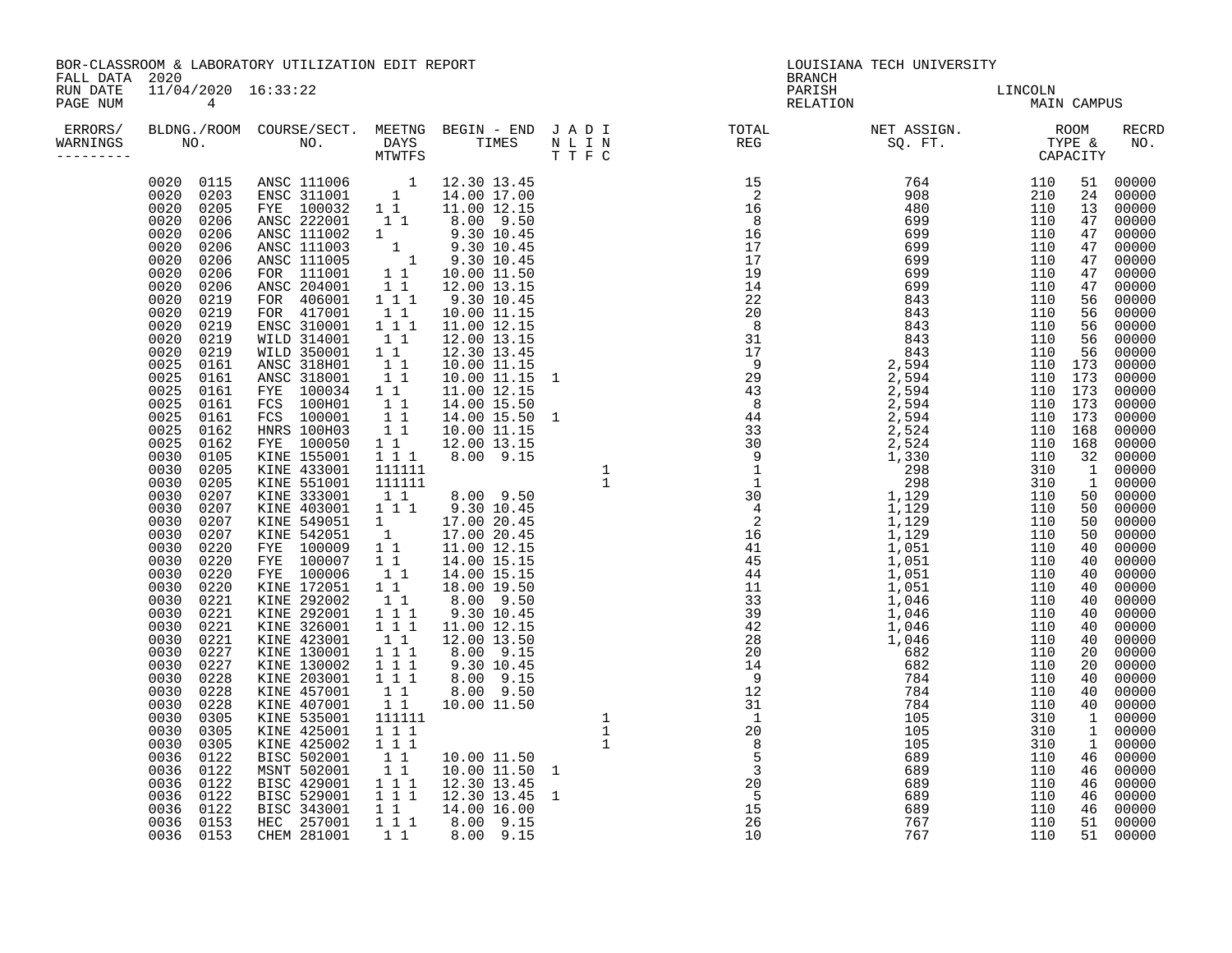BOR-CLASSROOM & LABORATORY UTILIZATION EDIT REPORT
FALL DATA 2020
RUN DATE 11/04/2020 16:33:22

LOUISIANA TECH UNIVERSITY
BRANCH
PARISH LINCOLN
RELATION MAIN CAMPUS

| ERRORS/ WARNINGS | BLDNG./ROOM NO. | COURSE/SECT. NO. | MEETNG DAYS MTWTFS | BEGIN - END TIMES | J A D I N L I N T T F C | TOTAL REG | NET ASSIGN. SQ. FT. | ROOM TYPE & CAPACITY | | RECRD NO. |
|---|---|---|---|---|---|---|---|---|---|---|
| | 0020 0115 | ANSC 111006 | 1 | 12.30 13.45 | | 15 | 764 | 110 | 51 | 00000 |
| | 0020 0203 | ENSC 311001 | 1 | 14.00 17.00 | | 2 | 908 | 210 | 24 | 00000 |
| | 0020 0205 | FYE 100032 | 1 1 | 11.00 12.15 | | 16 | 480 | 110 | 13 | 00000 |
| | 0020 0206 | ANSC 222001 | 1 1 | 8.00 9.50 | | 8 | 699 | 110 | 47 | 00000 |
| | 0020 0206 | ANSC 111002 | 1 | 9.30 10.45 | | 16 | 699 | 110 | 47 | 00000 |
| | 0020 0206 | ANSC 111003 | 1 | 9.30 10.45 | | 17 | 699 | 110 | 47 | 00000 |
| | 0020 0206 | ANSC 111005 | 1 | 9.30 10.45 | | 17 | 699 | 110 | 47 | 00000 |
| | 0020 0206 | FOR 111001 | 1 1 | 10.00 11.50 | | 19 | 699 | 110 | 47 | 00000 |
| | 0020 0206 | ANSC 204001 | 1 1 | 12.00 13.15 | | 14 | 699 | 110 | 47 | 00000 |
| | 0020 0219 | FOR 406001 | 1 1 1 | 9.30 10.45 | | 22 | 843 | 110 | 56 | 00000 |
| | 0020 0219 | FOR 417001 | 1 1 | 10.00 11.15 | | 20 | 843 | 110 | 56 | 00000 |
| | 0020 0219 | ENSC 310001 | 1 1 1 | 11.00 12.15 | | 8 | 843 | 110 | 56 | 00000 |
| | 0020 0219 | WILD 314001 | 1 1 | 12.00 13.15 | | 31 | 843 | 110 | 56 | 00000 |
| | 0020 0219 | WILD 350001 | 1 1 | 12.30 13.45 | | 17 | 843 | 110 | 56 | 00000 |
| | 0025 0161 | ANSC 318H01 | 1 1 | 10.00 11.15 | | 9 | 2,594 | 110 | 173 | 00000 |
| | 0025 0161 | ANSC 318001 | 1 1 | 10.00 11.15 | 1 | 29 | 2,594 | 110 | 173 | 00000 |
| | 0025 0161 | FYE 100034 | 1 1 | 11.00 12.15 | | 43 | 2,594 | 110 | 173 | 00000 |
| | 0025 0161 | FCS 100H01 | 1 1 | 14.00 15.50 | | 8 | 2,594 | 110 | 173 | 00000 |
| | 0025 0161 | FCS 100001 | 1 1 | 14.00 15.50 | 1 | 44 | 2,594 | 110 | 173 | 00000 |
| | 0025 0162 | HNRS 100H03 | 1 1 | 10.00 11.15 | | 33 | 2,524 | 110 | 168 | 00000 |
| | 0025 0162 | FYE 100050 | 1 1 | 12.00 13.15 | | 30 | 2,524 | 110 | 168 | 00000 |
| | 0030 0105 | KINE 155001 | 1 1 1 | 8.00 9.15 | | 9 | 1,330 | 110 | 32 | 00000 |
| | 0030 0205 | KINE 433001 | 111111 | | 1 | 1 | 298 | 310 | 1 | 00000 |
| | 0030 0205 | KINE 551001 | 111111 | | 1 | 1 | 298 | 310 | 1 | 00000 |
| | 0030 0207 | KINE 333001 | 1 1 | 8.00 9.50 | | 30 | 1,129 | 110 | 50 | 00000 |
| | 0030 0207 | KINE 403001 | 1 1 1 | 9.30 10.45 | | 4 | 1,129 | 110 | 50 | 00000 |
| | 0030 0207 | KINE 549051 | 1 | 17.00 20.45 | | 2 | 1,129 | 110 | 50 | 00000 |
| | 0030 0207 | KINE 542051 | 1 | 17.00 20.45 | | 16 | 1,129 | 110 | 50 | 00000 |
| | 0030 0220 | FYE 100009 | 1 1 | 11.00 12.15 | | 41 | 1,051 | 110 | 40 | 00000 |
| | 0030 0220 | FYE 100007 | 1 1 | 14.00 15.15 | | 45 | 1,051 | 110 | 40 | 00000 |
| | 0030 0220 | FYE 100006 | 1 1 | 14.00 15.15 | | 44 | 1,051 | 110 | 40 | 00000 |
| | 0030 0220 | KINE 172051 | 1 1 | 18.00 19.50 | | 11 | 1,051 | 110 | 40 | 00000 |
| | 0030 0221 | KINE 292002 | 1 1 | 8.00 9.50 | | 33 | 1,046 | 110 | 40 | 00000 |
| | 0030 0221 | KINE 292001 | 1 1 1 | 9.30 10.45 | | 39 | 1,046 | 110 | 40 | 00000 |
| | 0030 0221 | KINE 326001 | 1 1 1 | 11.00 12.15 | | 42 | 1,046 | 110 | 40 | 00000 |
| | 0030 0221 | KINE 423001 | 1 1 | 12.00 13.50 | | 28 | 1,046 | 110 | 40 | 00000 |
| | 0030 0227 | KINE 130001 | 1 1 1 | 8.00 9.15 | | 20 | 682 | 110 | 20 | 00000 |
| | 0030 0227 | KINE 130002 | 1 1 1 | 9.30 10.45 | | 14 | 682 | 110 | 20 | 00000 |
| | 0030 0228 | KINE 203001 | 1 1 1 | 8.00 9.15 | | 9 | 784 | 110 | 40 | 00000 |
| | 0030 0228 | KINE 457001 | 1 1 | 8.00 9.50 | | 12 | 784 | 110 | 40 | 00000 |
| | 0030 0228 | KINE 407001 | 1 1 | 10.00 11.50 | | 31 | 784 | 110 | 40 | 00000 |
| | 0030 0305 | KINE 535001 | 111111 | | 1 | 1 | 105 | 310 | 1 | 00000 |
| | 0030 0305 | KINE 425001 | 1 1 1 | | 1 | 20 | 105 | 310 | 1 | 00000 |
| | 0030 0305 | KINE 425002 | 1 1 1 | | 1 | 8 | 105 | 310 | 1 | 00000 |
| | 0036 0122 | BISC 502001 | 1 1 | 10.00 11.50 | | 5 | 689 | 110 | 46 | 00000 |
| | 0036 0122 | MSNT 502001 | 1 1 | 10.00 11.50 | 1 | 3 | 689 | 110 | 46 | 00000 |
| | 0036 0122 | BISC 429001 | 1 1 1 | 12.30 13.45 | | 20 | 689 | 110 | 46 | 00000 |
| | 0036 0122 | BISC 529001 | 1 1 1 | 12.30 13.45 | 1 | 5 | 689 | 110 | 46 | 00000 |
| | 0036 0122 | BISC 343001 | 1 1 | 14.00 16.00 | | 15 | 689 | 110 | 46 | 00000 |
| | 0036 0153 | HEC 257001 | 1 1 1 | 8.00 9.15 | | 26 | 767 | 110 | 51 | 00000 |
| | 0036 0153 | CHEM 281001 | 1 1 | 8.00 9.15 | | 10 | 767 | 110 | 51 | 00000 |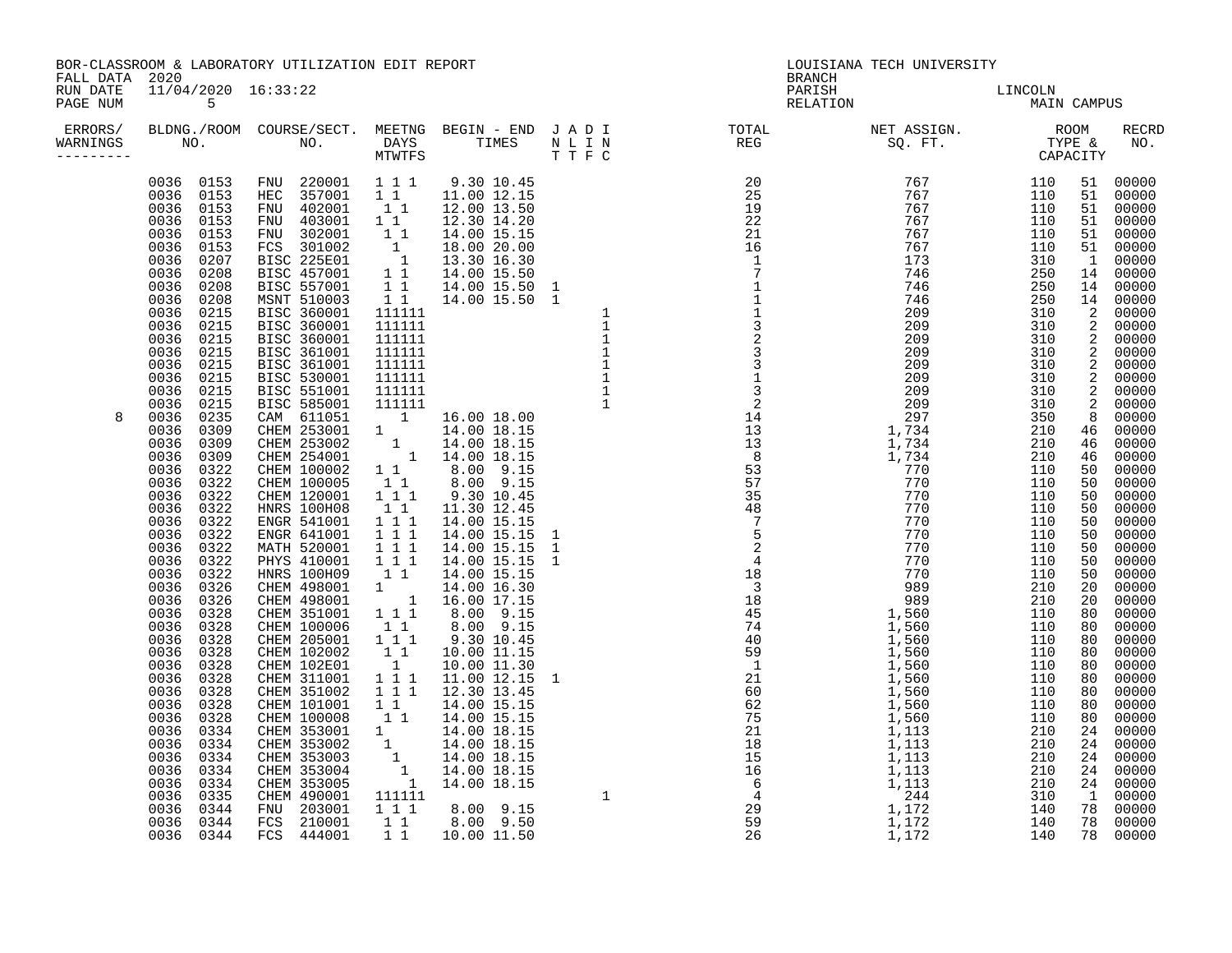BOR-CLASSROOM & LABORATORY UTILIZATION EDIT REPORT
FALL DATA 2020
RUN DATE 11/04/2020 16:33:22
PAGE NUM 5

LOUISIANA TECH UNIVERSITY
BRANCH
PARISH LINCOLN
RELATION MAIN CAMPUS

| ERRORS/ WARNINGS | BLDNG./ROOM NO. | COURSE/SECT. NO. | MEETNG DAYS MTWTFS | BEGIN - END TIMES | J A D I / N L I N / T T F C | TOTAL REG | NET ASSIGN. SQ. FT. | ROOM TYPE & CAPACITY | RECRD NO. |
|---|---|---|---|---|---|---|---|---|---|
| | 0036 0153 | FNU 220001 | 1 1 1 | 9.30 10.45 | | 20 | 767 | 110 51 | 00000 |
| | 0036 0153 | HEC 357001 | 1 1 | 11.00 12.15 | | 25 | 767 | 110 51 | 00000 |
| | 0036 0153 | FNU 402001 | 1 1 | 12.00 13.50 | | 19 | 767 | 110 51 | 00000 |
| | 0036 0153 | FNU 403001 | 1 1 | 12.30 14.20 | | 22 | 767 | 110 51 | 00000 |
| | 0036 0153 | FNU 302001 | 1 1 | 14.00 15.15 | | 21 | 767 | 110 51 | 00000 |
| | 0036 0153 | FCS 301002 | 1 | 18.00 20.00 | | 16 | 767 | 110 51 | 00000 |
| | 0036 0207 | BISC 225E01 | 1 | 13.30 16.30 | | 1 | 173 | 310 1 | 00000 |
| | 0036 0208 | BISC 457001 | 1 1 | 14.00 15.50 | | 7 | 746 | 250 14 | 00000 |
| | 0036 0208 | BISC 557001 | 1 1 | 14.00 15.50 | 1 | 1 | 746 | 250 14 | 00000 |
| | 0036 0208 | MSNT 510003 | 1 1 | 14.00 15.50 | 1 | 1 | 746 | 250 14 | 00000 |
| | 0036 0215 | BISC 360001 | 111111 | | 1 | 1 | 209 | 310 2 | 00000 |
| | 0036 0215 | BISC 360001 | 111111 | | 1 | 3 | 209 | 310 2 | 00000 |
| | 0036 0215 | BISC 360001 | 111111 | | 1 | 2 | 209 | 310 2 | 00000 |
| | 0036 0215 | BISC 361001 | 111111 | | 1 | 3 | 209 | 310 2 | 00000 |
| | 0036 0215 | BISC 361001 | 111111 | | 1 | 3 | 209 | 310 2 | 00000 |
| | 0036 0215 | BISC 530001 | 111111 | | 1 | 1 | 209 | 310 2 | 00000 |
| | 0036 0215 | BISC 551001 | 111111 | | 1 | 3 | 209 | 310 2 | 00000 |
| | 0036 0215 | BISC 585001 | 111111 | | 1 | 2 | 209 | 310 2 | 00000 |
| 8 | 0036 0235 | CAM 611051 | 1 | 16.00 18.00 | | 14 | 297 | 350 8 | 00000 |
| | 0036 0309 | CHEM 253001 | 1 | 14.00 18.15 | | 13 | 1,734 | 210 46 | 00000 |
| | 0036 0309 | CHEM 253002 | 1 | 14.00 18.15 | | 13 | 1,734 | 210 46 | 00000 |
| | 0036 0309 | CHEM 254001 | 1 | 14.00 18.15 | | 8 | 1,734 | 210 46 | 00000 |
| | 0036 0322 | CHEM 100002 | 1 1 | 8.00 9.15 | | 53 | 770 | 110 50 | 00000 |
| | 0036 0322 | CHEM 100005 | 1 1 | 8.00 9.15 | | 57 | 770 | 110 50 | 00000 |
| | 0036 0322 | CHEM 120001 | 1 1 1 | 9.30 10.45 | | 35 | 770 | 110 50 | 00000 |
| | 0036 0322 | HNRS 100H08 | 1 1 | 11.30 12.45 | | 48 | 770 | 110 50 | 00000 |
| | 0036 0322 | ENGR 541001 | 1 1 1 | 14.00 15.15 | | 7 | 770 | 110 50 | 00000 |
| | 0036 0322 | ENGR 641001 | 1 1 1 | 14.00 15.15 | 1 | 5 | 770 | 110 50 | 00000 |
| | 0036 0322 | MATH 520001 | 1 1 1 | 14.00 15.15 | 1 | 2 | 770 | 110 50 | 00000 |
| | 0036 0322 | PHYS 410001 | 1 1 1 | 14.00 15.15 | 1 | 4 | 770 | 110 50 | 00000 |
| | 0036 0322 | HNRS 100H09 | 1 1 | 14.00 15.15 | | 18 | 770 | 110 50 | 00000 |
| | 0036 0326 | CHEM 498001 | 1 | 14.00 16.30 | | 3 | 989 | 210 20 | 00000 |
| | 0036 0326 | CHEM 498001 | 1 | 16.00 17.15 | | 18 | 989 | 210 20 | 00000 |
| | 0036 0328 | CHEM 351001 | 1 1 1 | 8.00 9.15 | | 45 | 1,560 | 110 80 | 00000 |
| | 0036 0328 | CHEM 100006 | 1 1 | 8.00 9.15 | | 74 | 1,560 | 110 80 | 00000 |
| | 0036 0328 | CHEM 205001 | 1 1 1 | 9.30 10.45 | | 40 | 1,560 | 110 80 | 00000 |
| | 0036 0328 | CHEM 102002 | 1 1 | 10.00 11.15 | | 59 | 1,560 | 110 80 | 00000 |
| | 0036 0328 | CHEM 102E01 | 1 | 10.00 11.30 | | 1 | 1,560 | 110 80 | 00000 |
| | 0036 0328 | CHEM 311001 | 1 1 1 | 11.00 12.15 | 1 | 21 | 1,560 | 110 80 | 00000 |
| | 0036 0328 | CHEM 351002 | 1 1 1 | 12.30 13.45 | | 60 | 1,560 | 110 80 | 00000 |
| | 0036 0328 | CHEM 101001 | 1 1 | 14.00 15.15 | | 62 | 1,560 | 110 80 | 00000 |
| | 0036 0328 | CHEM 100008 | 1 1 | 14.00 15.15 | | 75 | 1,560 | 110 80 | 00000 |
| | 0036 0334 | CHEM 353001 | 1 | 14.00 18.15 | | 21 | 1,113 | 210 24 | 00000 |
| | 0036 0334 | CHEM 353002 | 1 | 14.00 18.15 | | 18 | 1,113 | 210 24 | 00000 |
| | 0036 0334 | CHEM 353003 | 1 | 14.00 18.15 | | 15 | 1,113 | 210 24 | 00000 |
| | 0036 0334 | CHEM 353004 | 1 | 14.00 18.15 | | 16 | 1,113 | 210 24 | 00000 |
| | 0036 0334 | CHEM 353005 | 1 | 14.00 18.15 | | 6 | 1,113 | 210 24 | 00000 |
| | 0036 0335 | CHEM 490001 | 111111 | | 1 | 4 | 244 | 310 1 | 00000 |
| | 0036 0344 | FNU 203001 | 1 1 1 | 8.00 9.15 | | 29 | 1,172 | 140 78 | 00000 |
| | 0036 0344 | FCS 210001 | 1 1 | 8.00 9.50 | | 59 | 1,172 | 140 78 | 00000 |
| | 0036 0344 | FCS 444001 | 1 1 | 10.00 11.50 | | 26 | 1,172 | 140 78 | 00000 |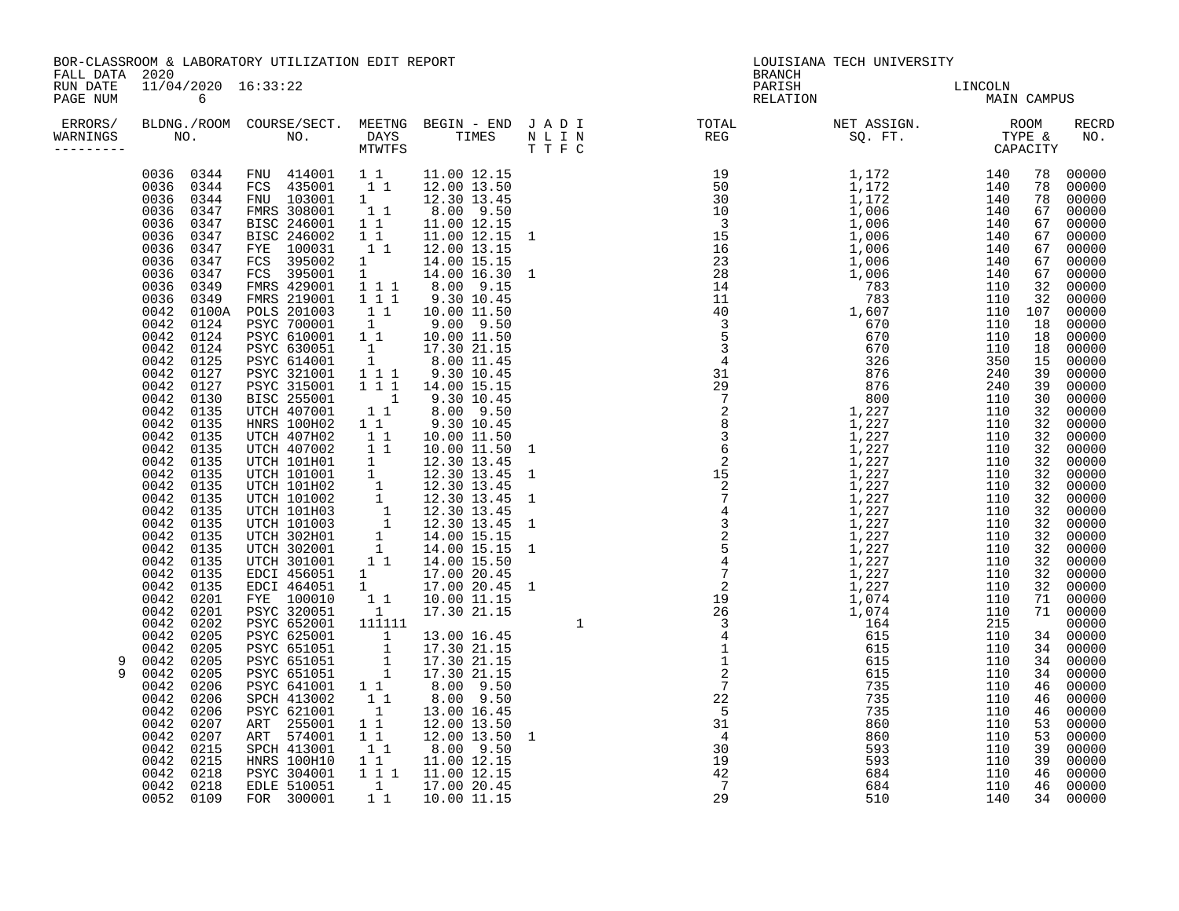BOR-CLASSROOM & LABORATORY UTILIZATION EDIT REPORT
FALL DATA 2020
RUN DATE 11/04/2020 16:33:22
PAGE NUM 6

LOUISIANA TECH UNIVERSITY
BRANCH
PARISH LINCOLN
RELATION MAIN CAMPUS

| ERRORS/ WARNINGS | BLDNG./ROOM NO. | COURSE/SECT. NO. | MEETNG DAYS MTWTFS | BEGIN - END TIMES | J A D I N L I N T T F C | TOTAL REG | NET ASSIGN. SQ. FT. | ROOM TYPE & CAPACITY | | RECRD NO. |
|---|---|---|---|---|---|---|---|---|---|---|
| | 0036 0344 | FNU 414001 | 1 1 | 11.00 12.15 | | 19 | 1,172 | 140 | 78 | 00000 |
| | 0036 0344 | FCS 435001 | 1 1 | 12.00 13.50 | | 50 | 1,172 | 140 | 78 | 00000 |
| | 0036 0344 | FNU 103001 | 1 | 12.30 13.45 | | 30 | 1,172 | 140 | 78 | 00000 |
| | 0036 0347 | FMRS 308001 | 1 1 | 8.00 9.50 | | 10 | 1,006 | 140 | 67 | 00000 |
| | 0036 0347 | BISC 246001 | 1 1 | 11.00 12.15 | | 3 | 1,006 | 140 | 67 | 00000 |
| | 0036 0347 | BISC 246002 | 1 1 | 11.00 12.15 | 1 | 15 | 1,006 | 140 | 67 | 00000 |
| | 0036 0347 | FYE 100031 | 1 1 | 12.00 13.15 | | 16 | 1,006 | 140 | 67 | 00000 |
| | 0036 0347 | FCS 395002 | 1 | 14.00 15.15 | | 23 | 1,006 | 140 | 67 | 00000 |
| | 0036 0347 | FCS 395001 | 1 | 14.00 16.30 | 1 | 28 | 1,006 | 140 | 67 | 00000 |
| | 0036 0349 | FMRS 429001 | 1 1 1 | 8.00 9.15 | | 14 | 783 | 110 | 32 | 00000 |
| | 0036 0349 | FMRS 219001 | 1 1 1 | 9.30 10.45 | | 11 | 783 | 110 | 32 | 00000 |
| | 0042 0100A | POLS 201003 | 1 1 | 10.00 11.50 | | 40 | 1,607 | 110 | 107 | 00000 |
| | 0042 0124 | PSYC 700001 | 1 | 9.00 9.50 | | 3 | 670 | 110 | 18 | 00000 |
| | 0042 0124 | PSYC 610001 | 1 1 | 10.00 11.50 | | 5 | 670 | 110 | 18 | 00000 |
| | 0042 0124 | PSYC 630051 | 1 | 17.30 21.15 | | 3 | 670 | 110 | 18 | 00000 |
| | 0042 0125 | PSYC 614001 | 1 | 8.00 11.45 | | 4 | 326 | 350 | 15 | 00000 |
| | 0042 0127 | PSYC 321001 | 1 1 1 | 9.30 10.45 | | 31 | 876 | 240 | 39 | 00000 |
| | 0042 0127 | PSYC 315001 | 1 1 1 | 14.00 15.15 | | 29 | 876 | 240 | 39 | 00000 |
| | 0042 0130 | BISC 255001 | 1 | 9.30 10.45 | | 7 | 800 | 110 | 30 | 00000 |
| | 0042 0135 | UTCH 407001 | 1 1 | 8.00 9.50 | | 2 | 1,227 | 110 | 32 | 00000 |
| | 0042 0135 | HNRS 100H02 | 1 1 | 9.30 10.45 | | 8 | 1,227 | 110 | 32 | 00000 |
| | 0042 0135 | UTCH 407H02 | 1 1 | 10.00 11.50 | | 3 | 1,227 | 110 | 32 | 00000 |
| | 0042 0135 | UTCH 407002 | 1 1 | 10.00 11.50 | 1 | 6 | 1,227 | 110 | 32 | 00000 |
| | 0042 0135 | UTCH 101H01 | 1 | 12.30 13.45 | | 2 | 1,227 | 110 | 32 | 00000 |
| | 0042 0135 | UTCH 101001 | 1 | 12.30 13.45 | 1 | 15 | 1,227 | 110 | 32 | 00000 |
| | 0042 0135 | UTCH 101H02 | 1 | 12.30 13.45 | | 2 | 1,227 | 110 | 32 | 00000 |
| | 0042 0135 | UTCH 101002 | 1 | 12.30 13.45 | 1 | 7 | 1,227 | 110 | 32 | 00000 |
| | 0042 0135 | UTCH 101H03 | 1 | 12.30 13.45 | | 4 | 1,227 | 110 | 32 | 00000 |
| | 0042 0135 | UTCH 101003 | 1 | 12.30 13.45 | 1 | 3 | 1,227 | 110 | 32 | 00000 |
| | 0042 0135 | UTCH 302H01 | 1 | 14.00 15.15 | | 2 | 1,227 | 110 | 32 | 00000 |
| | 0042 0135 | UTCH 302001 | 1 | 14.00 15.15 | 1 | 5 | 1,227 | 110 | 32 | 00000 |
| | 0042 0135 | UTCH 301001 | 1 1 | 14.00 15.50 | | 4 | 1,227 | 110 | 32 | 00000 |
| | 0042 0135 | EDCI 456051 | 1 | 17.00 20.45 | | 7 | 1,227 | 110 | 32 | 00000 |
| | 0042 0135 | EDCI 464051 | 1 | 17.00 20.45 | 1 | 2 | 1,227 | 110 | 32 | 00000 |
| | 0042 0201 | FYE 100010 | 1 1 | 10.00 11.15 | | 19 | 1,074 | 110 | 71 | 00000 |
| | 0042 0201 | PSYC 320051 | 1 | 17.30 21.15 | | 26 | 1,074 | 110 | 71 | 00000 |
| | 0042 0202 | PSYC 652001 | 111111 | | 1 | 3 | 164 | 215 | | 00000 |
| | 0042 0205 | PSYC 625001 | 1 | 13.00 16.45 | | 4 | 615 | 110 | 34 | 00000 |
| | 0042 0205 | PSYC 651051 | 1 | 17.30 21.15 | | 1 | 615 | 110 | 34 | 00000 |
| 9 | 0042 0205 | PSYC 651051 | 1 | 17.30 21.15 | | 1 | 615 | 110 | 34 | 00000 |
| 9 | 0042 0205 | PSYC 651051 | 1 | 17.30 21.15 | | 2 | 615 | 110 | 34 | 00000 |
| | 0042 0206 | PSYC 641001 | 1 1 | 8.00 9.50 | | 7 | 735 | 110 | 46 | 00000 |
| | 0042 0206 | SPCH 413002 | 1 1 | 8.00 9.50 | | 22 | 735 | 110 | 46 | 00000 |
| | 0042 0206 | PSYC 621001 | 1 | 13.00 16.45 | | 5 | 735 | 110 | 46 | 00000 |
| | 0042 0207 | ART 255001 | 1 1 | 12.00 13.50 | | 31 | 860 | 110 | 53 | 00000 |
| | 0042 0207 | ART 574001 | 1 1 | 12.00 13.50 | 1 | 4 | 860 | 110 | 53 | 00000 |
| | 0042 0215 | SPCH 413001 | 1 1 | 8.00 9.50 | | 30 | 593 | 110 | 39 | 00000 |
| | 0042 0215 | HNRS 100H10 | 1 1 | 11.00 12.15 | | 19 | 593 | 110 | 39 | 00000 |
| | 0042 0218 | PSYC 304001 | 1 1 1 | 11.00 12.15 | | 42 | 684 | 110 | 46 | 00000 |
| | 0042 0218 | EDLE 510051 | 1 | 17.00 20.45 | | 7 | 684 | 110 | 46 | 00000 |
| | 0052 0109 | FOR 300001 | 1 1 | 10.00 11.15 | | 29 | 510 | 140 | 34 | 00000 |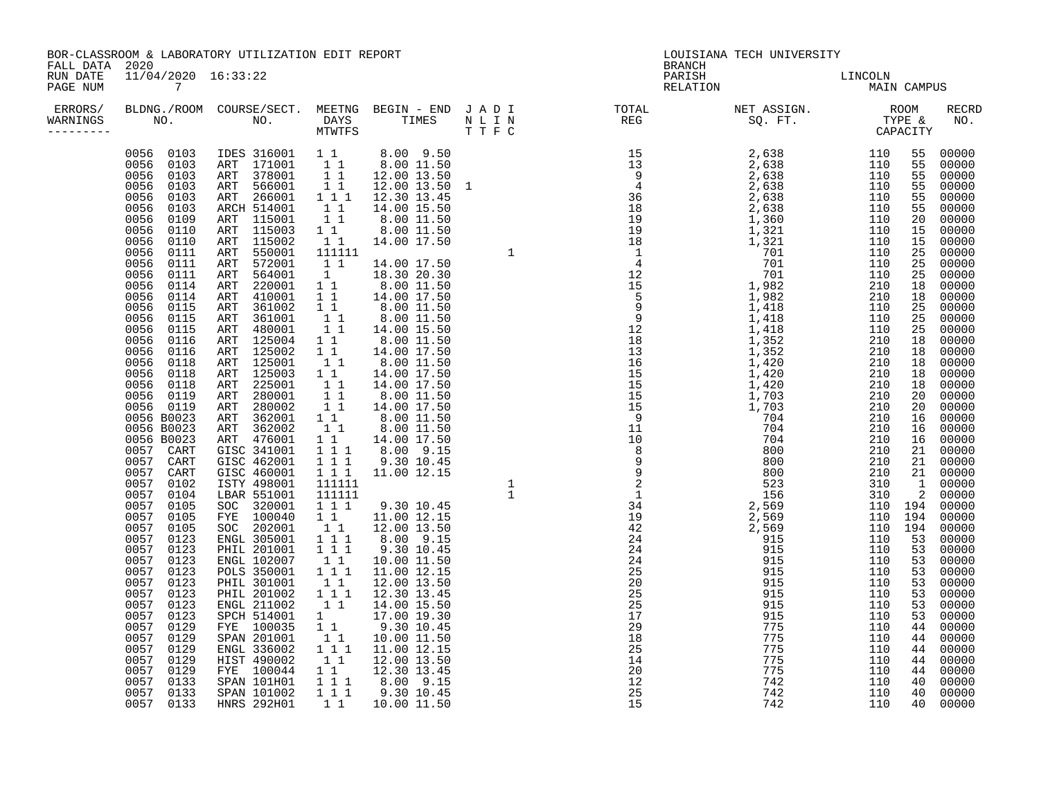BOR-CLASSROOM & LABORATORY UTILIZATION EDIT REPORT
FALL DATA 2020
RUN DATE 11/04/2020 16:33:22
PAGE NUM 7

LOUISIANA TECH UNIVERSITY
BRANCH
PARISH LINCOLN
RELATION MAIN CAMPUS

| ERRORS/ WARNINGS | BLDNG./ROOM NO. | COURSE/SECT. NO. | MEETNG DAYS MTWTFS | BEGIN - END TIMES | J A D I N L I N T T F C | TOTAL REG | NET ASSIGN. SQ. FT. | ROOM TYPE & CAPACITY | | RECRD NO. |
|---|---|---|---|---|---|---|---|---|---|---|
| | 0056 0103 | IDES 316001 | 1 1 | 8.00 9.50 | | 15 | 2,638 | 110 | 55 | 00000 |
| | 0056 0103 | ART 171001 | 1 1 | 8.00 11.50 | | 13 | 2,638 | 110 | 55 | 00000 |
| | 0056 0103 | ART 378001 | 1 1 | 12.00 13.50 | | 9 | 2,638 | 110 | 55 | 00000 |
| | 0056 0103 | ART 566001 | 1 1 | 12.00 13.50 | 1 | 4 | 2,638 | 110 | 55 | 00000 |
| | 0056 0103 | ART 266001 | 1 1 1 | 12.30 13.45 | | 36 | 2,638 | 110 | 55 | 00000 |
| | 0056 0103 | ARCH 514001 | 1 1 | 14.00 15.50 | | 18 | 2,638 | 110 | 55 | 00000 |
| | 0056 0109 | ART 115001 | 1 1 | 8.00 11.50 | | 19 | 1,360 | 110 | 20 | 00000 |
| | 0056 0110 | ART 115003 | 1 1 | 8.00 11.50 | | 19 | 1,321 | 110 | 15 | 00000 |
| | 0056 0110 | ART 115002 | 1 1 | 14.00 17.50 | | 18 | 1,321 | 110 | 15 | 00000 |
| | 0056 0111 | ART 550001 | 111111 | | 1 | 1 | 701 | 110 | 25 | 00000 |
| | 0056 0111 | ART 572001 | 1 1 | 14.00 17.50 | | 4 | 701 | 110 | 25 | 00000 |
| | 0056 0111 | ART 564001 | 1 | 18.30 20.30 | | 12 | 701 | 110 | 25 | 00000 |
| | 0056 0114 | ART 220001 | 1 1 | 8.00 11.50 | | 15 | 1,982 | 210 | 18 | 00000 |
| | 0056 0114 | ART 410001 | 1 1 | 14.00 17.50 | | 5 | 1,982 | 210 | 18 | 00000 |
| | 0056 0115 | ART 361002 | 1 1 | 8.00 11.50 | | 9 | 1,418 | 110 | 25 | 00000 |
| | 0056 0115 | ART 361001 | 1 1 | 8.00 11.50 | | 9 | 1,418 | 110 | 25 | 00000 |
| | 0056 0115 | ART 480001 | 1 1 | 14.00 15.50 | | 12 | 1,418 | 110 | 25 | 00000 |
| | 0056 0116 | ART 125004 | 1 1 | 8.00 11.50 | | 18 | 1,352 | 210 | 18 | 00000 |
| | 0056 0116 | ART 125002 | 1 1 | 14.00 17.50 | | 13 | 1,352 | 210 | 18 | 00000 |
| | 0056 0118 | ART 125001 | 1 1 | 8.00 11.50 | | 16 | 1,420 | 210 | 18 | 00000 |
| | 0056 0118 | ART 125003 | 1 1 | 14.00 17.50 | | 15 | 1,420 | 210 | 18 | 00000 |
| | 0056 0118 | ART 225001 | 1 1 | 14.00 17.50 | | 15 | 1,420 | 210 | 18 | 00000 |
| | 0056 0119 | ART 280001 | 1 1 | 8.00 11.50 | | 15 | 1,703 | 210 | 20 | 00000 |
| | 0056 0119 | ART 280002 | 1 1 | 14.00 17.50 | | 15 | 1,703 | 210 | 20 | 00000 |
| | 0056 B0023 | ART 362001 | 1 1 | 8.00 11.50 | | 9 | 704 | 210 | 16 | 00000 |
| | 0056 B0023 | ART 362002 | 1 1 | 8.00 11.50 | | 11 | 704 | 210 | 16 | 00000 |
| | 0056 B0023 | ART 476001 | 1 1 | 14.00 17.50 | | 10 | 704 | 210 | 16 | 00000 |
| | 0057 CART | GISC 341001 | 1 1 1 | 8.00 9.15 | | 8 | 800 | 210 | 21 | 00000 |
| | 0057 CART | GISC 462001 | 1 1 1 | 9.30 10.45 | | 9 | 800 | 210 | 21 | 00000 |
| | 0057 CART | GISC 460001 | 1 1 1 | 11.00 12.15 | | 9 | 800 | 210 | 21 | 00000 |
| | 0057 0102 | ISTY 498001 | 111111 | | 1 | 2 | 523 | 310 | 1 | 00000 |
| | 0057 0104 | LBAR 551001 | 111111 | | 1 | 1 | 156 | 310 | 2 | 00000 |
| | 0057 0105 | SOC 320001 | 1 1 1 | 9.30 10.45 | | 34 | 2,569 | 110 | 194 | 00000 |
| | 0057 0105 | FYE 100040 | 1 1 | 11.00 12.15 | | 19 | 2,569 | 110 | 194 | 00000 |
| | 0057 0105 | SOC 202001 | 1 1 | 12.00 13.50 | | 42 | 2,569 | 110 | 194 | 00000 |
| | 0057 0123 | ENGL 305001 | 1 1 1 | 8.00 9.15 | | 24 | 915 | 110 | 53 | 00000 |
| | 0057 0123 | PHIL 201001 | 1 1 1 | 9.30 10.45 | | 24 | 915 | 110 | 53 | 00000 |
| | 0057 0123 | ENGL 102007 | 1 1 | 10.00 11.50 | | 24 | 915 | 110 | 53 | 00000 |
| | 0057 0123 | POLS 350001 | 1 1 1 | 11.00 12.15 | | 25 | 915 | 110 | 53 | 00000 |
| | 0057 0123 | PHIL 301001 | 1 1 | 12.00 13.50 | | 20 | 915 | 110 | 53 | 00000 |
| | 0057 0123 | PHIL 201002 | 1 1 1 | 12.30 13.45 | | 25 | 915 | 110 | 53 | 00000 |
| | 0057 0123 | ENGL 211002 | 1 1 | 14.00 15.50 | | 25 | 915 | 110 | 53 | 00000 |
| | 0057 0123 | SPCH 514001 | 1 | 17.00 19.30 | | 17 | 915 | 110 | 53 | 00000 |
| | 0057 0129 | FYE 100035 | 1 1 | 9.30 10.45 | | 29 | 775 | 110 | 44 | 00000 |
| | 0057 0129 | SPAN 201001 | 1 1 | 10.00 11.50 | | 18 | 775 | 110 | 44 | 00000 |
| | 0057 0129 | ENGL 336002 | 1 1 1 | 11.00 12.15 | | 25 | 775 | 110 | 44 | 00000 |
| | 0057 0129 | HIST 490002 | 1 1 | 12.00 13.50 | | 14 | 775 | 110 | 44 | 00000 |
| | 0057 0129 | FYE 100044 | 1 1 | 12.30 13.45 | | 20 | 775 | 110 | 44 | 00000 |
| | 0057 0133 | SPAN 101H01 | 1 1 1 | 8.00 9.15 | | 12 | 742 | 110 | 40 | 00000 |
| | 0057 0133 | SPAN 101002 | 1 1 1 | 9.30 10.45 | | 25 | 742 | 110 | 40 | 00000 |
| | 0057 0133 | HNRS 292H01 | 1 1 | 10.00 11.50 | | 15 | 742 | 110 | 40 | 00000 |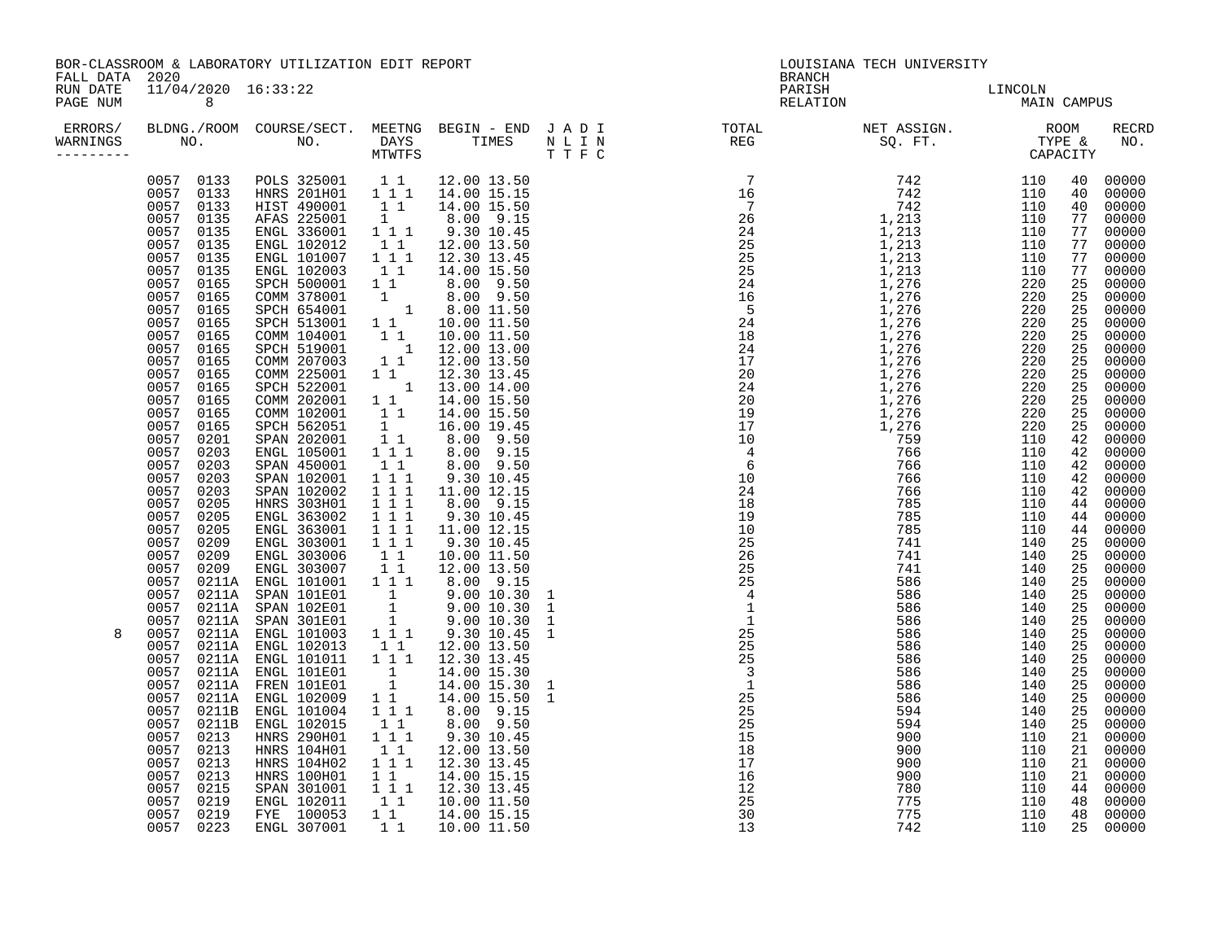BOR-CLASSROOM & LABORATORY UTILIZATION EDIT REPORT
FALL DATA 2020
RUN DATE 11/04/2020 16:33:22

LOUISIANA TECH UNIVERSITY
BRANCH
PARISH LINCOLN
RELATION MAIN CAMPUS

| ERRORS/ WARNINGS | BLDNG./ROOM NO. | | COURSE/SECT. NO. | MEETNG DAYS MTWTFS | BEGIN - END TIMES | J A D I N L I N T T F C | TOTAL REG | NET ASSIGN. SQ. FT. | ROOM TYPE & CAPACITY | | RECRD NO. |
|---|---|---|---|---|---|---|---|---|---|---|---|
| | 0057 | 0133 | POLS 325001 | 1 1 | 12.00 13.50 | | 7 | 742 | 110 | 40 | 00000 |
| | 0057 | 0133 | HNRS 201H01 | 1 1 1 | 14.00 15.15 | | 16 | 742 | 110 | 40 | 00000 |
| | 0057 | 0133 | HIST 490001 | 1 1 | 14.00 15.50 | | 7 | 742 | 110 | 40 | 00000 |
| | 0057 | 0135 | AFAS 225001 | 1 | 8.00 9.15 | | 26 | 1,213 | 110 | 77 | 00000 |
| | 0057 | 0135 | ENGL 336001 | 1 1 1 | 9.30 10.45 | | 24 | 1,213 | 110 | 77 | 00000 |
| | 0057 | 0135 | ENGL 102012 | 1 1 | 12.00 13.50 | | 25 | 1,213 | 110 | 77 | 00000 |
| | 0057 | 0135 | ENGL 101007 | 1 1 1 | 12.30 13.45 | | 25 | 1,213 | 110 | 77 | 00000 |
| | 0057 | 0135 | ENGL 102003 | 1 1 | 14.00 15.50 | | 25 | 1,213 | 110 | 77 | 00000 |
| | 0057 | 0165 | SPCH 500001 | 1 1 | 8.00 9.50 | | 24 | 1,276 | 220 | 25 | 00000 |
| | 0057 | 0165 | COMM 378001 | 1 | 8.00 9.50 | | 16 | 1,276 | 220 | 25 | 00000 |
| | 0057 | 0165 | SPCH 654001 | 1 | 8.00 11.50 | | 5 | 1,276 | 220 | 25 | 00000 |
| | 0057 | 0165 | SPCH 513001 | 1 1 | 10.00 11.50 | | 24 | 1,276 | 220 | 25 | 00000 |
| | 0057 | 0165 | COMM 104001 | 1 1 | 10.00 11.50 | | 18 | 1,276 | 220 | 25 | 00000 |
| | 0057 | 0165 | SPCH 519001 | 1 | 12.00 13.00 | | 24 | 1,276 | 220 | 25 | 00000 |
| | 0057 | 0165 | COMM 207003 | 1 1 | 12.00 13.50 | | 17 | 1,276 | 220 | 25 | 00000 |
| | 0057 | 0165 | COMM 225001 | 1 1 | 12.30 13.45 | | 20 | 1,276 | 220 | 25 | 00000 |
| | 0057 | 0165 | SPCH 522001 | 1 | 13.00 14.00 | | 24 | 1,276 | 220 | 25 | 00000 |
| | 0057 | 0165 | COMM 202001 | 1 1 | 14.00 15.50 | | 20 | 1,276 | 220 | 25 | 00000 |
| | 0057 | 0165 | COMM 102001 | 1 1 | 14.00 15.50 | | 19 | 1,276 | 220 | 25 | 00000 |
| | 0057 | 0165 | SPCH 562051 | 1 | 16.00 19.45 | | 17 | 1,276 | 220 | 25 | 00000 |
| | 0057 | 0201 | SPAN 202001 | 1 1 | 8.00 9.50 | | 10 | 759 | 110 | 42 | 00000 |
| | 0057 | 0203 | ENGL 105001 | 1 1 1 | 8.00 9.15 | | 4 | 766 | 110 | 42 | 00000 |
| | 0057 | 0203 | SPAN 450001 | 1 1 | 8.00 9.50 | | 6 | 766 | 110 | 42 | 00000 |
| | 0057 | 0203 | SPAN 102001 | 1 1 1 | 9.30 10.45 | | 10 | 766 | 110 | 42 | 00000 |
| | 0057 | 0203 | SPAN 102002 | 1 1 1 | 11.00 12.15 | | 24 | 766 | 110 | 42 | 00000 |
| | 0057 | 0205 | HNRS 303H01 | 1 1 1 | 8.00 9.15 | | 18 | 785 | 110 | 44 | 00000 |
| | 0057 | 0205 | ENGL 363002 | 1 1 1 | 9.30 10.45 | | 19 | 785 | 110 | 44 | 00000 |
| | 0057 | 0205 | ENGL 363001 | 1 1 1 | 11.00 12.15 | | 10 | 785 | 110 | 44 | 00000 |
| | 0057 | 0209 | ENGL 303001 | 1 1 1 | 9.30 10.45 | | 25 | 741 | 140 | 25 | 00000 |
| | 0057 | 0209 | ENGL 303006 | 1 1 | 10.00 11.50 | | 26 | 741 | 140 | 25 | 00000 |
| | 0057 | 0209 | ENGL 303007 | 1 1 | 12.00 13.50 | | 25 | 741 | 140 | 25 | 00000 |
| | 0057 | 0211A | ENGL 101001 | 1 1 1 | 8.00 9.15 | | 25 | 586 | 140 | 25 | 00000 |
| | 0057 | 0211A | SPAN 101E01 | 1 | 9.00 10.30 | 1 | 4 | 586 | 140 | 25 | 00000 |
| | 0057 | 0211A | SPAN 102E01 | 1 | 9.00 10.30 | 1 | 1 | 586 | 140 | 25 | 00000 |
| | 0057 | 0211A | SPAN 301E01 | 1 | 9.00 10.30 | 1 | 1 | 586 | 140 | 25 | 00000 |
| 8 | 0057 | 0211A | ENGL 101003 | 1 1 1 | 9.30 10.45 | 1 | 25 | 586 | 140 | 25 | 00000 |
| | 0057 | 0211A | ENGL 102013 | 1 1 | 12.00 13.50 | | 25 | 586 | 140 | 25 | 00000 |
| | 0057 | 0211A | ENGL 101011 | 1 1 1 | 12.30 13.45 | | 25 | 586 | 140 | 25 | 00000 |
| | 0057 | 0211A | ENGL 101E01 | 1 | 14.00 15.30 | | 3 | 586 | 140 | 25 | 00000 |
| | 0057 | 0211A | FREN 101E01 | 1 | 14.00 15.30 | 1 | 1 | 586 | 140 | 25 | 00000 |
| | 0057 | 0211A | ENGL 102009 | 1 1 | 14.00 15.50 | 1 | 25 | 586 | 140 | 25 | 00000 |
| | 0057 | 0211B | ENGL 101004 | 1 1 1 | 8.00 9.15 | | 25 | 594 | 140 | 25 | 00000 |
| | 0057 | 0211B | ENGL 102015 | 1 1 | 8.00 9.50 | | 25 | 594 | 140 | 25 | 00000 |
| | 0057 | 0213 | HNRS 290H01 | 1 1 1 | 9.30 10.45 | | 15 | 900 | 110 | 21 | 00000 |
| | 0057 | 0213 | HNRS 104H01 | 1 1 | 12.00 13.50 | | 18 | 900 | 110 | 21 | 00000 |
| | 0057 | 0213 | HNRS 104H02 | 1 1 1 | 12.30 13.45 | | 17 | 900 | 110 | 21 | 00000 |
| | 0057 | 0213 | HNRS 100H01 | 1 1 | 14.00 15.15 | | 16 | 900 | 110 | 21 | 00000 |
| | 0057 | 0215 | SPAN 301001 | 1 1 1 | 12.30 13.45 | | 12 | 780 | 110 | 44 | 00000 |
| | 0057 | 0219 | ENGL 102011 | 1 1 | 10.00 11.50 | | 25 | 775 | 110 | 48 | 00000 |
| | 0057 | 0219 | FYE 100053 | 1 1 | 14.00 15.15 | | 30 | 775 | 110 | 48 | 00000 |
| | 0057 | 0223 | ENGL 307001 | 1 1 | 10.00 11.50 | | 13 | 742 | 110 | 25 | 00000 |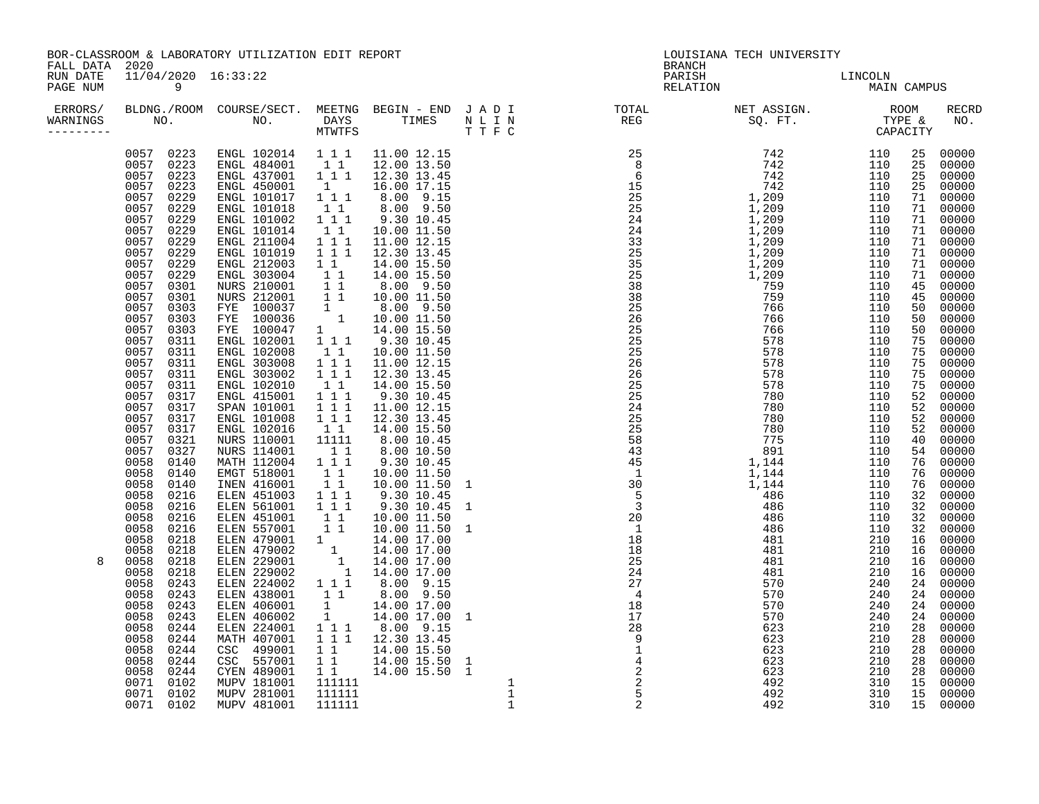BOR-CLASSROOM & LABORATORY UTILIZATION EDIT REPORT
FALL DATA 2020
RUN DATE 11/04/2020 16:33:22

LOUISIANA TECH UNIVERSITY
BRANCH
PARISH LINCOLN
RELATION MAIN CAMPUS

| ERRORS/ WARNINGS | BLDG. NO. | ROOM NO. | COURSE/SECT. NO. | MEETNG DAYS MTWTFS | BEGIN TIME | END TIME | J | A | D | I | TOTAL REG | NET ASSIGN. SQ. FT. | ROOM TYPE | CAPACITY | RECRD NO. |
|---|---|---|---|---|---|---|---|---|---|---|---|---|---|---|---|
| | 0057 | 0223 | ENGL 102014 | 1 1 1 | 11.00 | 12.15 | | | | | 25 | 742 | 110 | 25 | 00000 |
| | 0057 | 0223 | ENGL 484001 | 1 1 | 12.00 | 13.50 | | | | | 8 | 742 | 110 | 25 | 00000 |
| | 0057 | 0223 | ENGL 437001 | 1 1 1 | 12.30 | 13.45 | | | | | 6 | 742 | 110 | 25 | 00000 |
| | 0057 | 0223 | ENGL 450001 | 1 | 16.00 | 17.15 | | | | | 15 | 742 | 110 | 25 | 00000 |
| | 0057 | 0229 | ENGL 101017 | 1 1 1 | 8.00 | 9.15 | | | | | 25 | 1,209 | 110 | 71 | 00000 |
| | 0057 | 0229 | ENGL 101018 | 1 1 | 8.00 | 9.50 | | | | | 25 | 1,209 | 110 | 71 | 00000 |
| | 0057 | 0229 | ENGL 101002 | 1 1 1 | 9.30 | 10.45 | | | | | 24 | 1,209 | 110 | 71 | 00000 |
| | 0057 | 0229 | ENGL 101014 | 1 1 | 10.00 | 11.50 | | | | | 24 | 1,209 | 110 | 71 | 00000 |
| | 0057 | 0229 | ENGL 211004 | 1 1 1 | 11.00 | 12.15 | | | | | 33 | 1,209 | 110 | 71 | 00000 |
| | 0057 | 0229 | ENGL 101019 | 1 1 1 | 12.30 | 13.45 | | | | | 25 | 1,209 | 110 | 71 | 00000 |
| | 0057 | 0229 | ENGL 212003 | 1 1 | 14.00 | 15.50 | | | | | 35 | 1,209 | 110 | 71 | 00000 |
| | 0057 | 0229 | ENGL 303004 | 1 1 | 14.00 | 15.50 | | | | | 25 | 1,209 | 110 | 71 | 00000 |
| | 0057 | 0301 | NURS 210001 | 1 1 | 8.00 | 9.50 | | | | | 38 | 759 | 110 | 45 | 00000 |
| | 0057 | 0301 | NURS 212001 | 1 1 | 10.00 | 11.50 | | | | | 38 | 759 | 110 | 45 | 00000 |
| | 0057 | 0303 | FYE 100037 | 1 | 8.00 | 9.50 | | | | | 25 | 766 | 110 | 50 | 00000 |
| | 0057 | 0303 | FYE 100036 | 1 | 10.00 | 11.50 | | | | | 26 | 766 | 110 | 50 | 00000 |
| | 0057 | 0303 | FYE 100047 | 1 | 14.00 | 15.50 | | | | | 25 | 766 | 110 | 50 | 00000 |
| | 0057 | 0311 | ENGL 102001 | 1 1 1 | 9.30 | 10.45 | | | | | 25 | 578 | 110 | 75 | 00000 |
| | 0057 | 0311 | ENGL 102008 | 1 1 | 10.00 | 11.50 | | | | | 25 | 578 | 110 | 75 | 00000 |
| | 0057 | 0311 | ENGL 303008 | 1 1 1 | 11.00 | 12.15 | | | | | 26 | 578 | 110 | 75 | 00000 |
| | 0057 | 0311 | ENGL 303002 | 1 1 1 | 12.30 | 13.45 | | | | | 26 | 578 | 110 | 75 | 00000 |
| | 0057 | 0311 | ENGL 102010 | 1 1 | 14.00 | 15.50 | | | | | 25 | 578 | 110 | 75 | 00000 |
| | 0057 | 0317 | ENGL 415001 | 1 1 1 | 9.30 | 10.45 | | | | | 25 | 780 | 110 | 52 | 00000 |
| | 0057 | 0317 | SPAN 101001 | 1 1 1 | 11.00 | 12.15 | | | | | 24 | 780 | 110 | 52 | 00000 |
| | 0057 | 0317 | ENGL 101008 | 1 1 1 | 12.30 | 13.45 | | | | | 25 | 780 | 110 | 52 | 00000 |
| | 0057 | 0317 | ENGL 102016 | 1 1 | 14.00 | 15.50 | | | | | 25 | 780 | 110 | 52 | 00000 |
| | 0057 | 0321 | NURS 110001 | 11111 | 8.00 | 10.45 | | | | | 58 | 775 | 110 | 40 | 00000 |
| | 0057 | 0327 | NURS 114001 | 1 1 | 8.00 | 10.50 | | | | | 43 | 891 | 110 | 54 | 00000 |
| | 0058 | 0140 | MATH 112004 | 1 1 1 | 9.30 | 10.45 | | | | | 45 | 1,144 | 110 | 76 | 00000 |
| | 0058 | 0140 | EMGT 518001 | 1 1 | 10.00 | 11.50 | | | | | 1 | 1,144 | 110 | 76 | 00000 |
| | 0058 | 0140 | INEN 416001 | 1 1 | 10.00 | 11.50 | 1 | | | | 30 | 1,144 | 110 | 76 | 00000 |
| | 0058 | 0216 | ELEN 451003 | 1 1 1 | 9.30 | 10.45 | | | | | 5 | 486 | 110 | 32 | 00000 |
| | 0058 | 0216 | ELEN 561001 | 1 1 1 | 9.30 | 10.45 | 1 | | | | 3 | 486 | 110 | 32 | 00000 |
| | 0058 | 0216 | ELEN 451001 | 1 1 | 10.00 | 11.50 | | | | | 20 | 486 | 110 | 32 | 00000 |
| | 0058 | 0216 | ELEN 557001 | 1 1 | 10.00 | 11.50 | 1 | | | | 1 | 486 | 110 | 32 | 00000 |
| | 0058 | 0218 | ELEN 479001 | 1 | 14.00 | 17.00 | | | | | 18 | 481 | 210 | 16 | 00000 |
| | 0058 | 0218 | ELEN 479002 | 1 | 14.00 | 17.00 | | | | | 18 | 481 | 210 | 16 | 00000 |
| 8 | 0058 | 0218 | ELEN 229001 | 1 | 14.00 | 17.00 | | | | | 25 | 481 | 210 | 16 | 00000 |
| | 0058 | 0218 | ELEN 229002 | 1 | 14.00 | 17.00 | | | | | 24 | 481 | 210 | 16 | 00000 |
| | 0058 | 0243 | ELEN 224002 | 1 1 1 | 8.00 | 9.15 | | | | | 27 | 570 | 240 | 24 | 00000 |
| | 0058 | 0243 | ELEN 438001 | 1 1 | 8.00 | 9.50 | | | | | 4 | 570 | 240 | 24 | 00000 |
| | 0058 | 0243 | ELEN 406001 | 1 | 14.00 | 17.00 | | | | | 18 | 570 | 240 | 24 | 00000 |
| | 0058 | 0243 | ELEN 406002 | 1 | 14.00 | 17.00 | 1 | | | | 17 | 570 | 240 | 24 | 00000 |
| | 0058 | 0244 | ELEN 224001 | 1 1 1 | 8.00 | 9.15 | | | | | 28 | 623 | 210 | 28 | 00000 |
| | 0058 | 0244 | MATH 407001 | 1 1 1 | 12.30 | 13.45 | | | | | 9 | 623 | 210 | 28 | 00000 |
| | 0058 | 0244 | CSC 499001 | 1 1 | 14.00 | 15.50 | | | | | 1 | 623 | 210 | 28 | 00000 |
| | 0058 | 0244 | CSC 557001 | 1 1 | 14.00 | 15.50 | 1 | | | | 4 | 623 | 210 | 28 | 00000 |
| | 0058 | 0244 | CYEN 489001 | 1 1 | 14.00 | 15.50 | 1 | | | | 2 | 623 | 210 | 28 | 00000 |
| | 0071 | 0102 | MUPV 181001 | 111111 | | | | | | 1 | 2 | 492 | 310 | 15 | 00000 |
| | 0071 | 0102 | MUPV 281001 | 111111 | | | | | | 1 | 5 | 492 | 310 | 15 | 00000 |
| | 0071 | 0102 | MUPV 481001 | 111111 | | | | | | 1 | 2 | 492 | 310 | 15 | 00000 |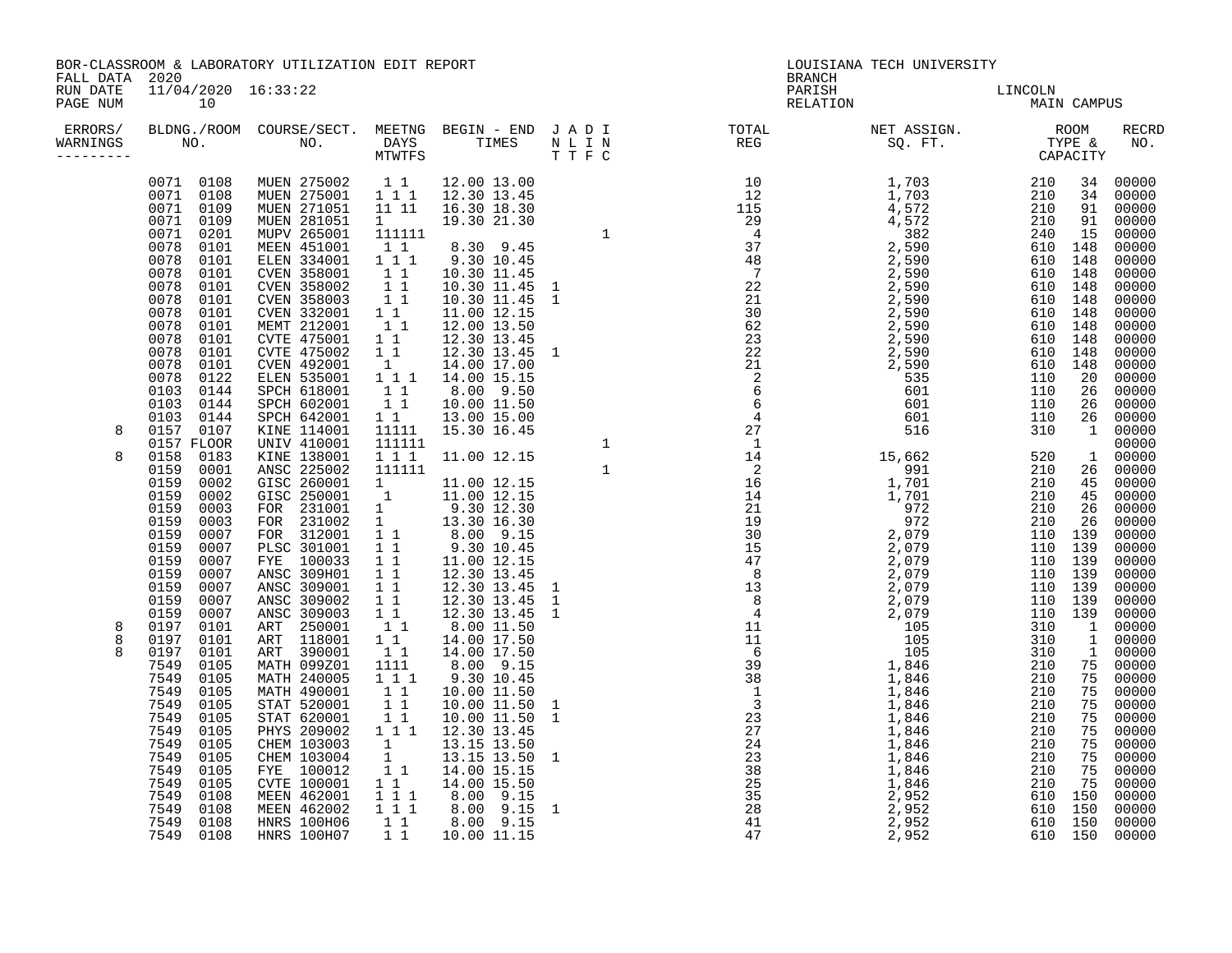BOR-CLASSROOM & LABORATORY UTILIZATION EDIT REPORT
FALL DATA 2020
RUN DATE 11/04/2020 16:33:22
PAGE NUM 10

LOUISIANA TECH UNIVERSITY
BRANCH
PARISH LINCOLN
RELATION MAIN CAMPUS

| ERRORS/ WARNINGS | BLDNG./ROOM NO. | COURSE/SECT. NO. | MEETNG DAYS MTWTFS | BEGIN - END TIMES | J A D I N L I N T T F C | TOTAL REG | NET ASSIGN. SQ. FT. | ROOM TYPE & CAPACITY | RECRD NO. |
|---|---|---|---|---|---|---|---|---|---|
| | 0071 0108 | MUEN 275002 | 1 1 | 12.00 13.00 | | 10 | 1,703 | 210 34 | 00000 |
| | 0071 0108 | MUEN 275001 | 1 1 1 | 12.30 13.45 | | 12 | 1,703 | 210 34 | 00000 |
| | 0071 0109 | MUEN 271051 | 11 11 | 16.30 18.30 | | 115 | 4,572 | 210 91 | 00000 |
| | 0071 0109 | MUEN 281051 | 1 | 19.30 21.30 | | 29 | 4,572 | 210 91 | 00000 |
| | 0071 0201 | MUPV 265001 | 111111 | | 1 | 4 | 382 | 240 15 | 00000 |
| | 0078 0101 | MEEN 451001 | 1 1 | 8.30 9.45 | | 37 | 2,590 | 610 148 | 00000 |
| | 0078 0101 | ELEN 334001 | 1 1 1 | 9.30 10.45 | | 48 | 2,590 | 610 148 | 00000 |
| | 0078 0101 | CVEN 358001 | 1 1 | 10.30 11.45 | | 7 | 2,590 | 610 148 | 00000 |
| | 0078 0101 | CVEN 358002 | 1 1 | 10.30 11.45 | 1 | 22 | 2,590 | 610 148 | 00000 |
| | 0078 0101 | CVEN 358003 | 1 1 | 10.30 11.45 | 1 | 21 | 2,590 | 610 148 | 00000 |
| | 0078 0101 | CVEN 332001 | 1 1 | 11.00 12.15 | | 30 | 2,590 | 610 148 | 00000 |
| | 0078 0101 | MEMT 212001 | 1 1 | 12.00 13.50 | | 62 | 2,590 | 610 148 | 00000 |
| | 0078 0101 | CVTE 475001 | 1 1 | 12.30 13.45 | | 23 | 2,590 | 610 148 | 00000 |
| | 0078 0101 | CVTE 475002 | 1 1 | 12.30 13.45 | 1 | 22 | 2,590 | 610 148 | 00000 |
| | 0078 0101 | CVEN 492001 | 1 | 14.00 17.00 | | 21 | 2,590 | 610 148 | 00000 |
| | 0078 0122 | ELEN 535001 | 1 1 1 | 14.00 15.15 | | 2 | 535 | 110 20 | 00000 |
| | 0103 0144 | SPCH 618001 | 1 1 | 8.00 9.50 | | 6 | 601 | 110 26 | 00000 |
| | 0103 0144 | SPCH 602001 | 1 1 | 10.00 11.50 | | 6 | 601 | 110 26 | 00000 |
| | 0103 0144 | SPCH 642001 | 1 1 | 13.00 15.00 | | 4 | 601 | 110 26 | 00000 |
| 8 | 0157 0107 | KINE 114001 | 11111 | 15.30 16.45 | | 27 | 516 | 310 1 | 00000 |
| | 0157 FLOOR | UNIV 410001 | 111111 | | 1 | 1 | | | 00000 |
| 8 | 0158 0183 | KINE 138001 | 1 1 1 | 11.00 12.15 | | 14 | 15,662 | 520 1 | 00000 |
| | 0159 0001 | ANSC 225002 | 111111 | | 1 | 2 | 991 | 210 26 | 00000 |
| | 0159 0002 | GISC 260001 | 1 | 11.00 12.15 | | 16 | 1,701 | 210 45 | 00000 |
| | 0159 0002 | GISC 250001 | 1 | 11.00 12.15 | | 14 | 1,701 | 210 45 | 00000 |
| | 0159 0003 | FOR 231001 | 1 | 9.30 12.30 | | 21 | 972 | 210 26 | 00000 |
| | 0159 0003 | FOR 231002 | 1 | 13.30 16.30 | | 19 | 972 | 210 26 | 00000 |
| | 0159 0007 | FOR 312001 | 1 1 | 8.00 9.15 | | 30 | 2,079 | 110 139 | 00000 |
| | 0159 0007 | PLSC 301001 | 1 1 | 9.30 10.45 | | 15 | 2,079 | 110 139 | 00000 |
| | 0159 0007 | FYE 100033 | 1 1 | 11.00 12.15 | | 47 | 2,079 | 110 139 | 00000 |
| | 0159 0007 | ANSC 309H01 | 1 1 | 12.30 13.45 | | 8 | 2,079 | 110 139 | 00000 |
| | 0159 0007 | ANSC 309001 | 1 1 | 12.30 13.45 | 1 | 13 | 2,079 | 110 139 | 00000 |
| | 0159 0007 | ANSC 309002 | 1 1 | 12.30 13.45 | 1 | 8 | 2,079 | 110 139 | 00000 |
| | 0159 0007 | ANSC 309003 | 1 1 | 12.30 13.45 | 1 | 4 | 2,079 | 110 139 | 00000 |
| 8 | 0197 0101 | ART 250001 | 1 1 | 8.00 11.50 | | 11 | 105 | 310 1 | 00000 |
| 8 | 0197 0101 | ART 118001 | 1 1 | 14.00 17.50 | | 11 | 105 | 310 1 | 00000 |
| 8 | 0197 0101 | ART 390001 | 1 1 | 14.00 17.50 | | 6 | 105 | 310 1 | 00000 |
| | 7549 0105 | MATH 099Z01 | 1111 | 8.00 9.15 | | 39 | 1,846 | 210 75 | 00000 |
| | 7549 0105 | MATH 240005 | 1 1 1 | 9.30 10.45 | | 38 | 1,846 | 210 75 | 00000 |
| | 7549 0105 | MATH 490001 | 1 1 | 10.00 11.50 | | 1 | 1,846 | 210 75 | 00000 |
| | 7549 0105 | STAT 520001 | 1 1 | 10.00 11.50 | 1 | 3 | 1,846 | 210 75 | 00000 |
| | 7549 0105 | STAT 620001 | 1 1 | 10.00 11.50 | 1 | 23 | 1,846 | 210 75 | 00000 |
| | 7549 0105 | PHYS 209002 | 1 1 1 | 12.30 13.45 | | 27 | 1,846 | 210 75 | 00000 |
| | 7549 0105 | CHEM 103003 | 1 | 13.15 13.50 | | 24 | 1,846 | 210 75 | 00000 |
| | 7549 0105 | CHEM 103004 | 1 | 13.15 13.50 | 1 | 23 | 1,846 | 210 75 | 00000 |
| | 7549 0105 | FYE 100012 | 1 1 | 14.00 15.15 | | 38 | 1,846 | 210 75 | 00000 |
| | 7549 0105 | CVTE 100001 | 1 1 | 14.00 15.50 | | 25 | 1,846 | 210 75 | 00000 |
| | 7549 0108 | MEEN 462001 | 1 1 1 | 8.00 9.15 | | 35 | 2,952 | 610 150 | 00000 |
| | 7549 0108 | MEEN 462002 | 1 1 1 | 8.00 9.15 | 1 | 28 | 2,952 | 610 150 | 00000 |
| | 7549 0108 | HNRS 100H06 | 1 1 | 8.00 9.15 | | 41 | 2,952 | 610 150 | 00000 |
| | 7549 0108 | HNRS 100H07 | 1 1 | 10.00 11.15 | | 47 | 2,952 | 610 150 | 00000 |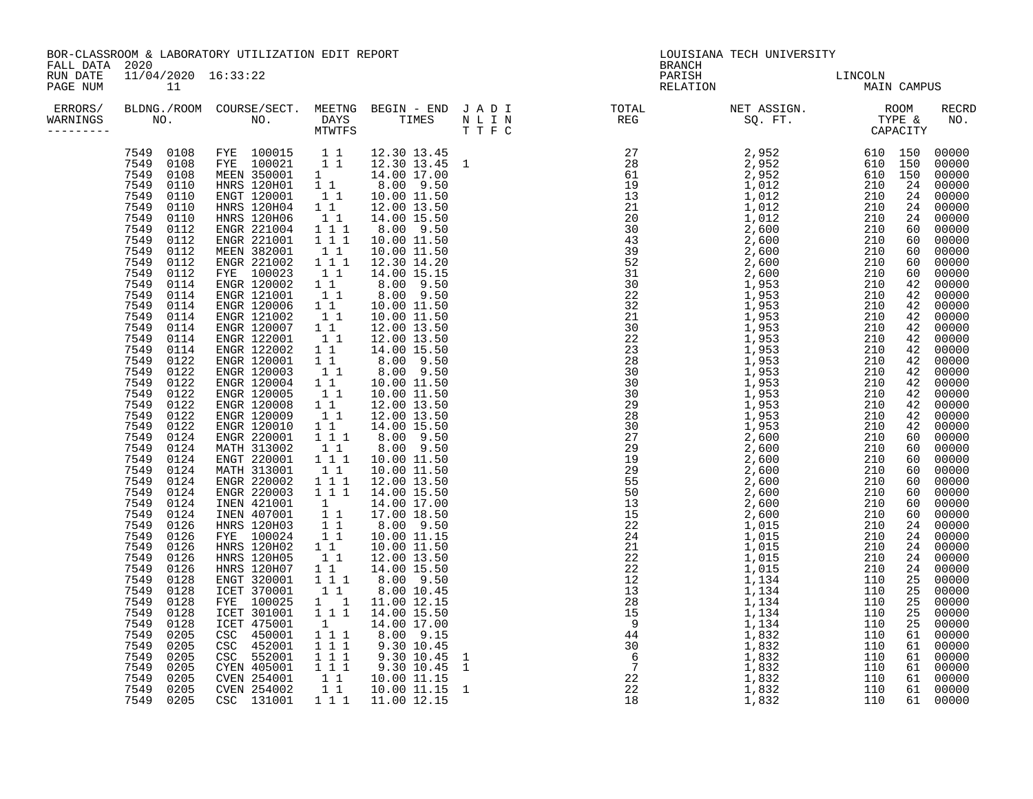BOR-CLASSROOM & LABORATORY UTILIZATION EDIT REPORT
FALL DATA 2020
RUN DATE 11/04/2020 16:33:22

LOUISIANA TECH UNIVERSITY
BRANCH
PARISH LINCOLN
RELATION MAIN CAMPUS

| ERRORS/ WARNINGS | BLDNG./ROOM NO. | COURSE/SECT. NO. | MEETNG DAYS MTWTFS | BEGIN - END TIMES | J A D I / N L I N / T T F C | TOTAL REG | NET ASSIGN. SQ. FT. | ROOM TYPE & CAPACITY | RECRD NO. |
|---|---|---|---|---|---|---|---|---|---|
| | 7549 0108 | FYE 100015 | 1 1 | 12.30 13.45 | | 27 | 2,952 | 610 150 | 00000 |
| | 7549 0108 | FYE 100021 | 1 1 | 12.30 13.45 | 1 | 28 | 2,952 | 610 150 | 00000 |
| | 7549 0108 | MEEN 350001 | 1 | 14.00 17.00 | | 61 | 2,952 | 610 150 | 00000 |
| | 7549 0110 | HNRS 120H01 | 1 1 | 8.00 9.50 | | 19 | 1,012 | 210 24 | 00000 |
| | 7549 0110 | ENGT 120001 | 1 1 | 10.00 11.50 | | 13 | 1,012 | 210 24 | 00000 |
| | 7549 0110 | HNRS 120H04 | 1 1 | 12.00 13.50 | | 21 | 1,012 | 210 24 | 00000 |
| | 7549 0110 | HNRS 120H06 | 1 1 | 14.00 15.50 | | 20 | 1,012 | 210 24 | 00000 |
| | 7549 0112 | ENGR 221004 | 1 1 1 | 8.00 9.50 | | 30 | 2,600 | 210 60 | 00000 |
| | 7549 0112 | ENGR 221001 | 1 1 1 | 10.00 11.50 | | 43 | 2,600 | 210 60 | 00000 |
| | 7549 0112 | MEEN 382001 | 1 1 | 10.00 11.50 | | 39 | 2,600 | 210 60 | 00000 |
| | 7549 0112 | ENGR 221002 | 1 1 1 | 12.30 14.20 | | 52 | 2,600 | 210 60 | 00000 |
| | 7549 0112 | FYE 100023 | 1 1 | 14.00 15.15 | | 31 | 2,600 | 210 60 | 00000 |
| | 7549 0114 | ENGR 120002 | 1 1 | 8.00 9.50 | | 30 | 1,953 | 210 42 | 00000 |
| | 7549 0114 | ENGR 121001 | 1 1 | 8.00 9.50 | | 22 | 1,953 | 210 42 | 00000 |
| | 7549 0114 | ENGR 120006 | 1 1 | 10.00 11.50 | | 32 | 1,953 | 210 42 | 00000 |
| | 7549 0114 | ENGR 121002 | 1 1 | 10.00 11.50 | | 21 | 1,953 | 210 42 | 00000 |
| | 7549 0114 | ENGR 120007 | 1 1 | 12.00 13.50 | | 30 | 1,953 | 210 42 | 00000 |
| | 7549 0114 | ENGR 122001 | 1 1 | 12.00 13.50 | | 22 | 1,953 | 210 42 | 00000 |
| | 7549 0114 | ENGR 122002 | 1 1 | 14.00 15.50 | | 23 | 1,953 | 210 42 | 00000 |
| | 7549 0122 | ENGR 120001 | 1 1 | 8.00 9.50 | | 28 | 1,953 | 210 42 | 00000 |
| | 7549 0122 | ENGR 120003 | 1 1 | 8.00 9.50 | | 30 | 1,953 | 210 42 | 00000 |
| | 7549 0122 | ENGR 120004 | 1 1 | 10.00 11.50 | | 30 | 1,953 | 210 42 | 00000 |
| | 7549 0122 | ENGR 120005 | 1 1 | 10.00 11.50 | | 30 | 1,953 | 210 42 | 00000 |
| | 7549 0122 | ENGR 120008 | 1 1 | 12.00 13.50 | | 29 | 1,953 | 210 42 | 00000 |
| | 7549 0122 | ENGR 120009 | 1 1 | 12.00 13.50 | | 28 | 1,953 | 210 42 | 00000 |
| | 7549 0122 | ENGR 120010 | 1 1 | 14.00 15.50 | | 30 | 1,953 | 210 42 | 00000 |
| | 7549 0124 | ENGR 220001 | 1 1 1 | 8.00 9.50 | | 27 | 2,600 | 210 60 | 00000 |
| | 7549 0124 | MATH 313002 | 1 1 | 8.00 9.50 | | 29 | 2,600 | 210 60 | 00000 |
| | 7549 0124 | ENGT 220001 | 1 1 1 | 10.00 11.50 | | 19 | 2,600 | 210 60 | 00000 |
| | 7549 0124 | MATH 313001 | 1 1 | 10.00 11.50 | | 29 | 2,600 | 210 60 | 00000 |
| | 7549 0124 | ENGR 220002 | 1 1 1 | 12.00 13.50 | | 55 | 2,600 | 210 60 | 00000 |
| | 7549 0124 | ENGR 220003 | 1 1 1 | 14.00 15.50 | | 50 | 2,600 | 210 60 | 00000 |
| | 7549 0124 | INEN 421001 | 1 | 14.00 17.00 | | 13 | 2,600 | 210 60 | 00000 |
| | 7549 0124 | INEN 407001 | 1 1 | 17.00 18.50 | | 15 | 2,600 | 210 60 | 00000 |
| | 7549 0126 | HNRS 120H03 | 1 1 | 8.00 9.50 | | 22 | 1,015 | 210 24 | 00000 |
| | 7549 0126 | FYE 100024 | 1 1 | 10.00 11.15 | | 24 | 1,015 | 210 24 | 00000 |
| | 7549 0126 | HNRS 120H02 | 1 1 | 10.00 11.50 | | 21 | 1,015 | 210 24 | 00000 |
| | 7549 0126 | HNRS 120H05 | 1 1 | 12.00 13.50 | | 22 | 1,015 | 210 24 | 00000 |
| | 7549 0126 | HNRS 120H07 | 1 1 | 14.00 15.50 | | 22 | 1,015 | 210 24 | 00000 |
| | 7549 0128 | ENGT 320001 | 1 1 1 | 8.00 9.50 | | 12 | 1,134 | 110 25 | 00000 |
| | 7549 0128 | ICET 370001 | 1 1 | 8.00 10.45 | | 13 | 1,134 | 110 25 | 00000 |
| | 7549 0128 | FYE 100025 | 1 1 | 11.00 12.15 | | 28 | 1,134 | 110 25 | 00000 |
| | 7549 0128 | ICET 301001 | 1 1 1 | 14.00 15.50 | | 15 | 1,134 | 110 25 | 00000 |
| | 7549 0128 | ICET 475001 | 1 | 14.00 17.00 | | 9 | 1,134 | 110 25 | 00000 |
| | 7549 0205 | CSC 450001 | 1 1 1 | 8.00 9.15 | | 44 | 1,832 | 110 61 | 00000 |
| | 7549 0205 | CSC 452001 | 1 1 1 | 9.30 10.45 | | 30 | 1,832 | 110 61 | 00000 |
| | 7549 0205 | CSC 552001 | 1 1 1 | 9.30 10.45 | 1 | 6 | 1,832 | 110 61 | 00000 |
| | 7549 0205 | CYEN 405001 | 1 1 1 | 9.30 10.45 | 1 | 7 | 1,832 | 110 61 | 00000 |
| | 7549 0205 | CVEN 254001 | 1 1 | 10.00 11.15 | | 22 | 1,832 | 110 61 | 00000 |
| | 7549 0205 | CVEN 254002 | 1 1 | 10.00 11.15 | 1 | 22 | 1,832 | 110 61 | 00000 |
| | 7549 0205 | CSC 131001 | 1 1 1 | 11.00 12.15 | | 18 | 1,832 | 110 61 | 00000 |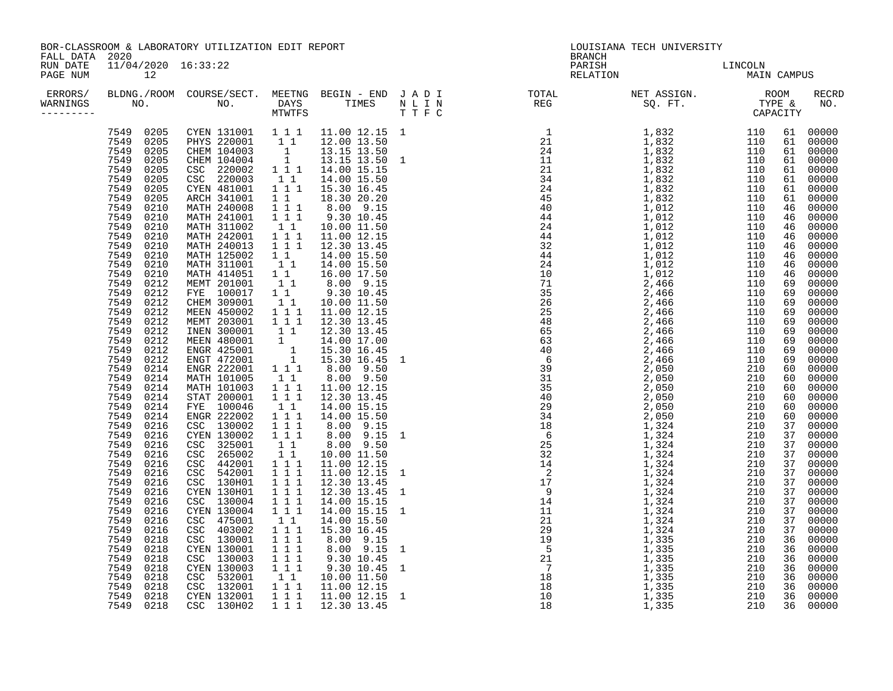BOR-CLASSROOM & LABORATORY UTILIZATION EDIT REPORT
FALL DATA 2020
RUN DATE 11/04/2020 16:33:22
PAGE NUM 12

LOUISIANA TECH UNIVERSITY
BRANCH
PARISH LINCOLN
RELATION MAIN CAMPUS

| ERRORS/ WARNINGS | BLDNG./ROOM NO. | COURSE/SECT. NO. | MEETNG DAYS MTWTFS | BEGIN - END TIMES | J A D I N L I N T T F C | TOTAL REG | NET ASSIGN. SQ. FT. | ROOM TYPE & CAPACITY | | RECRD NO. |
|---|---|---|---|---|---|---|---|---|---|---|
| | 7549 0205 | CYEN 131001 | 1 1 1 | 11.00 12.15 | 1 | 1 | 1,832 | 110 | 61 | 00000 |
| | 7549 0205 | PHYS 220001 | 1 1 | 12.00 13.50 | | 21 | 1,832 | 110 | 61 | 00000 |
| | 7549 0205 | CHEM 104003 | 1 | 13.15 13.50 | | 24 | 1,832 | 110 | 61 | 00000 |
| | 7549 0205 | CHEM 104004 | 1 | 13.15 13.50 | 1 | 11 | 1,832 | 110 | 61 | 00000 |
| | 7549 0205 | CSC 220002 | 1 1 1 | 14.00 15.15 | | 21 | 1,832 | 110 | 61 | 00000 |
| | 7549 0205 | CSC 220003 | 1 1 | 14.00 15.50 | | 34 | 1,832 | 110 | 61 | 00000 |
| | 7549 0205 | CYEN 481001 | 1 1 1 | 15.30 16.45 | | 24 | 1,832 | 110 | 61 | 00000 |
| | 7549 0205 | ARCH 341001 | 1 1 | 18.30 20.20 | | 45 | 1,832 | 110 | 61 | 00000 |
| | 7549 0210 | MATH 240008 | 1 1 1 | 8.00 9.15 | | 40 | 1,012 | 110 | 46 | 00000 |
| | 7549 0210 | MATH 241001 | 1 1 1 | 9.30 10.45 | | 44 | 1,012 | 110 | 46 | 00000 |
| | 7549 0210 | MATH 311002 | 1 1 | 10.00 11.50 | | 24 | 1,012 | 110 | 46 | 00000 |
| | 7549 0210 | MATH 242001 | 1 1 1 | 11.00 12.15 | | 44 | 1,012 | 110 | 46 | 00000 |
| | 7549 0210 | MATH 240013 | 1 1 1 | 12.30 13.45 | | 32 | 1,012 | 110 | 46 | 00000 |
| | 7549 0210 | MATH 125002 | 1 1 | 14.00 15.50 | | 44 | 1,012 | 110 | 46 | 00000 |
| | 7549 0210 | MATH 311001 | 1 1 | 14.00 15.50 | | 24 | 1,012 | 110 | 46 | 00000 |
| | 7549 0210 | MATH 414051 | 1 1 | 16.00 17.50 | | 10 | 1,012 | 110 | 46 | 00000 |
| | 7549 0212 | MEMT 201001 | 1 1 | 8.00 9.15 | | 71 | 2,466 | 110 | 69 | 00000 |
| | 7549 0212 | FYE 100017 | 1 1 | 9.30 10.45 | | 35 | 2,466 | 110 | 69 | 00000 |
| | 7549 0212 | CHEM 309001 | 1 1 | 10.00 11.50 | | 26 | 2,466 | 110 | 69 | 00000 |
| | 7549 0212 | MEEN 450002 | 1 1 1 | 11.00 12.15 | | 25 | 2,466 | 110 | 69 | 00000 |
| | 7549 0212 | MEMT 203001 | 1 1 1 | 12.30 13.45 | | 48 | 2,466 | 110 | 69 | 00000 |
| | 7549 0212 | INEN 300001 | 1 1 | 12.30 13.45 | | 65 | 2,466 | 110 | 69 | 00000 |
| | 7549 0212 | MEEN 480001 | 1 | 14.00 17.00 | | 63 | 2,466 | 110 | 69 | 00000 |
| | 7549 0212 | ENGR 425001 | 1 | 15.30 16.45 | | 40 | 2,466 | 110 | 69 | 00000 |
| | 7549 0212 | ENGT 472001 | 1 | 15.30 16.45 | 1 | 6 | 2,466 | 110 | 69 | 00000 |
| | 7549 0214 | ENGR 222001 | 1 1 1 | 8.00 9.50 | | 39 | 2,050 | 210 | 60 | 00000 |
| | 7549 0214 | MATH 101005 | 1 1 | 8.00 9.50 | | 31 | 2,050 | 210 | 60 | 00000 |
| | 7549 0214 | MATH 101003 | 1 1 1 | 11.00 12.15 | | 35 | 2,050 | 210 | 60 | 00000 |
| | 7549 0214 | STAT 200001 | 1 1 1 | 12.30 13.45 | | 40 | 2,050 | 210 | 60 | 00000 |
| | 7549 0214 | FYE 100046 | 1 1 | 14.00 15.15 | | 29 | 2,050 | 210 | 60 | 00000 |
| | 7549 0214 | ENGR 222002 | 1 1 1 | 14.00 15.50 | | 34 | 2,050 | 210 | 60 | 00000 |
| | 7549 0216 | CSC 130002 | 1 1 1 | 8.00 9.15 | | 18 | 1,324 | 210 | 37 | 00000 |
| | 7549 0216 | CYEN 130002 | 1 1 1 | 8.00 9.15 | 1 | 6 | 1,324 | 210 | 37 | 00000 |
| | 7549 0216 | CSC 325001 | 1 1 | 8.00 9.50 | | 25 | 1,324 | 210 | 37 | 00000 |
| | 7549 0216 | CSC 265002 | 1 1 | 10.00 11.50 | | 32 | 1,324 | 210 | 37 | 00000 |
| | 7549 0216 | CSC 442001 | 1 1 1 | 11.00 12.15 | | 14 | 1,324 | 210 | 37 | 00000 |
| | 7549 0216 | CSC 542001 | 1 1 1 | 11.00 12.15 | 1 | 2 | 1,324 | 210 | 37 | 00000 |
| | 7549 0216 | CSC 130H01 | 1 1 1 | 12.30 13.45 | | 17 | 1,324 | 210 | 37 | 00000 |
| | 7549 0216 | CYEN 130H01 | 1 1 1 | 12.30 13.45 | 1 | 9 | 1,324 | 210 | 37 | 00000 |
| | 7549 0216 | CSC 130004 | 1 1 1 | 14.00 15.15 | | 14 | 1,324 | 210 | 37 | 00000 |
| | 7549 0216 | CYEN 130004 | 1 1 1 | 14.00 15.15 | 1 | 11 | 1,324 | 210 | 37 | 00000 |
| | 7549 0216 | CSC 475001 | 1 1 | 14.00 15.50 | | 21 | 1,324 | 210 | 37 | 00000 |
| | 7549 0216 | CSC 403002 | 1 1 1 | 15.30 16.45 | | 29 | 1,324 | 210 | 37 | 00000 |
| | 7549 0218 | CSC 130001 | 1 1 1 | 8.00 9.15 | | 19 | 1,335 | 210 | 36 | 00000 |
| | 7549 0218 | CYEN 130001 | 1 1 1 | 8.00 9.15 | 1 | 5 | 1,335 | 210 | 36 | 00000 |
| | 7549 0218 | CSC 130003 | 1 1 1 | 9.30 10.45 | | 21 | 1,335 | 210 | 36 | 00000 |
| | 7549 0218 | CYEN 130003 | 1 1 1 | 9.30 10.45 | 1 | 7 | 1,335 | 210 | 36 | 00000 |
| | 7549 0218 | CSC 532001 | 1 1 | 10.00 11.50 | | 18 | 1,335 | 210 | 36 | 00000 |
| | 7549 0218 | CSC 132001 | 1 1 1 | 11.00 12.15 | | 18 | 1,335 | 210 | 36 | 00000 |
| | 7549 0218 | CYEN 132001 | 1 1 1 | 11.00 12.15 | 1 | 10 | 1,335 | 210 | 36 | 00000 |
| | 7549 0218 | CSC 130H02 | 1 1 1 | 12.30 13.45 | | 18 | 1,335 | 210 | 36 | 00000 |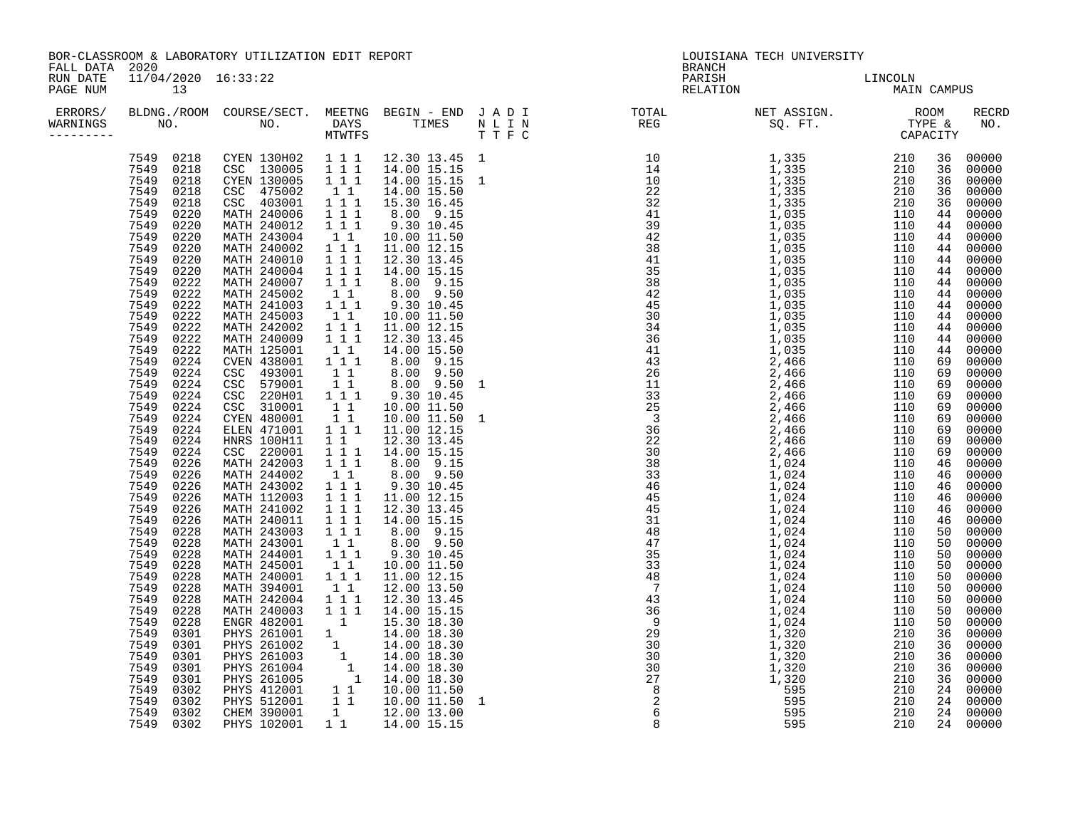BOR-CLASSROOM & LABORATORY UTILIZATION EDIT REPORT
FALL DATA 2020
RUN DATE 11/04/2020 16:33:22
PAGE NUM 13

LOUISIANA TECH UNIVERSITY
BRANCH
PARISH LINCOLN
RELATION MAIN CAMPUS

| ERRORS/ WARNINGS | BLDNG. NO. | ROOM NO. | COURSE/SECT. NO. | MEETNG DAYS MTWTFS | BEGIN - END TIMES | J A D I N L I N T T F C | TOTAL REG | NET ASSIGN. SQ. FT. | ROOM TYPE | CAPACITY | RECRD NO. |
|---|---|---|---|---|---|---|---|---|---|---|---|
| | 7549 | 0218 | CYEN 130H02 | 1 1 1 | 12.30 13.45 | 1 | 10 | 1,335 | 210 | 36 | 00000 |
| | 7549 | 0218 | CSC 130005 | 1 1 1 | 14.00 15.15 | | 14 | 1,335 | 210 | 36 | 00000 |
| | 7549 | 0218 | CYEN 130005 | 1 1 1 | 14.00 15.15 | 1 | 10 | 1,335 | 210 | 36 | 00000 |
| | 7549 | 0218 | CSC 475002 | 1 1 | 14.00 15.50 | | 22 | 1,335 | 210 | 36 | 00000 |
| | 7549 | 0218 | CSC 403001 | 1 1 1 | 15.30 16.45 | | 32 | 1,335 | 210 | 36 | 00000 |
| | 7549 | 0220 | MATH 240006 | 1 1 1 | 8.00 9.15 | | 41 | 1,035 | 110 | 44 | 00000 |
| | 7549 | 0220 | MATH 240012 | 1 1 1 | 9.30 10.45 | | 39 | 1,035 | 110 | 44 | 00000 |
| | 7549 | 0220 | MATH 243004 | 1 1 | 10.00 11.50 | | 42 | 1,035 | 110 | 44 | 00000 |
| | 7549 | 0220 | MATH 240002 | 1 1 1 | 11.00 12.15 | | 38 | 1,035 | 110 | 44 | 00000 |
| | 7549 | 0220 | MATH 240010 | 1 1 1 | 12.30 13.45 | | 41 | 1,035 | 110 | 44 | 00000 |
| | 7549 | 0220 | MATH 240004 | 1 1 1 | 14.00 15.15 | | 35 | 1,035 | 110 | 44 | 00000 |
| | 7549 | 0222 | MATH 240007 | 1 1 1 | 8.00 9.15 | | 38 | 1,035 | 110 | 44 | 00000 |
| | 7549 | 0222 | MATH 245002 | 1 1 | 8.00 9.50 | | 42 | 1,035 | 110 | 44 | 00000 |
| | 7549 | 0222 | MATH 241003 | 1 1 1 | 9.30 10.45 | | 45 | 1,035 | 110 | 44 | 00000 |
| | 7549 | 0222 | MATH 245003 | 1 1 | 10.00 11.50 | | 30 | 1,035 | 110 | 44 | 00000 |
| | 7549 | 0222 | MATH 242002 | 1 1 1 | 11.00 12.15 | | 34 | 1,035 | 110 | 44 | 00000 |
| | 7549 | 0222 | MATH 240009 | 1 1 1 | 12.30 13.45 | | 36 | 1,035 | 110 | 44 | 00000 |
| | 7549 | 0222 | MATH 125001 | 1 1 | 14.00 15.50 | | 41 | 1,035 | 110 | 44 | 00000 |
| | 7549 | 0224 | CVEN 438001 | 1 1 1 | 8.00 9.15 | | 43 | 2,466 | 110 | 69 | 00000 |
| | 7549 | 0224 | CSC 493001 | 1 1 | 8.00 9.50 | | 26 | 2,466 | 110 | 69 | 00000 |
| | 7549 | 0224 | CSC 579001 | 1 1 | 8.00 9.50 | 1 | 11 | 2,466 | 110 | 69 | 00000 |
| | 7549 | 0224 | CSC 220H01 | 1 1 1 | 9.30 10.45 | | 33 | 2,466 | 110 | 69 | 00000 |
| | 7549 | 0224 | CSC 310001 | 1 1 | 10.00 11.50 | | 25 | 2,466 | 110 | 69 | 00000 |
| | 7549 | 0224 | CYEN 480001 | 1 1 | 10.00 11.50 | 1 | 3 | 2,466 | 110 | 69 | 00000 |
| | 7549 | 0224 | ELEN 471001 | 1 1 1 | 11.00 12.15 | | 36 | 2,466 | 110 | 69 | 00000 |
| | 7549 | 0224 | HNRS 100H11 | 1 1 | 12.30 13.45 | | 22 | 2,466 | 110 | 69 | 00000 |
| | 7549 | 0224 | CSC 220001 | 1 1 1 | 14.00 15.15 | | 30 | 2,466 | 110 | 69 | 00000 |
| | 7549 | 0226 | MATH 242003 | 1 1 1 | 8.00 9.15 | | 38 | 1,024 | 110 | 46 | 00000 |
| | 7549 | 0226 | MATH 244002 | 1 1 | 8.00 9.50 | | 33 | 1,024 | 110 | 46 | 00000 |
| | 7549 | 0226 | MATH 243002 | 1 1 1 | 9.30 10.45 | | 46 | 1,024 | 110 | 46 | 00000 |
| | 7549 | 0226 | MATH 112003 | 1 1 1 | 11.00 12.15 | | 45 | 1,024 | 110 | 46 | 00000 |
| | 7549 | 0226 | MATH 241002 | 1 1 1 | 12.30 13.45 | | 45 | 1,024 | 110 | 46 | 00000 |
| | 7549 | 0226 | MATH 240011 | 1 1 1 | 14.00 15.15 | | 31 | 1,024 | 110 | 46 | 00000 |
| | 7549 | 0228 | MATH 243003 | 1 1 1 | 8.00 9.15 | | 48 | 1,024 | 110 | 50 | 00000 |
| | 7549 | 0228 | MATH 243001 | 1 1 | 8.00 9.50 | | 47 | 1,024 | 110 | 50 | 00000 |
| | 7549 | 0228 | MATH 244001 | 1 1 1 | 9.30 10.45 | | 35 | 1,024 | 110 | 50 | 00000 |
| | 7549 | 0228 | MATH 245001 | 1 1 | 10.00 11.50 | | 33 | 1,024 | 110 | 50 | 00000 |
| | 7549 | 0228 | MATH 240001 | 1 1 1 | 11.00 12.15 | | 48 | 1,024 | 110 | 50 | 00000 |
| | 7549 | 0228 | MATH 394001 | 1 1 | 12.00 13.50 | | 7 | 1,024 | 110 | 50 | 00000 |
| | 7549 | 0228 | MATH 242004 | 1 1 1 | 12.30 13.45 | | 43 | 1,024 | 110 | 50 | 00000 |
| | 7549 | 0228 | MATH 240003 | 1 1 1 | 14.00 15.15 | | 36 | 1,024 | 110 | 50 | 00000 |
| | 7549 | 0228 | ENGR 482001 | 1 | 15.30 18.30 | | 9 | 1,024 | 110 | 50 | 00000 |
| | 7549 | 0301 | PHYS 261001 | 1 | 14.00 18.30 | | 29 | 1,320 | 210 | 36 | 00000 |
| | 7549 | 0301 | PHYS 261002 | 1 | 14.00 18.30 | | 30 | 1,320 | 210 | 36 | 00000 |
| | 7549 | 0301 | PHYS 261003 | 1 | 14.00 18.30 | | 30 | 1,320 | 210 | 36 | 00000 |
| | 7549 | 0301 | PHYS 261004 | 1 | 14.00 18.30 | | 30 | 1,320 | 210 | 36 | 00000 |
| | 7549 | 0301 | PHYS 261005 | 1 | 14.00 18.30 | | 27 | 1,320 | 210 | 36 | 00000 |
| | 7549 | 0302 | PHYS 412001 | 1 1 | 10.00 11.50 | | 8 | 595 | 210 | 24 | 00000 |
| | 7549 | 0302 | PHYS 512001 | 1 1 | 10.00 11.50 | 1 | 2 | 595 | 210 | 24 | 00000 |
| | 7549 | 0302 | CHEM 390001 | 1 | 12.00 13.00 | | 6 | 595 | 210 | 24 | 00000 |
| | 7549 | 0302 | PHYS 102001 | 1 1 | 14.00 15.15 | | 8 | 595 | 210 | 24 | 00000 |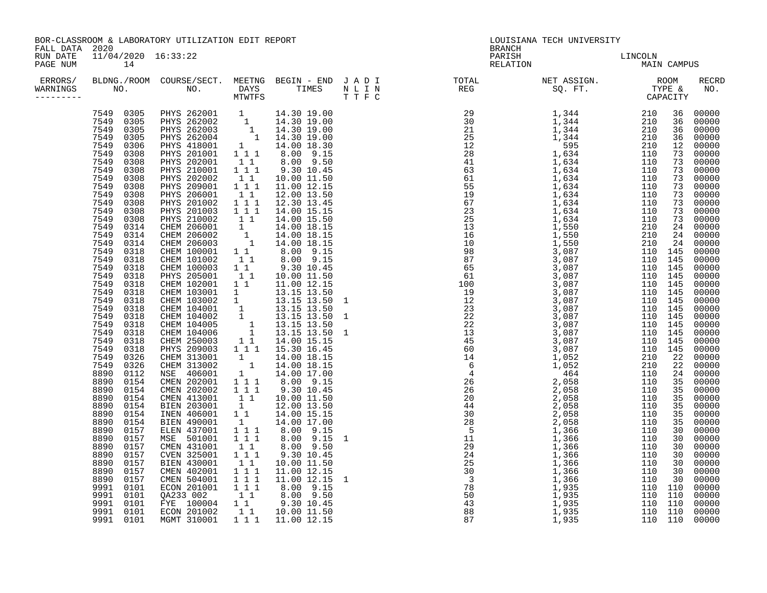BOR-CLASSROOM & LABORATORY UTILIZATION EDIT REPORT
FALL DATA 2020
RUN DATE 11/04/2020 16:33:22

LOUISIANA TECH UNIVERSITY
BRANCH
PARISH LINCOLN
RELATION MAIN CAMPUS

| ERRORS/ WARNINGS | BLDNG. NO. | ROOM NO. | COURSE/SECT. NO. | M | T | W | T | F | S | BEGIN TIME | END TIME | J | A | D | I | TOTAL REG | NET ASSIGN. SQ. FT. | ROOM TYPE | CAPACITY | RECRD NO. |
|---|---|---|---|---|---|---|---|---|---|---|---|---|---|---|---|---|---|---|---|---|
| | 7549 | 0305 | PHYS 262001 | 1 | | | | | | 14.30 | 19.00 | | | | | 29 | 1,344 | 210 | 36 | 00000 |
| | 7549 | 0305 | PHYS 262002 | | 1 | | | | | 14.30 | 19.00 | | | | | 30 | 1,344 | 210 | 36 | 00000 |
| | 7549 | 0305 | PHYS 262003 | | | 1 | | | | 14.30 | 19.00 | | | | | 21 | 1,344 | 210 | 36 | 00000 |
| | 7549 | 0305 | PHYS 262004 | | | | 1 | | | 14.30 | 19.00 | | | | | 25 | 1,344 | 210 | 36 | 00000 |
| | 7549 | 0306 | PHYS 418001 | 1 | | | | | | 14.00 | 18.30 | | | | | 12 | 595 | 210 | 12 | 00000 |
| | 7549 | 0308 | PHYS 201001 | 1 | | 1 | | 1 | | 8.00 | 9.15 | | | | | 28 | 1,634 | 110 | 73 | 00000 |
| | 7549 | 0308 | PHYS 202001 | | 1 | | 1 | | | 8.00 | 9.50 | | | | | 41 | 1,634 | 110 | 73 | 00000 |
| | 7549 | 0308 | PHYS 210001 | 1 | | 1 | | 1 | | 9.30 | 10.45 | | | | | 63 | 1,634 | 110 | 73 | 00000 |
| | 7549 | 0308 | PHYS 202002 | | 1 | | 1 | | | 10.00 | 11.50 | | | | | 61 | 1,634 | 110 | 73 | 00000 |
| | 7549 | 0308 | PHYS 209001 | 1 | | 1 | | 1 | | 11.00 | 12.15 | | | | | 55 | 1,634 | 110 | 73 | 00000 |
| | 7549 | 0308 | PHYS 206001 | | 1 | | 1 | | | 12.00 | 13.50 | | | | | 19 | 1,634 | 110 | 73 | 00000 |
| | 7549 | 0308 | PHYS 201002 | 1 | | 1 | | 1 | | 12.30 | 13.45 | | | | | 67 | 1,634 | 110 | 73 | 00000 |
| | 7549 | 0308 | PHYS 201003 | 1 | | 1 | | 1 | | 14.00 | 15.15 | | | | | 23 | 1,634 | 110 | 73 | 00000 |
| | 7549 | 0308 | PHYS 210002 | | 1 | | 1 | | | 14.00 | 15.50 | | | | | 25 | 1,634 | 110 | 73 | 00000 |
| | 7549 | 0314 | CHEM 206001 | 1 | | | | | | 14.00 | 18.15 | | | | | 13 | 1,550 | 210 | 24 | 00000 |
| | 7549 | 0314 | CHEM 206002 | | 1 | | | | | 14.00 | 18.15 | | | | | 16 | 1,550 | 210 | 24 | 00000 |
| | 7549 | 0314 | CHEM 206003 | | | 1 | | | | 14.00 | 18.15 | | | | | 10 | 1,550 | 210 | 24 | 00000 |
| | 7549 | 0318 | CHEM 100001 | 1 | | 1 | | | | 8.00 | 9.15 | | | | | 98 | 3,087 | 110 | 145 | 00000 |
| | 7549 | 0318 | CHEM 101002 | | 1 | | 1 | | | 8.00 | 9.15 | | | | | 87 | 3,087 | 110 | 145 | 00000 |
| | 7549 | 0318 | CHEM 100003 | 1 | | 1 | | | | 9.30 | 10.45 | | | | | 65 | 3,087 | 110 | 145 | 00000 |
| | 7549 | 0318 | PHYS 205001 | | 1 | | 1 | | | 10.00 | 11.50 | | | | | 61 | 3,087 | 110 | 145 | 00000 |
| | 7549 | 0318 | CHEM 102001 | 1 | | 1 | | | | 11.00 | 12.15 | | | | | 100 | 3,087 | 110 | 145 | 00000 |
| | 7549 | 0318 | CHEM 103001 | 1 | | | | | | 13.15 | 13.50 | | | | | 19 | 3,087 | 110 | 145 | 00000 |
| | 7549 | 0318 | CHEM 103002 | 1 | | | | | | 13.15 | 13.50 | 1 | | | | 12 | 3,087 | 110 | 145 | 00000 |
| | 7549 | 0318 | CHEM 104001 | | 1 | | | | | 13.15 | 13.50 | | | | | 23 | 3,087 | 110 | 145 | 00000 |
| | 7549 | 0318 | CHEM 104002 | | 1 | | | | | 13.15 | 13.50 | 1 | | | | 22 | 3,087 | 110 | 145 | 00000 |
| | 7549 | 0318 | CHEM 104005 | | | 1 | | | | 13.15 | 13.50 | | | | | 22 | 3,087 | 110 | 145 | 00000 |
| | 7549 | 0318 | CHEM 104006 | | | 1 | | | | 13.15 | 13.50 | 1 | | | | 13 | 3,087 | 110 | 145 | 00000 |
| | 7549 | 0318 | CHEM 250003 | | 1 | | 1 | | | 14.00 | 15.15 | | | | | 45 | 3,087 | 110 | 145 | 00000 |
| | 7549 | 0318 | PHYS 209003 | 1 | | 1 | | 1 | | 15.30 | 16.45 | | | | | 60 | 3,087 | 110 | 145 | 00000 |
| | 7549 | 0326 | CHEM 313001 | 1 | | | | | | 14.00 | 18.15 | | | | | 14 | 1,052 | 210 | 22 | 00000 |
| | 7549 | 0326 | CHEM 313002 | | 1 | | | | | 14.00 | 18.15 | | | | | 6 | 1,052 | 210 | 22 | 00000 |
| | 8890 | 0112 | NSE 406001 | 1 | | | | | | 14.00 | 17.00 | | | | | 4 | 464 | 110 | 24 | 00000 |
| | 8890 | 0154 | CMEN 202001 | 1 | | 1 | | 1 | | 8.00 | 9.15 | | | | | 26 | 2,058 | 110 | 35 | 00000 |
| | 8890 | 0154 | CMEN 202002 | 1 | | 1 | | 1 | | 9.30 | 10.45 | | | | | 26 | 2,058 | 110 | 35 | 00000 |
| | 8890 | 0154 | CMEN 413001 | | 1 | | 1 | | | 10.00 | 11.50 | | | | | 20 | 2,058 | 110 | 35 | 00000 |
| | 8890 | 0154 | BIEN 203001 | | 1 | | | | | 12.00 | 13.50 | | | | | 44 | 2,058 | 110 | 35 | 00000 |
| | 8890 | 0154 | INEN 406001 | 1 | | 1 | | | | 14.00 | 15.15 | | | | | 30 | 2,058 | 110 | 35 | 00000 |
| | 8890 | 0154 | BIEN 490001 | | 1 | | | | | 14.00 | 17.00 | | | | | 28 | 2,058 | 110 | 35 | 00000 |
| | 8890 | 0157 | ELEN 437001 | 1 | | 1 | | 1 | | 8.00 | 9.15 | | | | | 5 | 1,366 | 110 | 30 | 00000 |
| | 8890 | 0157 | MSE 501001 | 1 | | 1 | | 1 | | 8.00 | 9.15 | 1 | | | | 11 | 1,366 | 110 | 30 | 00000 |
| | 8890 | 0157 | CMEN 431001 | | 1 | | 1 | | | 8.00 | 9.50 | | | | | 29 | 1,366 | 110 | 30 | 00000 |
| | 8890 | 0157 | CVEN 325001 | 1 | | 1 | | 1 | | 9.30 | 10.45 | | | | | 24 | 1,366 | 110 | 30 | 00000 |
| | 8890 | 0157 | BIEN 430001 | | 1 | | 1 | | | 10.00 | 11.50 | | | | | 25 | 1,366 | 110 | 30 | 00000 |
| | 8890 | 0157 | CMEN 402001 | 1 | | 1 | | 1 | | 11.00 | 12.15 | | | | | 30 | 1,366 | 110 | 30 | 00000 |
| | 8890 | 0157 | CMEN 504001 | 1 | | 1 | | 1 | | 11.00 | 12.15 | 1 | | | | 3 | 1,366 | 110 | 30 | 00000 |
| | 9991 | 0101 | ECON 201001 | 1 | | 1 | | 1 | | 8.00 | 9.15 | | | | | 78 | 1,935 | 110 | 110 | 00000 |
| | 9991 | 0101 | QA233 002 | | 1 | | 1 | | | 8.00 | 9.50 | | | | | 50 | 1,935 | 110 | 110 | 00000 |
| | 9991 | 0101 | FYE 100004 | 1 | | 1 | | | | 9.30 | 10.45 | | | | | 43 | 1,935 | 110 | 110 | 00000 |
| | 9991 | 0101 | ECON 201002 | | 1 | | 1 | | | 10.00 | 11.50 | | | | | 88 | 1,935 | 110 | 110 | 00000 |
| | 9991 | 0101 | MGMT 310001 | 1 | | 1 | | 1 | | 11.00 | 12.15 | | | | | 87 | 1,935 | 110 | 110 | 00000 |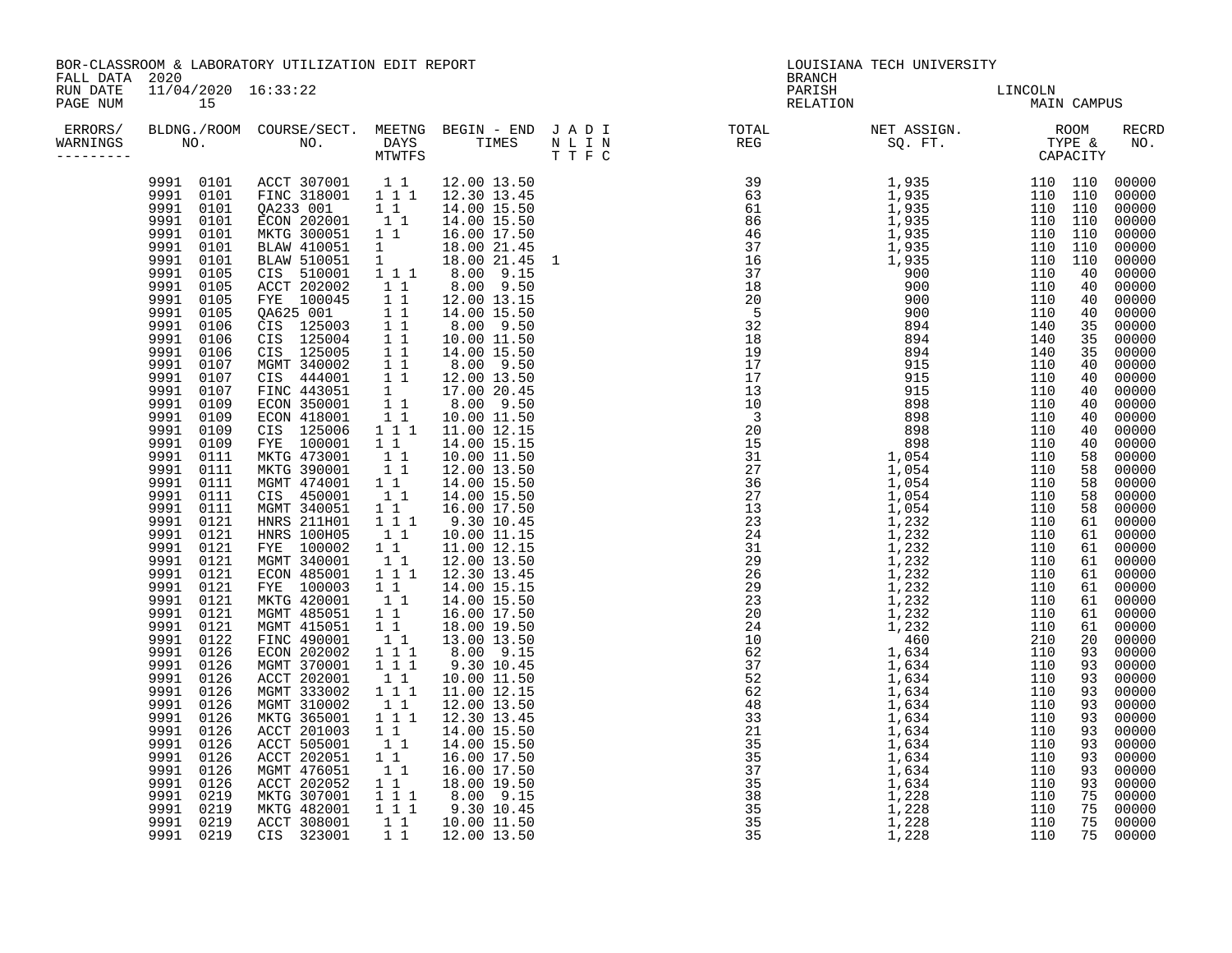BOR-CLASSROOM & LABORATORY UTILIZATION EDIT REPORT
FALL DATA 2020
RUN DATE 11/04/2020 16:33:22

LOUISIANA TECH UNIVERSITY
BRANCH
PARISH LINCOLN
RELATION MAIN CAMPUS

| ERRORS/ WARNINGS | BLDNG./ROOM NO. | COURSE/SECT. NO. | MEETNG DAYS MTWTFS | BEGIN - END TIMES | J A D I N L I N T T F C | TOTAL REG | NET ASSIGN. SQ. FT. | ROOM TYPE & CAPACITY | | RECRD NO. |
|---|---|---|---|---|---|---|---|---|---|---|
| | 9991 0101 | ACCT 307001 | 1 1 | 12.00 13.50 | | 39 | 1,935 | 110 | 110 | 00000 |
| | 9991 0101 | FINC 318001 | 1 1 1 | 12.30 13.45 | | 63 | 1,935 | 110 | 110 | 00000 |
| | 9991 0101 | QA233 001 | 1 1 | 14.00 15.50 | | 61 | 1,935 | 110 | 110 | 00000 |
| | 9991 0101 | ECON 202001 | 1 1 | 14.00 15.50 | | 86 | 1,935 | 110 | 110 | 00000 |
| | 9991 0101 | MKTG 300051 | 1 1 | 16.00 17.50 | | 46 | 1,935 | 110 | 110 | 00000 |
| | 9991 0101 | BLAW 410051 | 1 | 18.00 21.45 | | 37 | 1,935 | 110 | 110 | 00000 |
| | 9991 0101 | BLAW 510051 | 1 | 18.00 21.45 | 1 | 16 | 1,935 | 110 | 110 | 00000 |
| | 9991 0105 | CIS 510001 | 1 1 1 | 8.00 9.15 | | 37 | 900 | 110 | 40 | 00000 |
| | 9991 0105 | ACCT 202002 | 1 1 | 8.00 9.50 | | 18 | 900 | 110 | 40 | 00000 |
| | 9991 0105 | FYE 100045 | 1 1 | 12.00 13.15 | | 20 | 900 | 110 | 40 | 00000 |
| | 9991 0105 | QA625 001 | 1 1 | 14.00 15.50 | | 5 | 900 | 110 | 40 | 00000 |
| | 9991 0106 | CIS 125003 | 1 1 | 8.00 9.50 | | 32 | 894 | 140 | 35 | 00000 |
| | 9991 0106 | CIS 125004 | 1 1 | 10.00 11.50 | | 18 | 894 | 140 | 35 | 00000 |
| | 9991 0106 | CIS 125005 | 1 1 | 14.00 15.50 | | 19 | 894 | 140 | 35 | 00000 |
| | 9991 0107 | MGMT 340002 | 1 1 | 8.00 9.50 | | 17 | 915 | 110 | 40 | 00000 |
| | 9991 0107 | CIS 444001 | 1 1 | 12.00 13.50 | | 17 | 915 | 110 | 40 | 00000 |
| | 9991 0107 | FINC 443051 | 1 | 17.00 20.45 | | 13 | 915 | 110 | 40 | 00000 |
| | 9991 0109 | ECON 350001 | 1 1 | 8.00 9.50 | | 10 | 898 | 110 | 40 | 00000 |
| | 9991 0109 | ECON 418001 | 1 1 | 10.00 11.50 | | 3 | 898 | 110 | 40 | 00000 |
| | 9991 0109 | CIS 125006 | 1 1 1 | 11.00 12.15 | | 20 | 898 | 110 | 40 | 00000 |
| | 9991 0109 | FYE 100001 | 1 1 | 14.00 15.15 | | 15 | 898 | 110 | 40 | 00000 |
| | 9991 0111 | MKTG 473001 | 1 1 | 10.00 11.50 | | 31 | 1,054 | 110 | 58 | 00000 |
| | 9991 0111 | MKTG 390001 | 1 1 | 12.00 13.50 | | 27 | 1,054 | 110 | 58 | 00000 |
| | 9991 0111 | MGMT 474001 | 1 1 | 14.00 15.50 | | 36 | 1,054 | 110 | 58 | 00000 |
| | 9991 0111 | CIS 450001 | 1 1 | 14.00 15.50 | | 27 | 1,054 | 110 | 58 | 00000 |
| | 9991 0111 | MGMT 340051 | 1 1 | 16.00 17.50 | | 13 | 1,054 | 110 | 58 | 00000 |
| | 9991 0121 | HNRS 211H01 | 1 1 1 | 9.30 10.45 | | 23 | 1,232 | 110 | 61 | 00000 |
| | 9991 0121 | HNRS 100H05 | 1 1 | 10.00 11.15 | | 24 | 1,232 | 110 | 61 | 00000 |
| | 9991 0121 | FYE 100002 | 1 1 | 11.00 12.15 | | 31 | 1,232 | 110 | 61 | 00000 |
| | 9991 0121 | MGMT 340001 | 1 1 | 12.00 13.50 | | 29 | 1,232 | 110 | 61 | 00000 |
| | 9991 0121 | ECON 485001 | 1 1 1 | 12.30 13.45 | | 26 | 1,232 | 110 | 61 | 00000 |
| | 9991 0121 | FYE 100003 | 1 1 | 14.00 15.15 | | 29 | 1,232 | 110 | 61 | 00000 |
| | 9991 0121 | MKTG 420001 | 1 1 | 14.00 15.50 | | 23 | 1,232 | 110 | 61 | 00000 |
| | 9991 0121 | MGMT 485051 | 1 1 | 16.00 17.50 | | 20 | 1,232 | 110 | 61 | 00000 |
| | 9991 0121 | MGMT 415051 | 1 1 | 18.00 19.50 | | 24 | 1,232 | 110 | 61 | 00000 |
| | 9991 0122 | FINC 490001 | 1 1 | 13.00 13.50 | | 10 | 460 | 210 | 20 | 00000 |
| | 9991 0126 | ECON 202002 | 1 1 1 | 8.00 9.15 | | 62 | 1,634 | 110 | 93 | 00000 |
| | 9991 0126 | MGMT 370001 | 1 1 1 | 9.30 10.45 | | 37 | 1,634 | 110 | 93 | 00000 |
| | 9991 0126 | ACCT 202001 | 1 1 | 10.00 11.50 | | 52 | 1,634 | 110 | 93 | 00000 |
| | 9991 0126 | MGMT 333002 | 1 1 1 | 11.00 12.15 | | 62 | 1,634 | 110 | 93 | 00000 |
| | 9991 0126 | MGMT 310002 | 1 1 | 12.00 13.50 | | 48 | 1,634 | 110 | 93 | 00000 |
| | 9991 0126 | MKTG 365001 | 1 1 1 | 12.30 13.45 | | 33 | 1,634 | 110 | 93 | 00000 |
| | 9991 0126 | ACCT 201003 | 1 1 | 14.00 15.50 | | 21 | 1,634 | 110 | 93 | 00000 |
| | 9991 0126 | ACCT 505001 | 1 1 | 14.00 15.50 | | 35 | 1,634 | 110 | 93 | 00000 |
| | 9991 0126 | ACCT 202051 | 1 1 | 16.00 17.50 | | 35 | 1,634 | 110 | 93 | 00000 |
| | 9991 0126 | MGMT 476051 | 1 1 | 16.00 17.50 | | 37 | 1,634 | 110 | 93 | 00000 |
| | 9991 0126 | ACCT 202052 | 1 1 | 18.00 19.50 | | 35 | 1,634 | 110 | 93 | 00000 |
| | 9991 0219 | MKTG 307001 | 1 1 1 | 8.00 9.15 | | 38 | 1,228 | 110 | 75 | 00000 |
| | 9991 0219 | MKTG 482001 | 1 1 1 | 9.30 10.45 | | 35 | 1,228 | 110 | 75 | 00000 |
| | 9991 0219 | ACCT 308001 | 1 1 | 10.00 11.50 | | 35 | 1,228 | 110 | 75 | 00000 |
| | 9991 0219 | CIS 323001 | 1 1 | 12.00 13.50 | | 35 | 1,228 | 110 | 75 | 00000 |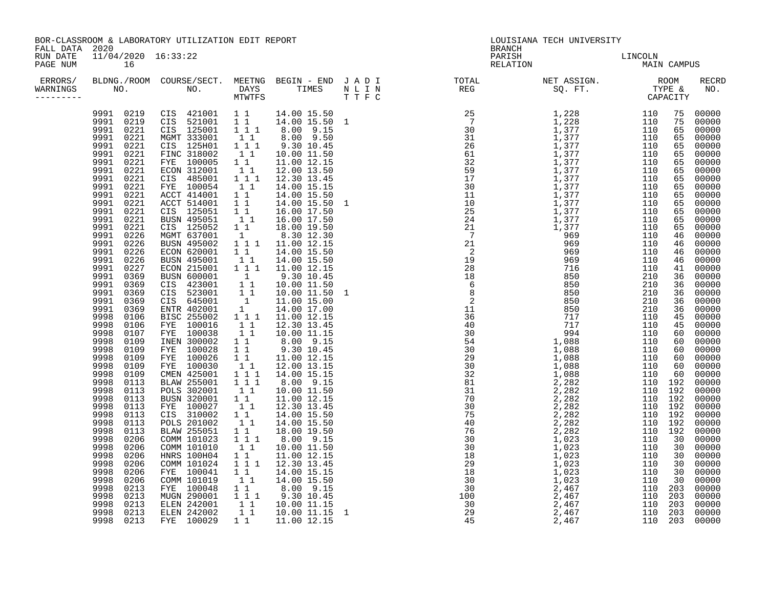BOR-CLASSROOM & LABORATORY UTILIZATION EDIT REPORT
FALL DATA 2020
RUN DATE 11/04/2020 16:33:22

LOUISIANA TECH UNIVERSITY
BRANCH
PARISH LINCOLN
RELATION MAIN CAMPUS

| ERRORS/ WARNINGS | BLDNG./ROOM NO. | COURSE/SECT. NO. | MEETNG DAYS MTWTFS | BEGIN - END TIMES | J A D I N L I N T T F C | TOTAL REG | NET ASSIGN. SQ. FT. | ROOM TYPE & CAPACITY | RECRD NO. |
|---|---|---|---|---|---|---|---|---|---|
| | 9991 0219 | CIS 421001 | 1 1 | 14.00 15.50 | | 25 | 1,228 | 110 75 | 00000 |
| | 9991 0219 | CIS 521001 | 1 1 | 14.00 15.50 | 1 | 7 | 1,228 | 110 75 | 00000 |
| | 9991 0221 | CIS 125001 | 1 1 1 | 8.00 9.15 | | 30 | 1,377 | 110 65 | 00000 |
| | 9991 0221 | MGMT 333001 | 1 1 | 8.00 9.50 | | 31 | 1,377 | 110 65 | 00000 |
| | 9991 0221 | CIS 125H01 | 1 1 1 | 9.30 10.45 | | 26 | 1,377 | 110 65 | 00000 |
| | 9991 0221 | FINC 318002 | 1 1 | 10.00 11.50 | | 61 | 1,377 | 110 65 | 00000 |
| | 9991 0221 | FYE 100005 | 1 1 | 11.00 12.15 | | 32 | 1,377 | 110 65 | 00000 |
| | 9991 0221 | ECON 312001 | 1 1 | 12.00 13.50 | | 59 | 1,377 | 110 65 | 00000 |
| | 9991 0221 | CIS 485001 | 1 1 1 | 12.30 13.45 | | 17 | 1,377 | 110 65 | 00000 |
| | 9991 0221 | FYE 100054 | 1 1 | 14.00 15.15 | | 30 | 1,377 | 110 65 | 00000 |
| | 9991 0221 | ACCT 414001 | 1 1 | 14.00 15.50 | | 11 | 1,377 | 110 65 | 00000 |
| | 9991 0221 | ACCT 514001 | 1 1 | 14.00 15.50 | 1 | 10 | 1,377 | 110 65 | 00000 |
| | 9991 0221 | CIS 125051 | 1 1 | 16.00 17.50 | | 25 | 1,377 | 110 65 | 00000 |
| | 9991 0221 | BUSN 495051 | 1 1 | 16.00 17.50 | | 24 | 1,377 | 110 65 | 00000 |
| | 9991 0221 | CIS 125052 | 1 1 | 18.00 19.50 | | 21 | 1,377 | 110 65 | 00000 |
| | 9991 0226 | MGMT 637001 | 1 | 8.30 12.30 | | 7 | 969 | 110 46 | 00000 |
| | 9991 0226 | BUSN 495002 | 1 1 1 | 11.00 12.15 | | 21 | 969 | 110 46 | 00000 |
| | 9991 0226 | ECON 620001 | 1 1 | 14.00 15.50 | | 2 | 969 | 110 46 | 00000 |
| | 9991 0226 | BUSN 495001 | 1 1 | 14.00 15.50 | | 19 | 969 | 110 46 | 00000 |
| | 9991 0227 | ECON 215001 | 1 1 1 | 11.00 12.15 | | 28 | 716 | 110 41 | 00000 |
| | 9991 0369 | BUSN 600001 | 1 | 9.30 10.45 | | 18 | 850 | 210 36 | 00000 |
| | 9991 0369 | CIS 423001 | 1 1 | 10.00 11.50 | | 6 | 850 | 210 36 | 00000 |
| | 9991 0369 | CIS 523001 | 1 1 | 10.00 11.50 | 1 | 8 | 850 | 210 36 | 00000 |
| | 9991 0369 | CIS 645001 | 1 | 11.00 15.00 | | 2 | 850 | 210 36 | 00000 |
| | 9991 0369 | ENTR 402001 | 1 | 14.00 17.00 | | 11 | 850 | 210 36 | 00000 |
| | 9998 0106 | BISC 255002 | 1 1 1 | 11.00 12.15 | | 36 | 717 | 110 45 | 00000 |
| | 9998 0106 | FYE 100016 | 1 1 | 12.30 13.45 | | 40 | 717 | 110 45 | 00000 |
| | 9998 0107 | FYE 100038 | 1 1 | 10.00 11.15 | | 30 | 994 | 110 60 | 00000 |
| | 9998 0109 | INEN 300002 | 1 1 | 8.00 9.15 | | 54 | 1,088 | 110 60 | 00000 |
| | 9998 0109 | FYE 100028 | 1 1 | 9.30 10.45 | | 30 | 1,088 | 110 60 | 00000 |
| | 9998 0109 | FYE 100026 | 1 1 | 11.00 12.15 | | 29 | 1,088 | 110 60 | 00000 |
| | 9998 0109 | FYE 100030 | 1 1 | 12.00 13.15 | | 30 | 1,088 | 110 60 | 00000 |
| | 9998 0109 | CMEN 425001 | 1 1 1 | 14.00 15.15 | | 32 | 1,088 | 110 60 | 00000 |
| | 9998 0113 | BLAW 255001 | 1 1 1 | 8.00 9.15 | | 81 | 2,282 | 110 192 | 00000 |
| | 9998 0113 | POLS 302001 | 1 1 | 10.00 11.50 | | 31 | 2,282 | 110 192 | 00000 |
| | 9998 0113 | BUSN 320001 | 1 1 | 11.00 12.15 | | 70 | 2,282 | 110 192 | 00000 |
| | 9998 0113 | FYE 100027 | 1 1 | 12.30 13.45 | | 30 | 2,282 | 110 192 | 00000 |
| | 9998 0113 | CIS 310002 | 1 1 | 14.00 15.50 | | 75 | 2,282 | 110 192 | 00000 |
| | 9998 0113 | POLS 201002 | 1 1 | 14.00 15.50 | | 40 | 2,282 | 110 192 | 00000 |
| | 9998 0113 | BLAW 255051 | 1 1 | 18.00 19.50 | | 76 | 2,282 | 110 192 | 00000 |
| | 9998 0206 | COMM 101023 | 1 1 1 | 8.00 9.15 | | 30 | 1,023 | 110 30 | 00000 |
| | 9998 0206 | COMM 101010 | 1 1 | 10.00 11.50 | | 30 | 1,023 | 110 30 | 00000 |
| | 9998 0206 | HNRS 100H04 | 1 1 | 11.00 12.15 | | 18 | 1,023 | 110 30 | 00000 |
| | 9998 0206 | COMM 101024 | 1 1 1 | 12.30 13.45 | | 29 | 1,023 | 110 30 | 00000 |
| | 9998 0206 | FYE 100041 | 1 1 | 14.00 15.15 | | 18 | 1,023 | 110 30 | 00000 |
| | 9998 0206 | COMM 101019 | 1 1 | 14.00 15.50 | | 30 | 1,023 | 110 30 | 00000 |
| | 9998 0213 | FYE 100048 | 1 1 | 8.00 9.15 | | 30 | 2,467 | 110 203 | 00000 |
| | 9998 0213 | MUGN 290001 | 1 1 1 | 9.30 10.45 | | 100 | 2,467 | 110 203 | 00000 |
| | 9998 0213 | ELEN 242001 | 1 1 | 10.00 11.15 | | 30 | 2,467 | 110 203 | 00000 |
| | 9998 0213 | ELEN 242002 | 1 1 | 10.00 11.15 | 1 | 29 | 2,467 | 110 203 | 00000 |
| | 9998 0213 | FYE 100029 | 1 1 | 11.00 12.15 | | 45 | 2,467 | 110 203 | 00000 |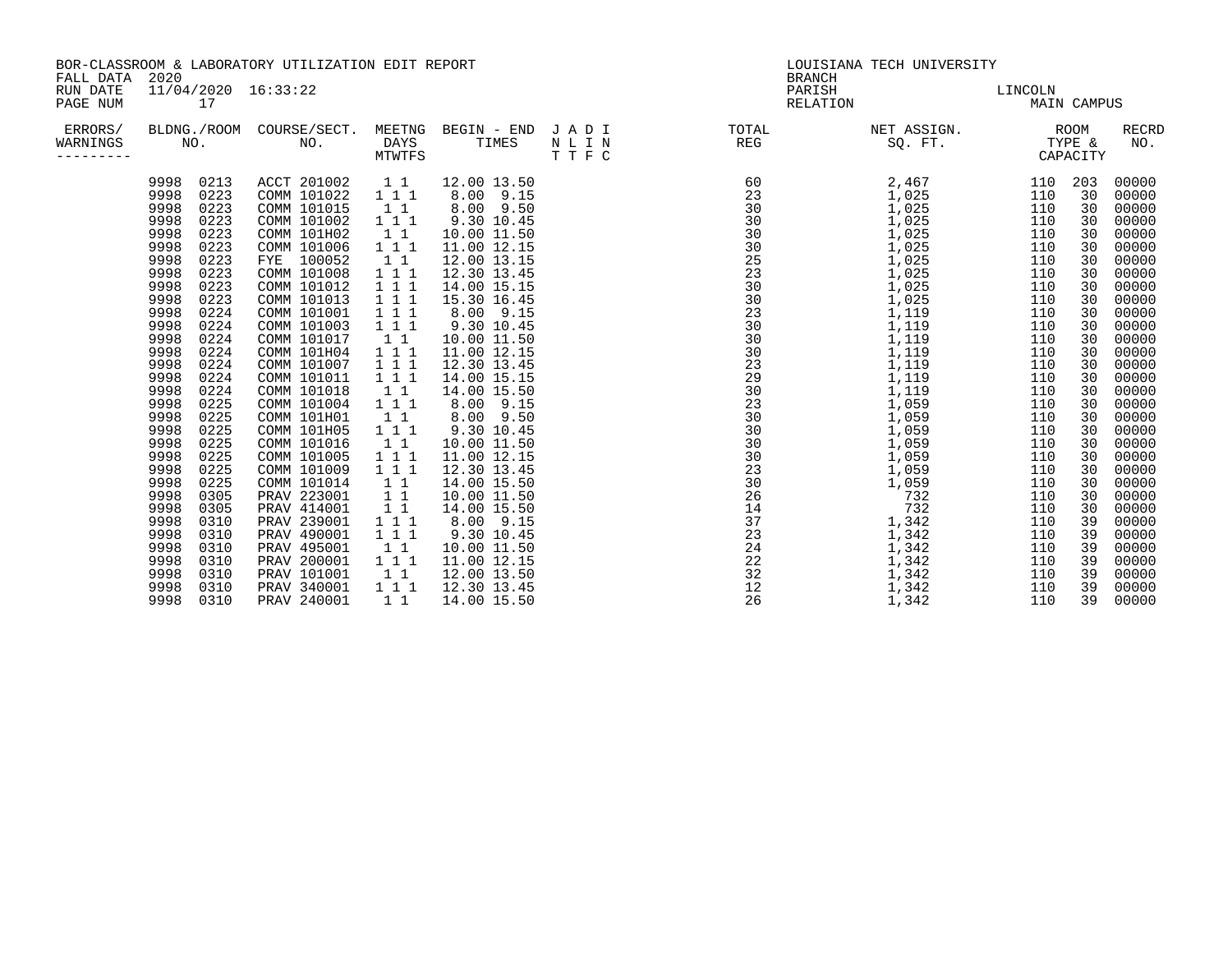BOR-CLASSROOM & LABORATORY UTILIZATION EDIT REPORT
FALL DATA 2020
RUN DATE 11/04/2020 16:33:22
PAGE NUM 17

LOUISIANA TECH UNIVERSITY
BRANCH
PARISH LINCOLN
RELATION MAIN CAMPUS

| ERRORS/ WARNINGS | BLDNG./ROOM NO. | | COURSE/SECT. NO. | MEETNG DAYS MTWTFS | BEGIN - END TIMES | J A D I N L I N T T F C | TOTAL REG | NET ASSIGN. SQ. FT. | ROOM TYPE & CAPACITY | | RECRD NO. |
|---|---|---|---|---|---|---|---|---|---|---|---|
| | 9998 | 0213 | ACCT 201002 | 1 1 | 12.00 13.50 | | 60 | 2,467 | 110 | 203 | 00000 |
| | 9998 | 0223 | COMM 101022 | 1 1 1 | 8.00 9.15 | | 23 | 1,025 | 110 | 30 | 00000 |
| | 9998 | 0223 | COMM 101015 | 1 1 | 8.00 9.50 | | 30 | 1,025 | 110 | 30 | 00000 |
| | 9998 | 0223 | COMM 101002 | 1 1 1 | 9.30 10.45 | | 30 | 1,025 | 110 | 30 | 00000 |
| | 9998 | 0223 | COMM 101H02 | 1 1 | 10.00 11.50 | | 30 | 1,025 | 110 | 30 | 00000 |
| | 9998 | 0223 | COMM 101006 | 1 1 1 | 11.00 12.15 | | 30 | 1,025 | 110 | 30 | 00000 |
| | 9998 | 0223 | FYE 100052 | 1 1 | 12.00 13.15 | | 25 | 1,025 | 110 | 30 | 00000 |
| | 9998 | 0223 | COMM 101008 | 1 1 1 | 12.30 13.45 | | 23 | 1,025 | 110 | 30 | 00000 |
| | 9998 | 0223 | COMM 101012 | 1 1 1 | 14.00 15.15 | | 30 | 1,025 | 110 | 30 | 00000 |
| | 9998 | 0223 | COMM 101013 | 1 1 1 | 15.30 16.45 | | 30 | 1,025 | 110 | 30 | 00000 |
| | 9998 | 0224 | COMM 101001 | 1 1 1 | 8.00 9.15 | | 23 | 1,119 | 110 | 30 | 00000 |
| | 9998 | 0224 | COMM 101003 | 1 1 1 | 9.30 10.45 | | 30 | 1,119 | 110 | 30 | 00000 |
| | 9998 | 0224 | COMM 101017 | 1 1 | 10.00 11.50 | | 30 | 1,119 | 110 | 30 | 00000 |
| | 9998 | 0224 | COMM 101H04 | 1 1 1 | 11.00 12.15 | | 30 | 1,119 | 110 | 30 | 00000 |
| | 9998 | 0224 | COMM 101007 | 1 1 1 | 12.30 13.45 | | 23 | 1,119 | 110 | 30 | 00000 |
| | 9998 | 0224 | COMM 101011 | 1 1 1 | 14.00 15.15 | | 29 | 1,119 | 110 | 30 | 00000 |
| | 9998 | 0224 | COMM 101018 | 1 1 | 14.00 15.50 | | 30 | 1,119 | 110 | 30 | 00000 |
| | 9998 | 0225 | COMM 101004 | 1 1 1 | 8.00 9.15 | | 23 | 1,059 | 110 | 30 | 00000 |
| | 9998 | 0225 | COMM 101H01 | 1 1 | 8.00 9.50 | | 30 | 1,059 | 110 | 30 | 00000 |
| | 9998 | 0225 | COMM 101H05 | 1 1 1 | 9.30 10.45 | | 30 | 1,059 | 110 | 30 | 00000 |
| | 9998 | 0225 | COMM 101016 | 1 1 | 10.00 11.50 | | 30 | 1,059 | 110 | 30 | 00000 |
| | 9998 | 0225 | COMM 101005 | 1 1 1 | 11.00 12.15 | | 30 | 1,059 | 110 | 30 | 00000 |
| | 9998 | 0225 | COMM 101009 | 1 1 1 | 12.30 13.45 | | 23 | 1,059 | 110 | 30 | 00000 |
| | 9998 | 0225 | COMM 101014 | 1 1 | 14.00 15.50 | | 30 | 1,059 | 110 | 30 | 00000 |
| | 9998 | 0305 | PRAV 223001 | 1 1 | 10.00 11.50 | | 26 | 732 | 110 | 30 | 00000 |
| | 9998 | 0305 | PRAV 414001 | 1 1 | 14.00 15.50 | | 14 | 732 | 110 | 30 | 00000 |
| | 9998 | 0310 | PRAV 239001 | 1 1 1 | 8.00 9.15 | | 37 | 1,342 | 110 | 39 | 00000 |
| | 9998 | 0310 | PRAV 490001 | 1 1 1 | 9.30 10.45 | | 23 | 1,342 | 110 | 39 | 00000 |
| | 9998 | 0310 | PRAV 495001 | 1 1 | 10.00 11.50 | | 24 | 1,342 | 110 | 39 | 00000 |
| | 9998 | 0310 | PRAV 200001 | 1 1 1 | 11.00 12.15 | | 22 | 1,342 | 110 | 39 | 00000 |
| | 9998 | 0310 | PRAV 101001 | 1 1 | 12.00 13.50 | | 32 | 1,342 | 110 | 39 | 00000 |
| | 9998 | 0310 | PRAV 340001 | 1 1 1 | 12.30 13.45 | | 12 | 1,342 | 110 | 39 | 00000 |
| | 9998 | 0310 | PRAV 240001 | 1 1 | 14.00 15.50 | | 26 | 1,342 | 110 | 39 | 00000 |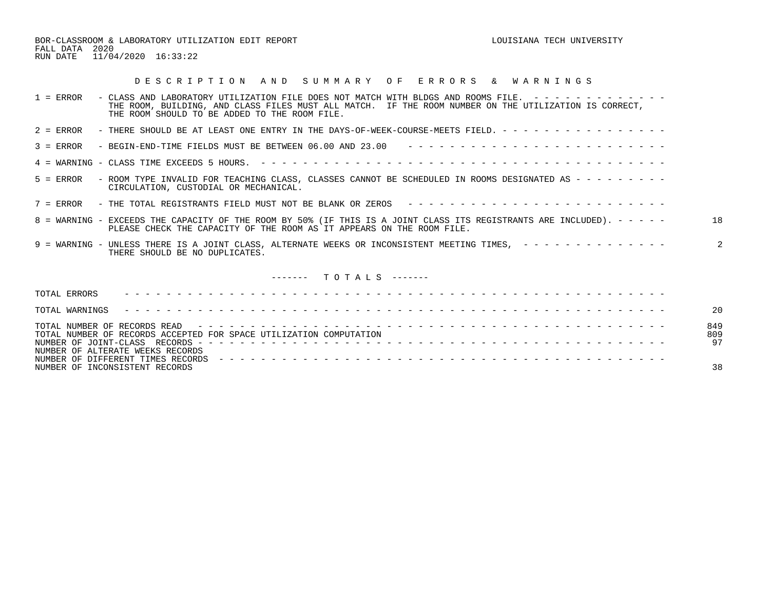BOR-CLASSROOM & LABORATORY UTILIZATION EDIT REPORT LOUISIANA TECH UNIVERSITY
FALL DATA 2020
RUN DATE 11/04/2020 16:33:22

## DESCRIPTION AND SUMMARY OF ERRORS & WARNINGS

| Code | Description | Count |
|---|---|---|
| 1 = ERROR | CLASS AND LABORATORY UTILIZATION FILE DOES NOT MATCH WITH BLDGS AND ROOMS FILE. THE ROOM, BUILDING, AND CLASS FILES MUST ALL MATCH. IF THE ROOM NUMBER ON THE UTILIZATION IS CORRECT, THE ROOM SHOULD TO BE ADDED TO THE ROOM FILE. | |
| 2 = ERROR | THERE SHOULD BE AT LEAST ONE ENTRY IN THE DAYS-OF-WEEK-COURSE-MEETS FIELD. | |
| 3 = ERROR | BEGIN-END-TIME FIELDS MUST BE BETWEEN 06.00 AND 23.00 | |
| 4 = WARNING | CLASS TIME EXCEEDS 5 HOURS. | |
| 5 = ERROR | ROOM TYPE INVALID FOR TEACHING CLASS, CLASSES CANNOT BE SCHEDULED IN ROOMS DESIGNATED AS CIRCULATION, CUSTODIAL OR MECHANICAL. | |
| 7 = ERROR | THE TOTAL REGISTRANTS FIELD MUST NOT BE BLANK OR ZEROS | |
| 8 = WARNING | EXCEEDS THE CAPACITY OF THE ROOM BY 50% (IF THIS IS A JOINT CLASS ITS REGISTRANTS ARE INCLUDED). PLEASE CHECK THE CAPACITY OF THE ROOM AS IT APPEARS ON THE ROOM FILE. | 18 |
| 9 = WARNING | UNLESS THERE IS A JOINT CLASS, ALTERNATE WEEKS OR INCONSISTENT MEETING TIMES, THERE SHOULD BE NO DUPLICATES. | 2 |

## TOTALS

| Item | Count |
|---|---|
| TOTAL ERRORS | |
| TOTAL WARNINGS | 20 |
| TOTAL NUMBER OF RECORDS READ | 849 |
| TOTAL NUMBER OF RECORDS ACCEPTED FOR SPACE UTILIZATION COMPUTATION | 809 |
| NUMBER OF JOINT-CLASS RECORDS | 97 |
| NUMBER OF ALTERATE WEEKS RECORDS | |
| NUMBER OF DIFFERENT TIMES RECORDS | |
| NUMBER OF INCONSISTENT RECORDS | 38 |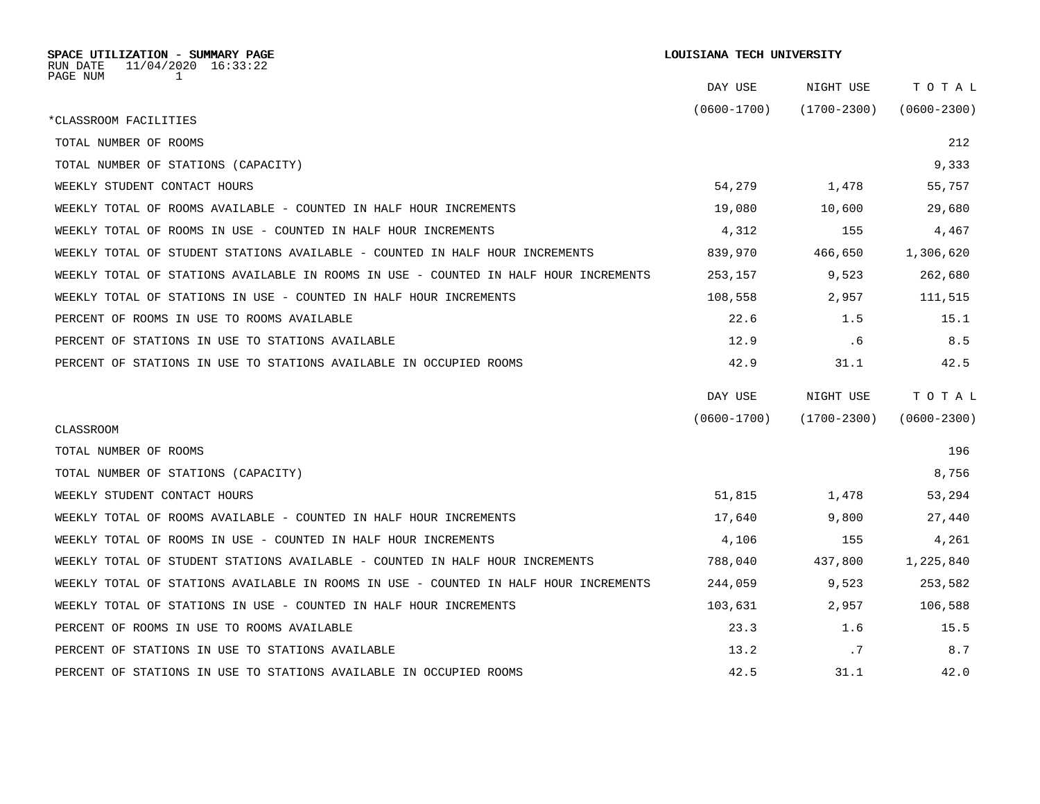**SPACE UTILIZATION - SUMMARY PAGE**
RUN DATE 11/04/2020 16:33:22
PAGE NUM 1

**LOUISIANA TECH UNIVERSITY**

| *CLASSROOM FACILITIES | DAY USE (0600-1700) | NIGHT USE (1700-2300) | TOTAL (0600-2300) |
|---|---|---|---|
| TOTAL NUMBER OF ROOMS | | | 212 |
| TOTAL NUMBER OF STATIONS (CAPACITY) | | | 9,333 |
| WEEKLY STUDENT CONTACT HOURS | 54,279 | 1,478 | 55,757 |
| WEEKLY TOTAL OF ROOMS AVAILABLE - COUNTED IN HALF HOUR INCREMENTS | 19,080 | 10,600 | 29,680 |
| WEEKLY TOTAL OF ROOMS IN USE - COUNTED IN HALF HOUR INCREMENTS | 4,312 | 155 | 4,467 |
| WEEKLY TOTAL OF STUDENT STATIONS AVAILABLE - COUNTED IN HALF HOUR INCREMENTS | 839,970 | 466,650 | 1,306,620 |
| WEEKLY TOTAL OF STATIONS AVAILABLE IN ROOMS IN USE - COUNTED IN HALF HOUR INCREMENTS | 253,157 | 9,523 | 262,680 |
| WEEKLY TOTAL OF STATIONS IN USE - COUNTED IN HALF HOUR INCREMENTS | 108,558 | 2,957 | 111,515 |
| PERCENT OF ROOMS IN USE TO ROOMS AVAILABLE | 22.6 | 1.5 | 15.1 |
| PERCENT OF STATIONS IN USE TO STATIONS AVAILABLE | 12.9 | .6 | 8.5 |
| PERCENT OF STATIONS IN USE TO STATIONS AVAILABLE IN OCCUPIED ROOMS | 42.9 | 31.1 | 42.5 |

| CLASSROOM | DAY USE (0600-1700) | NIGHT USE (1700-2300) | TOTAL (0600-2300) |
|---|---|---|---|
| TOTAL NUMBER OF ROOMS | | | 196 |
| TOTAL NUMBER OF STATIONS (CAPACITY) | | | 8,756 |
| WEEKLY STUDENT CONTACT HOURS | 51,815 | 1,478 | 53,294 |
| WEEKLY TOTAL OF ROOMS AVAILABLE - COUNTED IN HALF HOUR INCREMENTS | 17,640 | 9,800 | 27,440 |
| WEEKLY TOTAL OF ROOMS IN USE - COUNTED IN HALF HOUR INCREMENTS | 4,106 | 155 | 4,261 |
| WEEKLY TOTAL OF STUDENT STATIONS AVAILABLE - COUNTED IN HALF HOUR INCREMENTS | 788,040 | 437,800 | 1,225,840 |
| WEEKLY TOTAL OF STATIONS AVAILABLE IN ROOMS IN USE - COUNTED IN HALF HOUR INCREMENTS | 244,059 | 9,523 | 253,582 |
| WEEKLY TOTAL OF STATIONS IN USE - COUNTED IN HALF HOUR INCREMENTS | 103,631 | 2,957 | 106,588 |
| PERCENT OF ROOMS IN USE TO ROOMS AVAILABLE | 23.3 | 1.6 | 15.5 |
| PERCENT OF STATIONS IN USE TO STATIONS AVAILABLE | 13.2 | .7 | 8.7 |
| PERCENT OF STATIONS IN USE TO STATIONS AVAILABLE IN OCCUPIED ROOMS | 42.5 | 31.1 | 42.0 |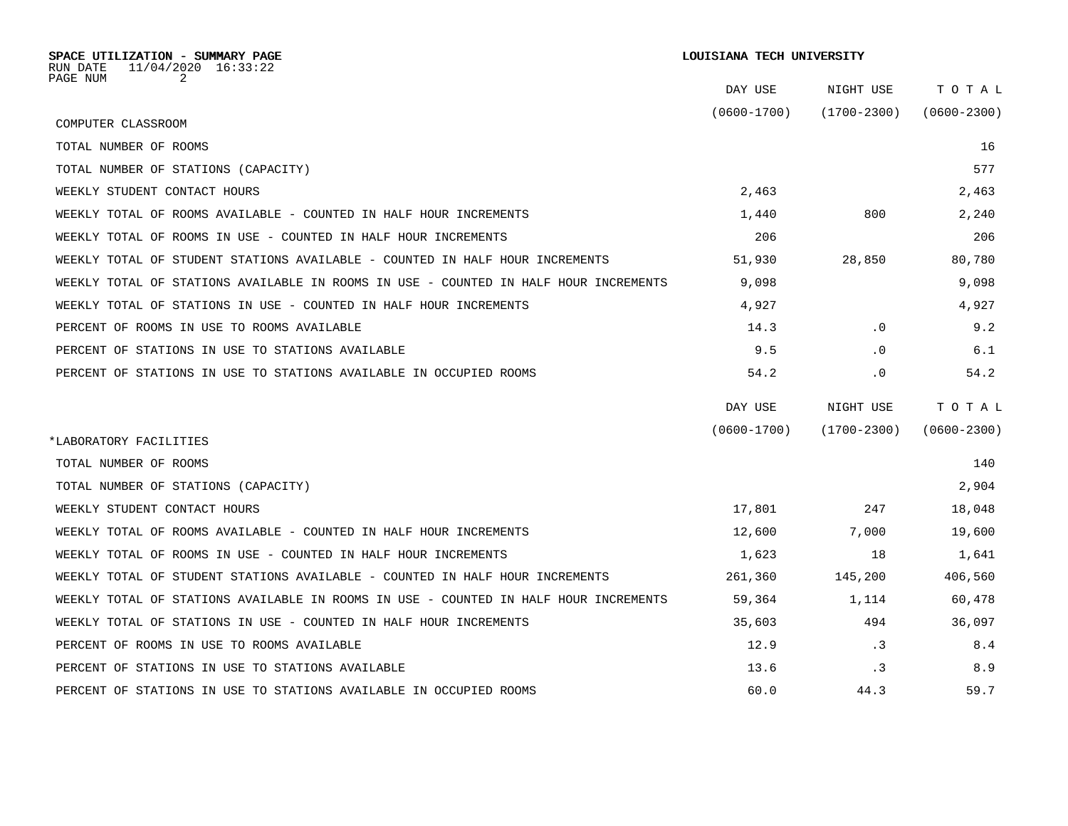**SPACE UTILIZATION - SUMMARY PAGE**

**LOUISIANA TECH UNIVERSITY**

RUN DATE 11/04/2020 16:33:22

| COMPUTER CLASSROOM | DAY USE (0600-1700) | NIGHT USE (1700-2300) | TOTAL (0600-2300) |
|---|---|---|---|
| TOTAL NUMBER OF ROOMS | | | 16 |
| TOTAL NUMBER OF STATIONS (CAPACITY) | | | 577 |
| WEEKLY STUDENT CONTACT HOURS | 2,463 | | 2,463 |
| WEEKLY TOTAL OF ROOMS AVAILABLE - COUNTED IN HALF HOUR INCREMENTS | 1,440 | 800 | 2,240 |
| WEEKLY TOTAL OF ROOMS IN USE - COUNTED IN HALF HOUR INCREMENTS | 206 | | 206 |
| WEEKLY TOTAL OF STUDENT STATIONS AVAILABLE - COUNTED IN HALF HOUR INCREMENTS | 51,930 | 28,850 | 80,780 |
| WEEKLY TOTAL OF STATIONS AVAILABLE IN ROOMS IN USE - COUNTED IN HALF HOUR INCREMENTS | 9,098 | | 9,098 |
| WEEKLY TOTAL OF STATIONS IN USE - COUNTED IN HALF HOUR INCREMENTS | 4,927 | | 4,927 |
| PERCENT OF ROOMS IN USE TO ROOMS AVAILABLE | 14.3 | .0 | 9.2 |
| PERCENT OF STATIONS IN USE TO STATIONS AVAILABLE | 9.5 | .0 | 6.1 |
| PERCENT OF STATIONS IN USE TO STATIONS AVAILABLE IN OCCUPIED ROOMS | 54.2 | .0 | 54.2 |

| *LABORATORY FACILITIES | DAY USE (0600-1700) | NIGHT USE (1700-2300) | TOTAL (0600-2300) |
|---|---|---|---|
| TOTAL NUMBER OF ROOMS | | | 140 |
| TOTAL NUMBER OF STATIONS (CAPACITY) | | | 2,904 |
| WEEKLY STUDENT CONTACT HOURS | 17,801 | 247 | 18,048 |
| WEEKLY TOTAL OF ROOMS AVAILABLE - COUNTED IN HALF HOUR INCREMENTS | 12,600 | 7,000 | 19,600 |
| WEEKLY TOTAL OF ROOMS IN USE - COUNTED IN HALF HOUR INCREMENTS | 1,623 | 18 | 1,641 |
| WEEKLY TOTAL OF STUDENT STATIONS AVAILABLE - COUNTED IN HALF HOUR INCREMENTS | 261,360 | 145,200 | 406,560 |
| WEEKLY TOTAL OF STATIONS AVAILABLE IN ROOMS IN USE - COUNTED IN HALF HOUR INCREMENTS | 59,364 | 1,114 | 60,478 |
| WEEKLY TOTAL OF STATIONS IN USE - COUNTED IN HALF HOUR INCREMENTS | 35,603 | 494 | 36,097 |
| PERCENT OF ROOMS IN USE TO ROOMS AVAILABLE | 12.9 | .3 | 8.4 |
| PERCENT OF STATIONS IN USE TO STATIONS AVAILABLE | 13.6 | .3 | 8.9 |
| PERCENT OF STATIONS IN USE TO STATIONS AVAILABLE IN OCCUPIED ROOMS | 60.0 | 44.3 | 59.7 |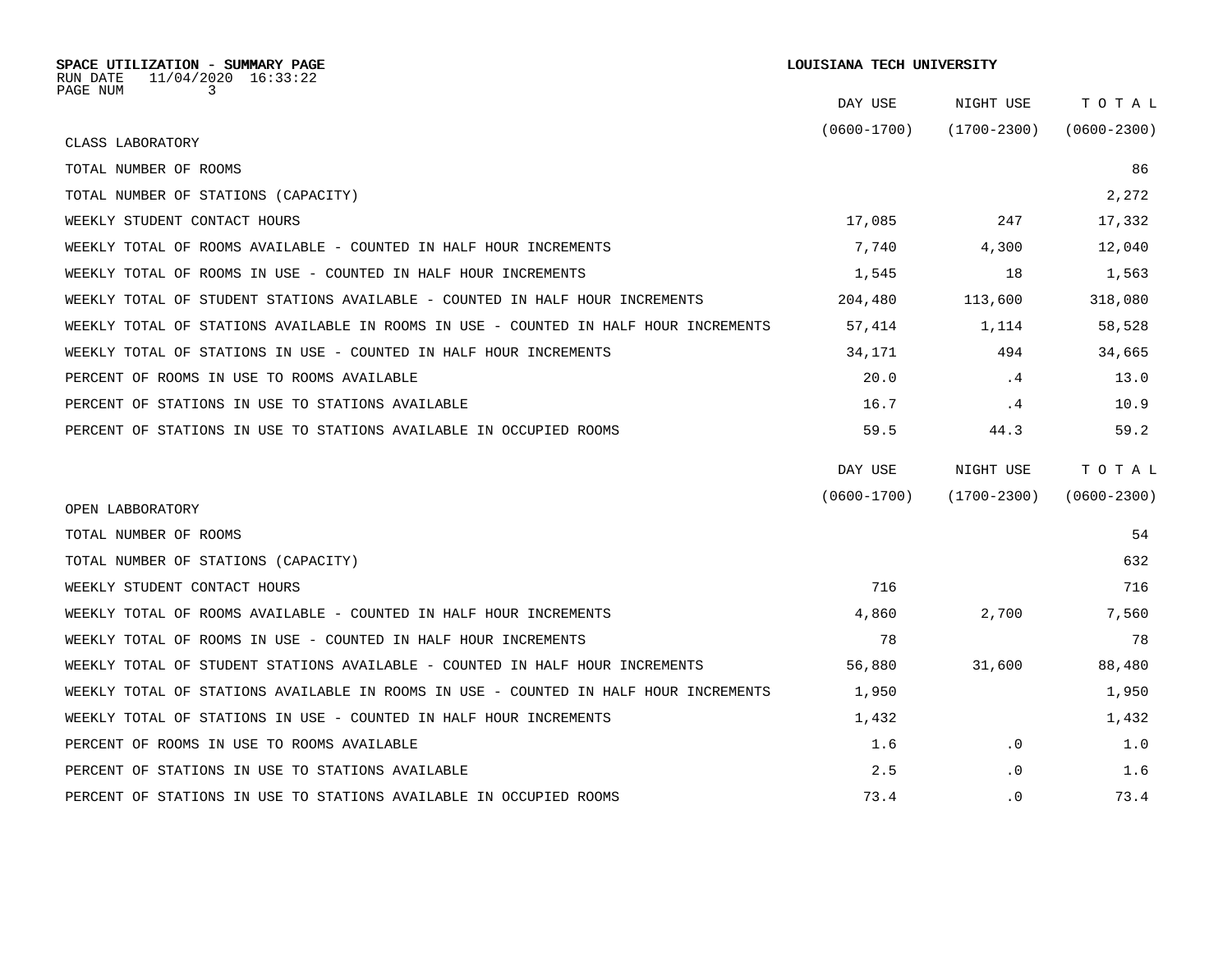**SPACE UTILIZATION - SUMMARY PAGE** **LOUISIANA TECH UNIVERSITY**

RUN DATE 11/04/2020 16:33:22

PAGE NUM 3

| CLASS LABORATORY | DAY USE (0600-1700) | NIGHT USE (1700-2300) | TOTAL (0600-2300) |
|---|---|---|---|
| TOTAL NUMBER OF ROOMS | | | 86 |
| TOTAL NUMBER OF STATIONS (CAPACITY) | | | 2,272 |
| WEEKLY STUDENT CONTACT HOURS | 17,085 | 247 | 17,332 |
| WEEKLY TOTAL OF ROOMS AVAILABLE - COUNTED IN HALF HOUR INCREMENTS | 7,740 | 4,300 | 12,040 |
| WEEKLY TOTAL OF ROOMS IN USE - COUNTED IN HALF HOUR INCREMENTS | 1,545 | 18 | 1,563 |
| WEEKLY TOTAL OF STUDENT STATIONS AVAILABLE - COUNTED IN HALF HOUR INCREMENTS | 204,480 | 113,600 | 318,080 |
| WEEKLY TOTAL OF STATIONS AVAILABLE IN ROOMS IN USE - COUNTED IN HALF HOUR INCREMENTS | 57,414 | 1,114 | 58,528 |
| WEEKLY TOTAL OF STATIONS IN USE - COUNTED IN HALF HOUR INCREMENTS | 34,171 | 494 | 34,665 |
| PERCENT OF ROOMS IN USE TO ROOMS AVAILABLE | 20.0 | .4 | 13.0 |
| PERCENT OF STATIONS IN USE TO STATIONS AVAILABLE | 16.7 | .4 | 10.9 |
| PERCENT OF STATIONS IN USE TO STATIONS AVAILABLE IN OCCUPIED ROOMS | 59.5 | 44.3 | 59.2 |

| OPEN LABBORATORY | DAY USE (0600-1700) | NIGHT USE (1700-2300) | TOTAL (0600-2300) |
|---|---|---|---|
| TOTAL NUMBER OF ROOMS | | | 54 |
| TOTAL NUMBER OF STATIONS (CAPACITY) | | | 632 |
| WEEKLY STUDENT CONTACT HOURS | 716 | | 716 |
| WEEKLY TOTAL OF ROOMS AVAILABLE - COUNTED IN HALF HOUR INCREMENTS | 4,860 | 2,700 | 7,560 |
| WEEKLY TOTAL OF ROOMS IN USE - COUNTED IN HALF HOUR INCREMENTS | 78 | | 78 |
| WEEKLY TOTAL OF STUDENT STATIONS AVAILABLE - COUNTED IN HALF HOUR INCREMENTS | 56,880 | 31,600 | 88,480 |
| WEEKLY TOTAL OF STATIONS AVAILABLE IN ROOMS IN USE - COUNTED IN HALF HOUR INCREMENTS | 1,950 | | 1,950 |
| WEEKLY TOTAL OF STATIONS IN USE - COUNTED IN HALF HOUR INCREMENTS | 1,432 | | 1,432 |
| PERCENT OF ROOMS IN USE TO ROOMS AVAILABLE | 1.6 | .0 | 1.0 |
| PERCENT OF STATIONS IN USE TO STATIONS AVAILABLE | 2.5 | .0 | 1.6 |
| PERCENT OF STATIONS IN USE TO STATIONS AVAILABLE IN OCCUPIED ROOMS | 73.4 | .0 | 73.4 |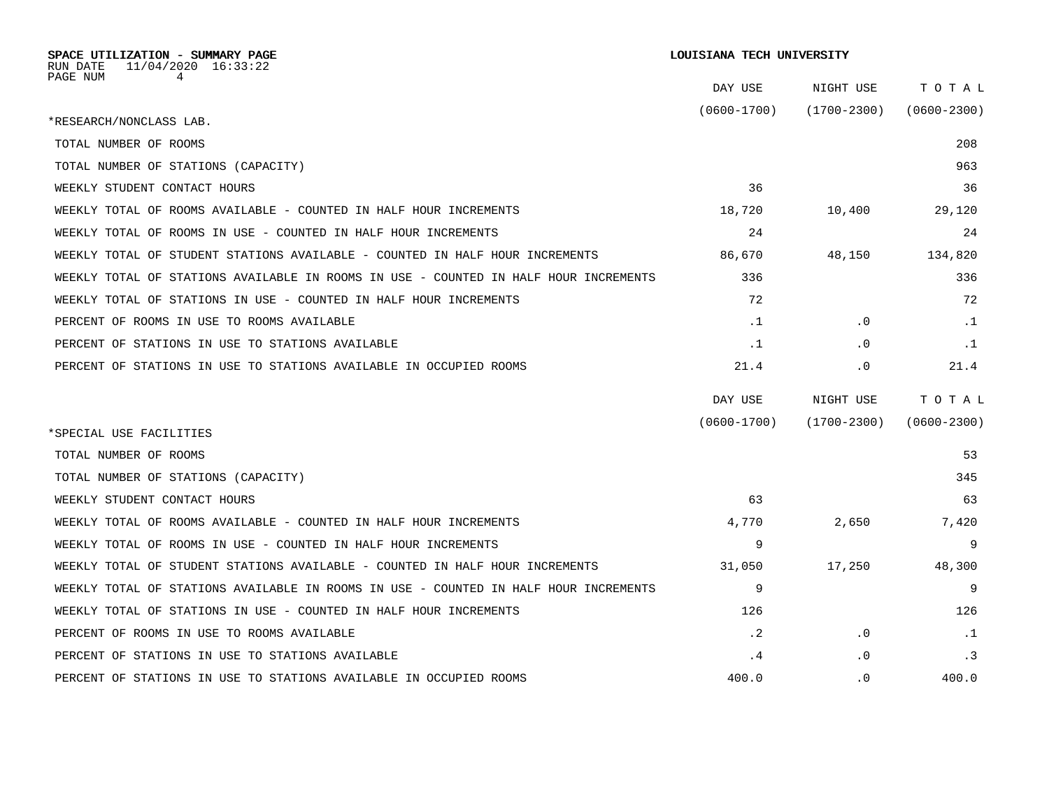**SPACE UTILIZATION - SUMMARY PAGE**
RUN DATE 11/04/2020 16:33:22
PAGE NUM 4

**LOUISIANA TECH UNIVERSITY**

| *RESEARCH/NONCLASS LAB. | DAY USE (0600-1700) | NIGHT USE (1700-2300) | TOTAL (0600-2300) |
|---|---|---|---|
| TOTAL NUMBER OF ROOMS | | | 208 |
| TOTAL NUMBER OF STATIONS (CAPACITY) | | | 963 |
| WEEKLY STUDENT CONTACT HOURS | 36 | | 36 |
| WEEKLY TOTAL OF ROOMS AVAILABLE - COUNTED IN HALF HOUR INCREMENTS | 18,720 | 10,400 | 29,120 |
| WEEKLY TOTAL OF ROOMS IN USE - COUNTED IN HALF HOUR INCREMENTS | 24 | | 24 |
| WEEKLY TOTAL OF STUDENT STATIONS AVAILABLE - COUNTED IN HALF HOUR INCREMENTS | 86,670 | 48,150 | 134,820 |
| WEEKLY TOTAL OF STATIONS AVAILABLE IN ROOMS IN USE - COUNTED IN HALF HOUR INCREMENTS | 336 | | 336 |
| WEEKLY TOTAL OF STATIONS IN USE - COUNTED IN HALF HOUR INCREMENTS | 72 | | 72 |
| PERCENT OF ROOMS IN USE TO ROOMS AVAILABLE | .1 | .0 | .1 |
| PERCENT OF STATIONS IN USE TO STATIONS AVAILABLE | .1 | .0 | .1 |
| PERCENT OF STATIONS IN USE TO STATIONS AVAILABLE IN OCCUPIED ROOMS | 21.4 | .0 | 21.4 |

| *SPECIAL USE FACILITIES | DAY USE (0600-1700) | NIGHT USE (1700-2300) | TOTAL (0600-2300) |
|---|---|---|---|
| TOTAL NUMBER OF ROOMS | | | 53 |
| TOTAL NUMBER OF STATIONS (CAPACITY) | | | 345 |
| WEEKLY STUDENT CONTACT HOURS | 63 | | 63 |
| WEEKLY TOTAL OF ROOMS AVAILABLE - COUNTED IN HALF HOUR INCREMENTS | 4,770 | 2,650 | 7,420 |
| WEEKLY TOTAL OF ROOMS IN USE - COUNTED IN HALF HOUR INCREMENTS | 9 | | 9 |
| WEEKLY TOTAL OF STUDENT STATIONS AVAILABLE - COUNTED IN HALF HOUR INCREMENTS | 31,050 | 17,250 | 48,300 |
| WEEKLY TOTAL OF STATIONS AVAILABLE IN ROOMS IN USE - COUNTED IN HALF HOUR INCREMENTS | 9 | | 9 |
| WEEKLY TOTAL OF STATIONS IN USE - COUNTED IN HALF HOUR INCREMENTS | 126 | | 126 |
| PERCENT OF ROOMS IN USE TO ROOMS AVAILABLE | .2 | .0 | .1 |
| PERCENT OF STATIONS IN USE TO STATIONS AVAILABLE | .4 | .0 | .3 |
| PERCENT OF STATIONS IN USE TO STATIONS AVAILABLE IN OCCUPIED ROOMS | 400.0 | .0 | 400.0 |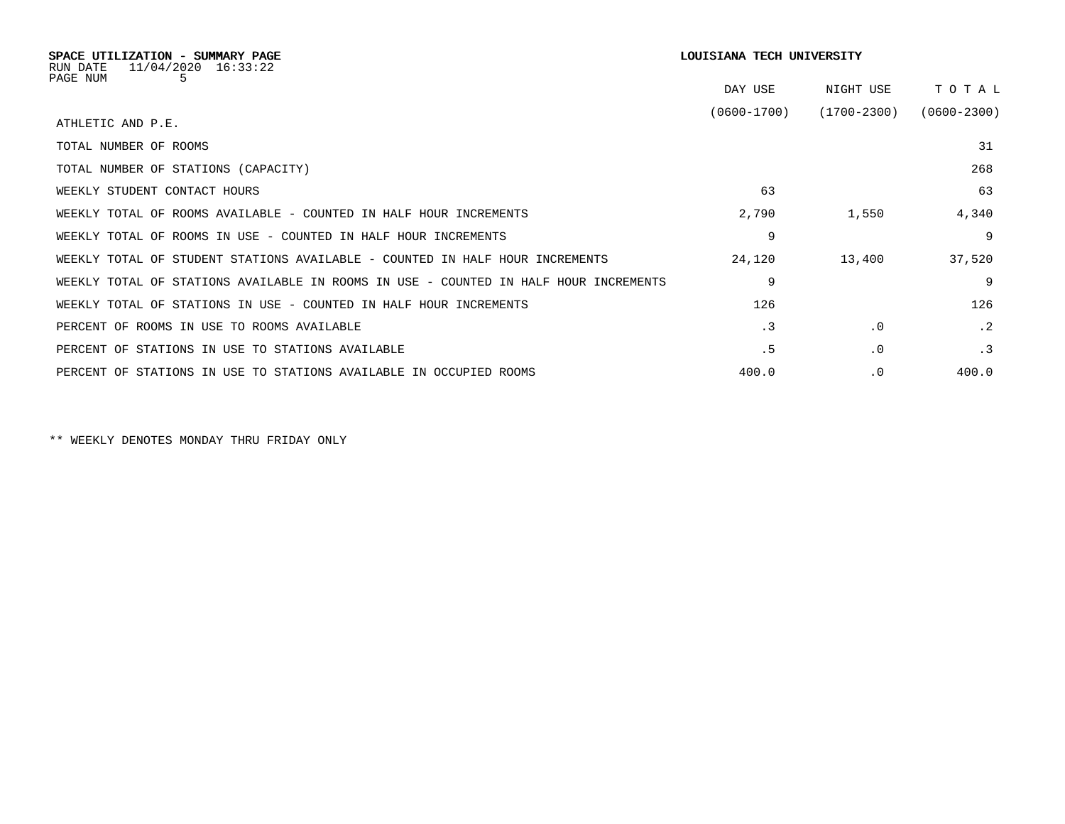**SPACE UTILIZATION - SUMMARY PAGE**

RUN DATE 11/04/2020 16:33:22

PAGE NUM 5

**LOUISIANA TECH UNIVERSITY**

| ATHLETIC AND P.E. | DAY USE (0600-1700) | NIGHT USE (1700-2300) | TOTAL (0600-2300) |
|---|---|---|---|
| TOTAL NUMBER OF ROOMS | | | 31 |
| TOTAL NUMBER OF STATIONS (CAPACITY) | | | 268 |
| WEEKLY STUDENT CONTACT HOURS | 63 | | 63 |
| WEEKLY TOTAL OF ROOMS AVAILABLE - COUNTED IN HALF HOUR INCREMENTS | 2,790 | 1,550 | 4,340 |
| WEEKLY TOTAL OF ROOMS IN USE - COUNTED IN HALF HOUR INCREMENTS | 9 | | 9 |
| WEEKLY TOTAL OF STUDENT STATIONS AVAILABLE - COUNTED IN HALF HOUR INCREMENTS | 24,120 | 13,400 | 37,520 |
| WEEKLY TOTAL OF STATIONS AVAILABLE IN ROOMS IN USE - COUNTED IN HALF HOUR INCREMENTS | 9 | | 9 |
| WEEKLY TOTAL OF STATIONS IN USE - COUNTED IN HALF HOUR INCREMENTS | 126 | | 126 |
| PERCENT OF ROOMS IN USE TO ROOMS AVAILABLE | .3 | .0 | .2 |
| PERCENT OF STATIONS IN USE TO STATIONS AVAILABLE | .5 | .0 | .3 |
| PERCENT OF STATIONS IN USE TO STATIONS AVAILABLE IN OCCUPIED ROOMS | 400.0 | .0 | 400.0 |

** WEEKLY DENOTES MONDAY THRU FRIDAY ONLY